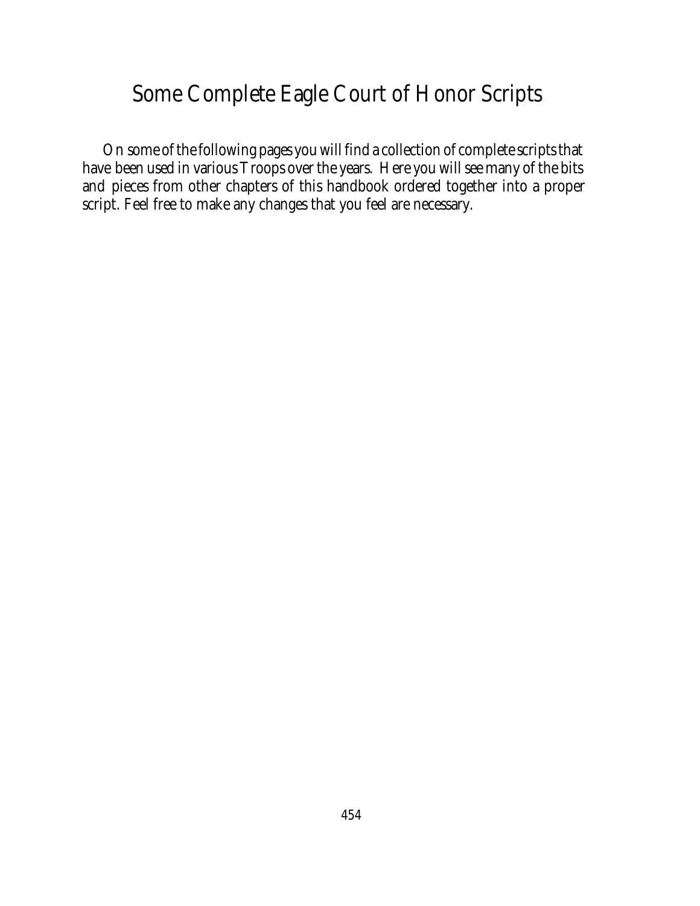# Some Complete Eagle Court of Honor Scripts

On some of the following pages you will find a collection of complete scripts that have been used in various Troops over the years. Here you will see many of the bits and pieces from other chapters of this handbook ordered together into a proper script. Feel free to make any changes that you feel are necessary.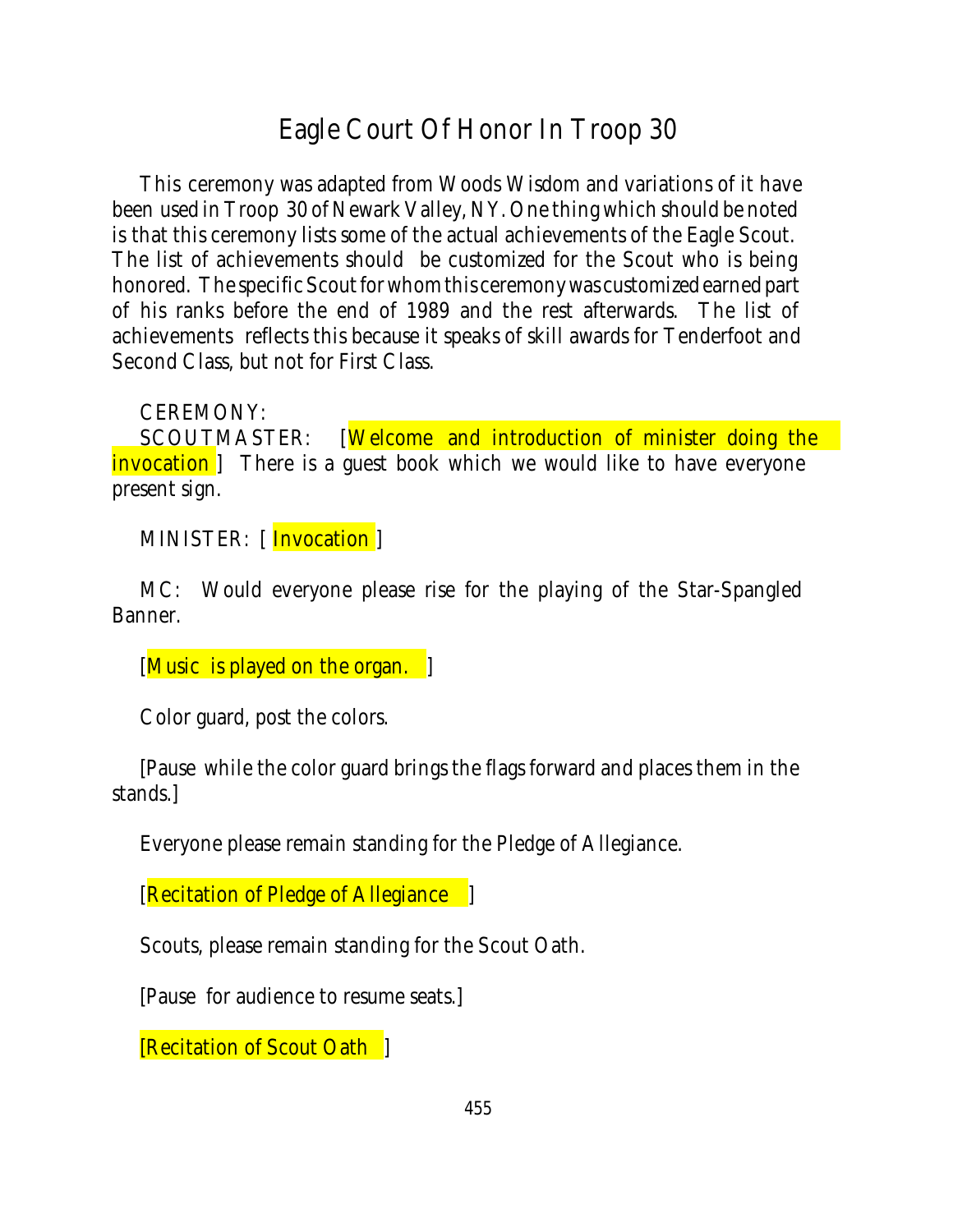# Eagle Court Of Honor In Troop 30

This ceremony was adapted from Woods Wisdom and variations of it have been used in Troop 30 of Newark Valley, NY. One thing which should be noted is that this ceremony lists some of the actual achievements of the Eagle Scout. The list of achievements should be customized for the Scout who is being honored. The specific Scout for whom this ceremony was customized earned part of his ranks before the end of 1989 and the rest afterwards. The list of achievements reflects this because it speaks of skill awards for Tenderfoot and Second Class, but not for First Class.

CEREMONY:

SCOUTMASTER: [Welcome and introduction of minister doing the invocation] There is a guest book which we would like to have everyone present sign.

MINISTER: [Invocation]

MC: Would everyone please rise for the playing of the Star-Spangled Banner.

[Music is played on the organ.]

Color guard, post the colors.

[Pause while the color guard brings the flags forward and places them in the stands.]

Everyone please remain standing for the Pledge of Allegiance.

[Recitation of Pledge of Allegiance]

Scouts, please remain standing for the Scout Oath.

[Pause for audience to resume seats.]

[Recitation of Scout Oath]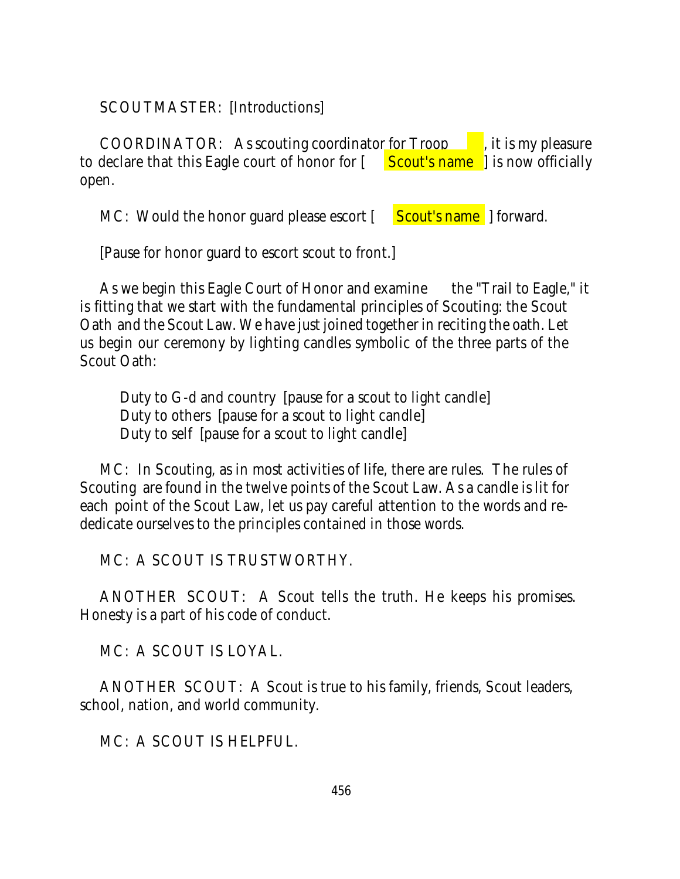SCOUTMASTER: [Introductions]

COORDINATOR: As scouting coordinator for Troop ___, it is my pleasure to declare that this Eagle court of honor for [ Scout's name ] is now officially open.

MC: Would the honor guard please escort [ Scout's name ] forward.

[Pause for honor guard to escort scout to front.]

As we begin this Eagle Court of Honor and examine the "Trail to Eagle," it is fitting that we start with the fundamental principles of Scouting: the Scout Oath and the Scout Law. We have just joined together in reciting the oath. Let us begin our ceremony by lighting candles symbolic of the three parts of the Scout Oath:

> Duty to G-d and country [pause for a scout to light candle]
> Duty to others [pause for a scout to light candle]
> Duty to self [pause for a scout to light candle]

MC: In Scouting, as in most activities of life, there are rules. The rules of Scouting are found in the twelve points of the Scout Law. As a candle is lit for each point of the Scout Law, let us pay careful attention to the words and re-dedicate ourselves to the principles contained in those words.

MC: A SCOUT IS TRUSTWORTHY.

ANOTHER SCOUT: A Scout tells the truth. He keeps his promises. Honesty is a part of his code of conduct.

MC: A SCOUT IS LOYAL.

ANOTHER SCOUT: A Scout is true to his family, friends, Scout leaders, school, nation, and world community.

MC: A SCOUT IS HELPFUL.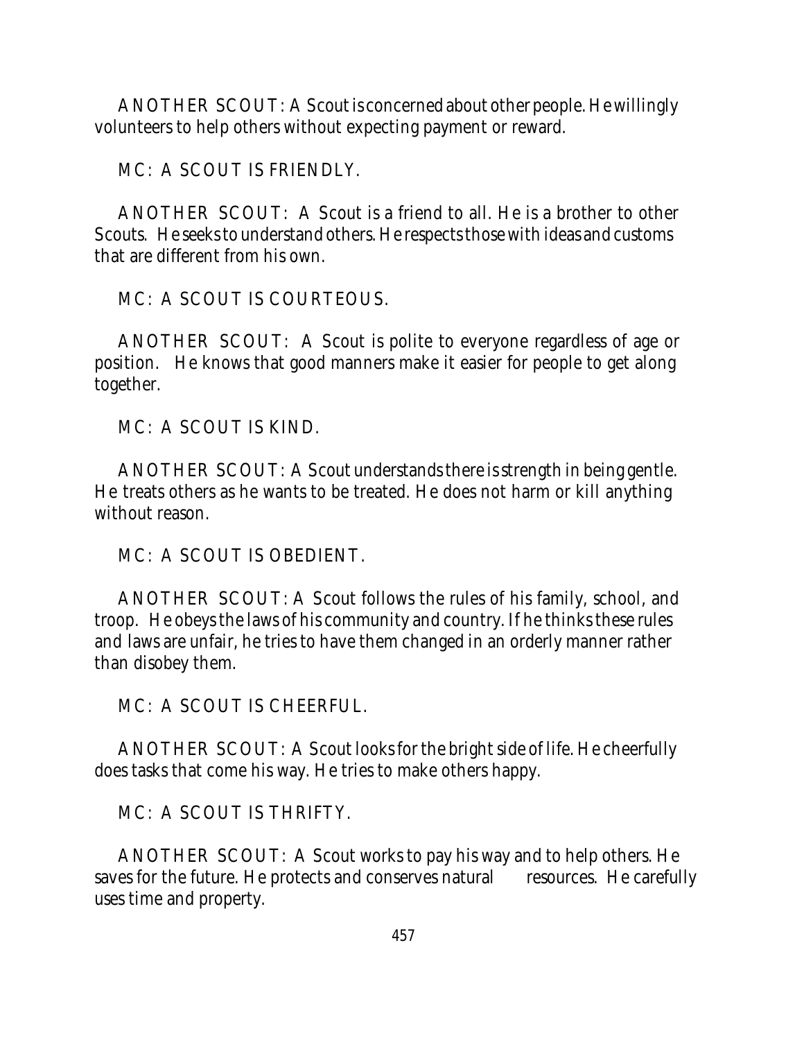ANOTHER SCOUT: A Scout is concerned about other people. He willingly volunteers to help others without expecting payment or reward.

MC: A SCOUT IS FRIENDLY.

ANOTHER SCOUT: A Scout is a friend to all. He is a brother to other Scouts. He seeks to understand others. He respects those with ideas and customs that are different from his own.

MC: A SCOUT IS COURTEOUS.

ANOTHER SCOUT: A Scout is polite to everyone regardless of age or position. He knows that good manners make it easier for people to get along together.

MC: A SCOUT IS KIND.

ANOTHER SCOUT: A Scout understands there is strength in being gentle. He treats others as he wants to be treated. He does not harm or kill anything without reason.

MC: A SCOUT IS OBEDIENT.

ANOTHER SCOUT: A Scout follows the rules of his family, school, and troop. He obeys the laws of his community and country. If he thinks these rules and laws are unfair, he tries to have them changed in an orderly manner rather than disobey them.

MC: A SCOUT IS CHEERFUL.

ANOTHER SCOUT: A Scout looks for the bright side of life. He cheerfully does tasks that come his way. He tries to make others happy.

MC: A SCOUT IS THRIFTY.

ANOTHER SCOUT: A Scout works to pay his way and to help others. He saves for the future. He protects and conserves natural resources. He carefully uses time and property.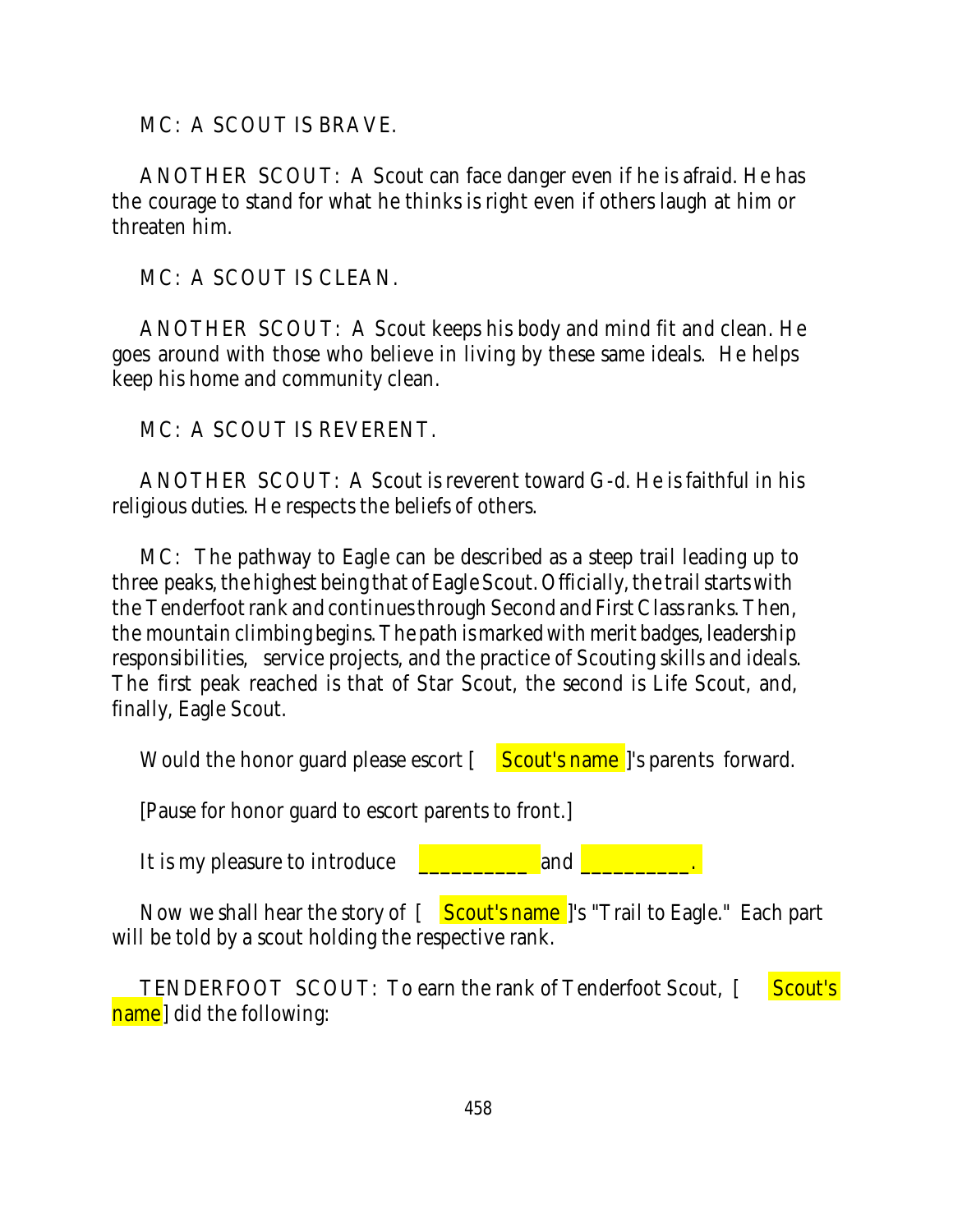MC: A SCOUT IS BRAVE.

ANOTHER SCOUT: A Scout can face danger even if he is afraid. He has the courage to stand for what he thinks is right even if others laugh at him or threaten him.

MC: A SCOUT IS CLEAN.

ANOTHER SCOUT: A Scout keeps his body and mind fit and clean. He goes around with those who believe in living by these same ideals. He helps keep his home and community clean.

MC: A SCOUT IS REVERENT.

ANOTHER SCOUT: A Scout is reverent toward G-d. He is faithful in his religious duties. He respects the beliefs of others.

MC: The pathway to Eagle can be described as a steep trail leading up to three peaks, the highest being that of Eagle Scout. Officially, the trail starts with the Tenderfoot rank and continues through Second and First Class ranks. Then, the mountain climbing begins. The path is marked with merit badges, leadership responsibilities, service projects, and the practice of Scouting skills and ideals. The first peak reached is that of Star Scout, the second is Life Scout, and, finally, Eagle Scout.

Would the honor guard please escort [ Scout's name ]'s parents forward.

[Pause for honor guard to escort parents to front.]

It is my pleasure to introduce __________ and __________.

Now we shall hear the story of [ Scout's name ]'s "Trail to Eagle." Each part will be told by a scout holding the respective rank.

TENDERFOOT SCOUT: To earn the rank of Tenderfoot Scout, [ Scout's name ] did the following: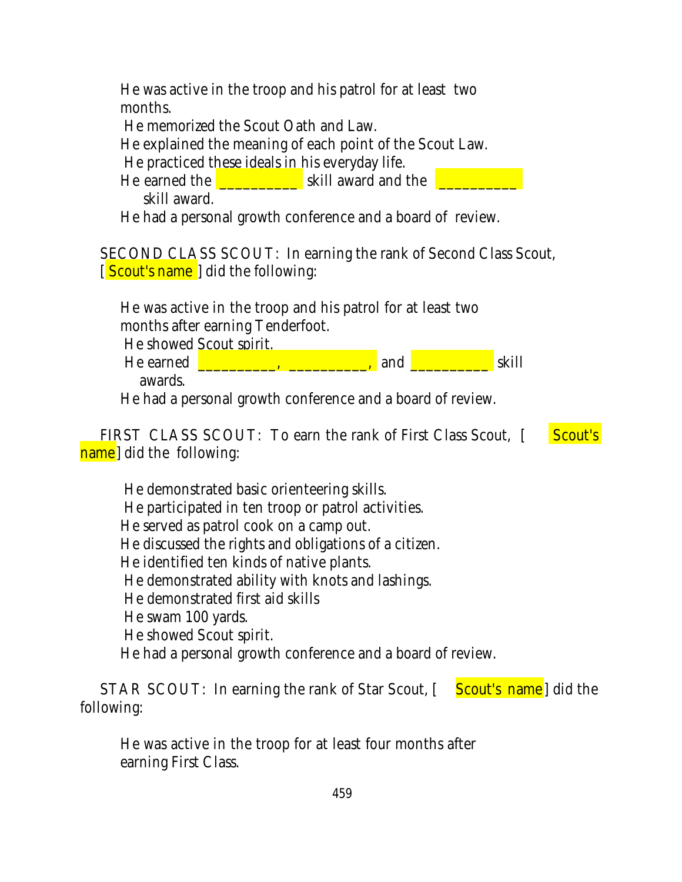He was active in the troop and his patrol for at least two months.
He memorized the Scout Oath and Law.
He explained the meaning of each point of the Scout Law.
He practiced these ideals in his everyday life.
He earned the __________ skill award and the __________ skill award.
He had a personal growth conference and a board of review.

SECOND CLASS SCOUT: In earning the rank of Second Class Scout, [ Scout's name ] did the following:

He was active in the troop and his patrol for at least two months after earning Tenderfoot.
He showed Scout spirit.
He earned __________, __________, and __________ skill awards.
He had a personal growth conference and a board of review.

FIRST CLASS SCOUT: To earn the rank of First Class Scout, [ Scout's name ] did the following:

He demonstrated basic orienteering skills.
He participated in ten troop or patrol activities.
He served as patrol cook on a camp out.
He discussed the rights and obligations of a citizen.
He identified ten kinds of native plants.
He demonstrated ability with knots and lashings.
He demonstrated first aid skills
He swam 100 yards.
He showed Scout spirit.
He had a personal growth conference and a board of review.

STAR SCOUT: In earning the rank of Star Scout, [ Scout's name ] did the following:

He was active in the troop for at least four months after earning First Class.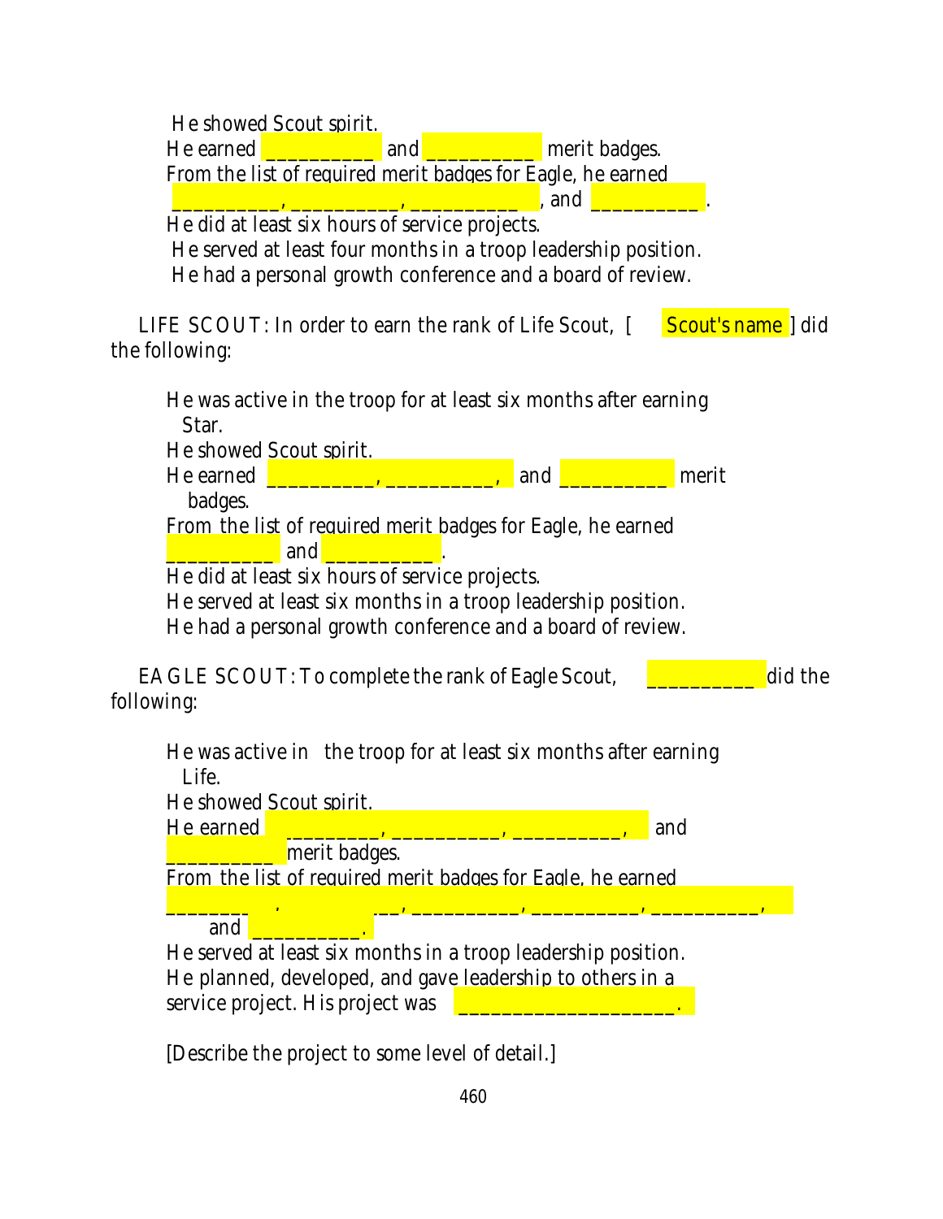He showed Scout spirit.
He earned __________ and __________ merit badges.
From the list of required merit badges for Eagle, he earned __________, __________, __________, and __________.
He did at least six hours of service projects.
He served at least four months in a troop leadership position.
He had a personal growth conference and a board of review.

LIFE SCOUT: In order to earn the rank of Life Scout, [ Scout's name ] did the following:

He was active in the troop for at least six months after earning Star.
He showed Scout spirit.
He earned __________, __________, and __________ merit badges.
From the list of required merit badges for Eagle, he earned __________ and __________.
He did at least six hours of service projects.
He served at least six months in a troop leadership position.
He had a personal growth conference and a board of review.

EAGLE SCOUT: To complete the rank of Eagle Scout, __________ did the following:

He was active in the troop for at least six months after earning Life.
He showed Scout spirit.
He earned _________, __________, __________, and __________ merit badges.
From the list of required merit badges for Eagle, he earned __________, __________, __________, __________, __________, and __________.
He served at least six months in a troop leadership position.
He planned, developed, and gave leadership to others in a service project. His project was ___________________.

[Describe the project to some level of detail.]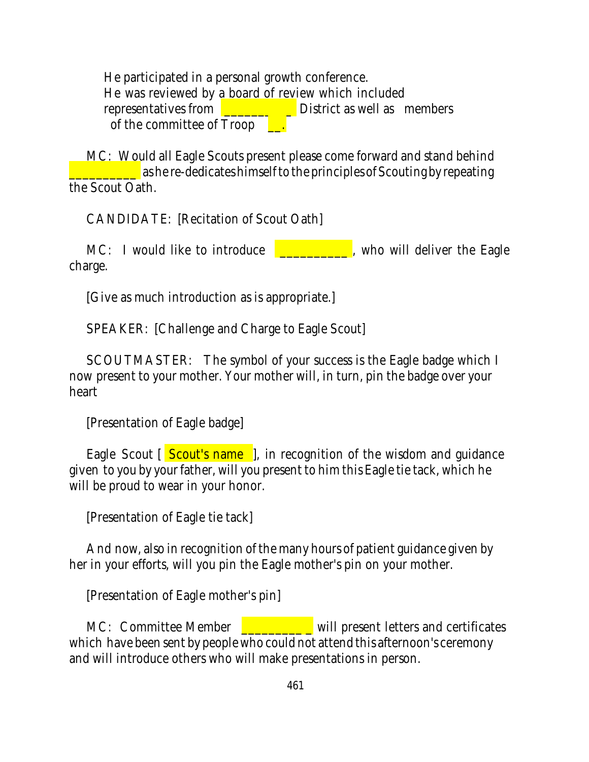He participated in a personal growth conference.
He was reviewed by a board of review which included representatives from _________ District as well as members of the committee of Troop __.

MC: Would all Eagle Scouts present please come forward and stand behind __________ as he re-dedicates himself to the principles of Scouting by repeating the Scout Oath.

CANDIDATE: [Recitation of Scout Oath]

MC: I would like to introduce __________, who will deliver the Eagle charge.

[Give as much introduction as is appropriate.]

SPEAKER: [Challenge and Charge to Eagle Scout]

SCOUTMASTER: The symbol of your success is the Eagle badge which I now present to your mother. Your mother will, in turn, pin the badge over your heart

[Presentation of Eagle badge]

Eagle Scout [ Scout's name ], in recognition of the wisdom and guidance given to you by your father, will you present to him this Eagle tie tack, which he will be proud to wear in your honor.

[Presentation of Eagle tie tack]

And now, also in recognition of the many hours of patient guidance given by her in your efforts, will you pin the Eagle mother's pin on your mother.

[Presentation of Eagle mother's pin]

MC: Committee Member __________ will present letters and certificates which have been sent by people who could not attend this afternoon's ceremony and will introduce others who will make presentations in person.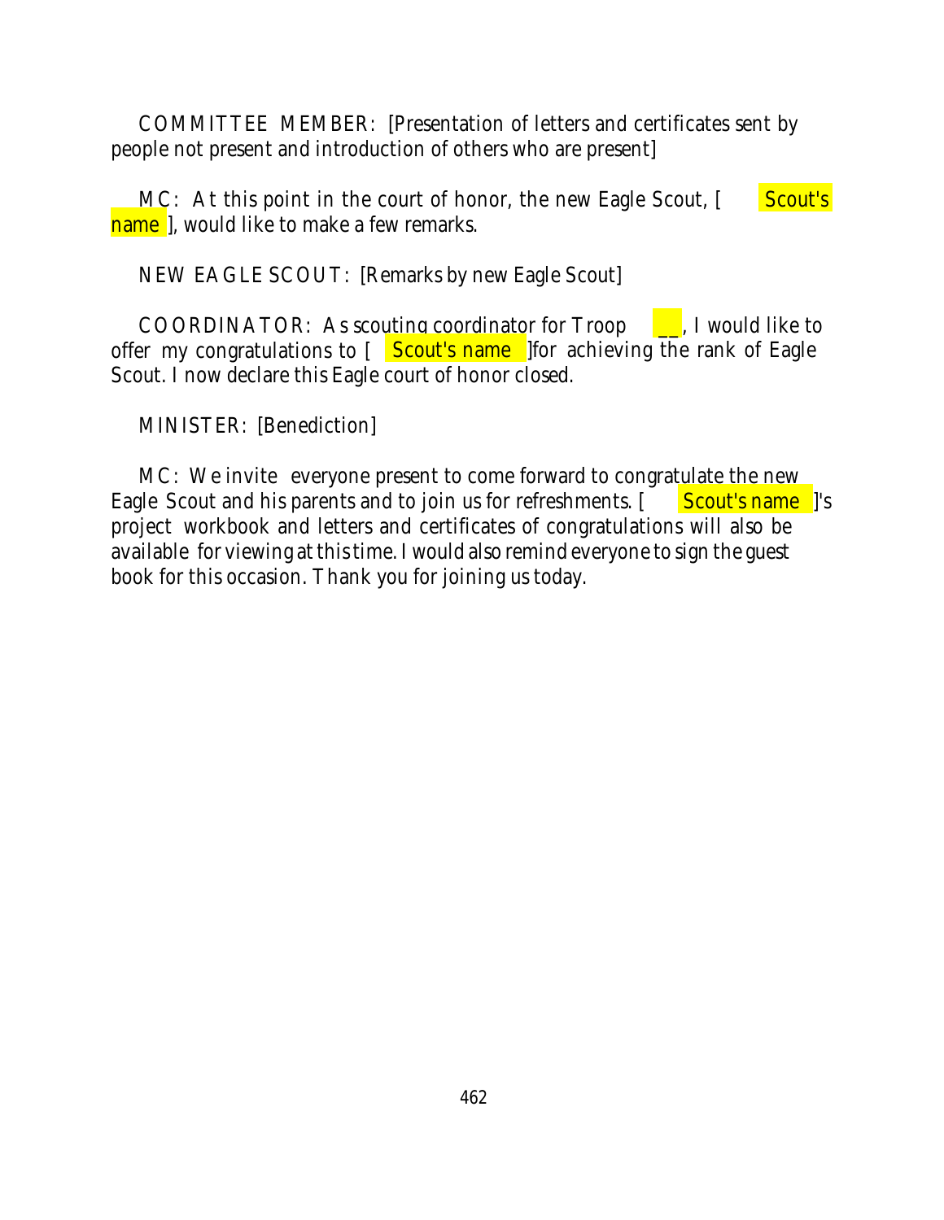COMMITTEE MEMBER: [Presentation of letters and certificates sent by people not present and introduction of others who are present]

MC: At this point in the court of honor, the new Eagle Scout, [ Scout's name ], would like to make a few remarks.

NEW EAGLE SCOUT: [Remarks by new Eagle Scout]

COORDINATOR: As scouting coordinator for Troop __, I would like to offer my congratulations to [ Scout's name ]for achieving the rank of Eagle Scout. I now declare this Eagle court of honor closed.

MINISTER: [Benediction]

MC: We invite everyone present to come forward to congratulate the new Eagle Scout and his parents and to join us for refreshments. [ Scout's name ]'s project workbook and letters and certificates of congratulations will also be available for viewing at this time. I would also remind everyone to sign the guest book for this occasion. Thank you for joining us today.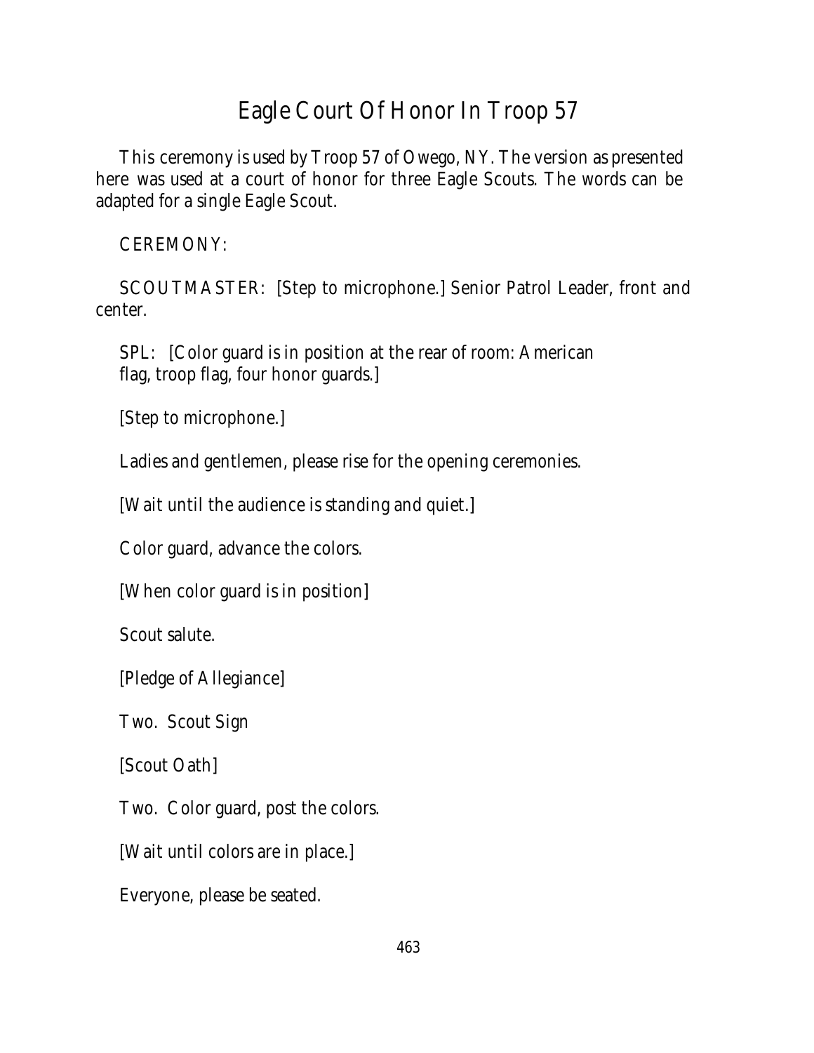# Eagle Court Of Honor In Troop 57

This ceremony is used by Troop 57 of Owego, NY. The version as presented here was used at a court of honor for three Eagle Scouts. The words can be adapted for a single Eagle Scout.

CEREMONY:

SCOUTMASTER: [Step to microphone.] Senior Patrol Leader, front and center.

SPL: [Color guard is in position at the rear of room: American flag, troop flag, four honor guards.]

[Step to microphone.]

Ladies and gentlemen, please rise for the opening ceremonies.

[Wait until the audience is standing and quiet.]

Color guard, advance the colors.

[When color guard is in position]

Scout salute.

[Pledge of Allegiance]

Two. Scout Sign

[Scout Oath]

Two. Color guard, post the colors.

[Wait until colors are in place.]

Everyone, please be seated.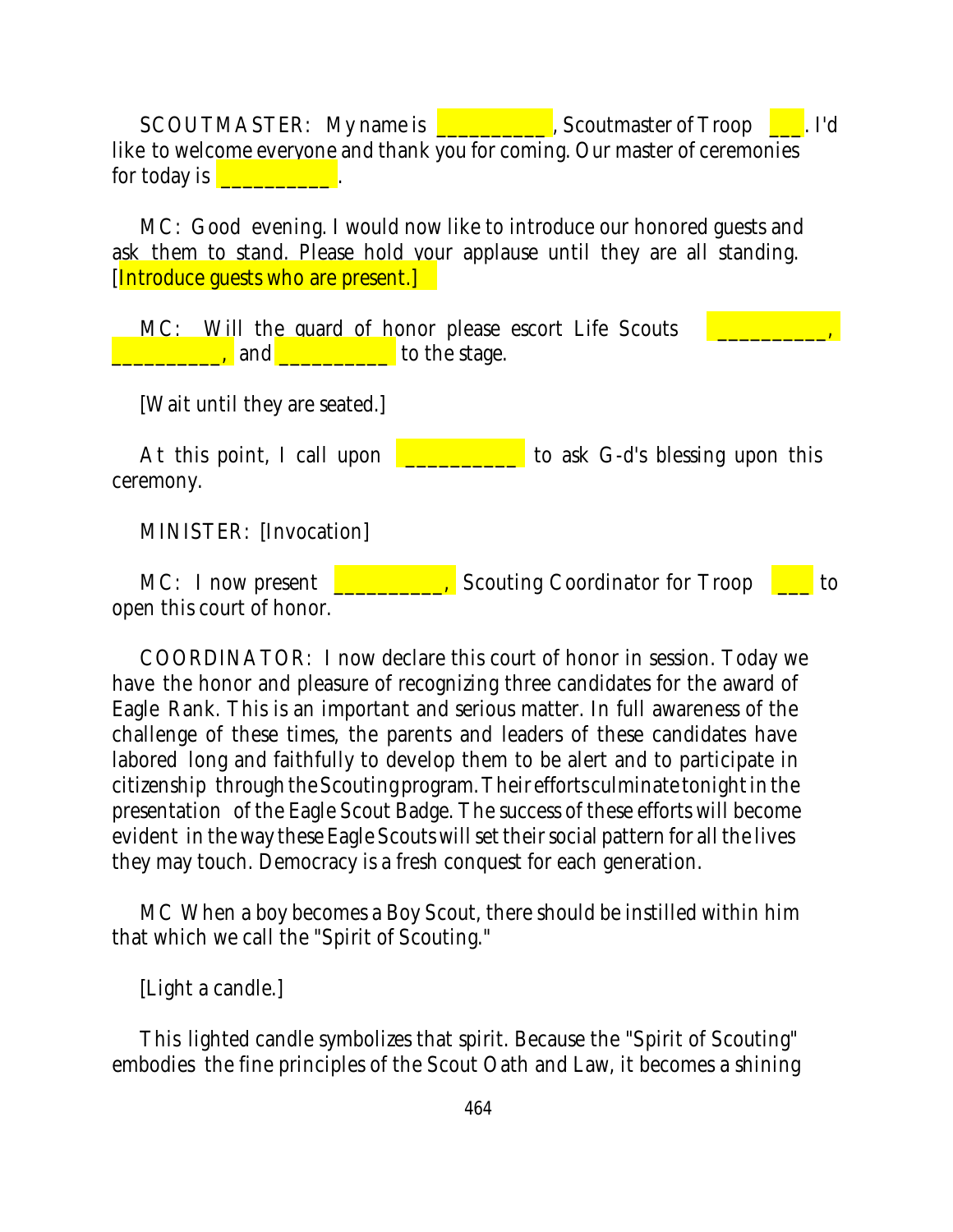SCOUTMASTER: My name is __________, Scoutmaster of Troop ___. I'd like to welcome everyone and thank you for coming. Our master of ceremonies for today is __________.

MC: Good evening. I would now like to introduce our honored guests and ask them to stand. Please hold your applause until they are all standing. [Introduce guests who are present.]

MC: Will the guard of honor please escort Life Scouts __________, __________, and __________ to the stage.

[Wait until they are seated.]

At this point, I call upon __________ to ask G-d's blessing upon this ceremony.

MINISTER: [Invocation]

MC: I now present __________, Scouting Coordinator for Troop ___ to open this court of honor.

COORDINATOR: I now declare this court of honor in session. Today we have the honor and pleasure of recognizing three candidates for the award of Eagle Rank. This is an important and serious matter. In full awareness of the challenge of these times, the parents and leaders of these candidates have labored long and faithfully to develop them to be alert and to participate in citizenship through the Scouting program. Their efforts culminate tonight in the presentation of the Eagle Scout Badge. The success of these efforts will become evident in the way these Eagle Scouts will set their social pattern for all the lives they may touch. Democracy is a fresh conquest for each generation.

MC When a boy becomes a Boy Scout, there should be instilled within him that which we call the "Spirit of Scouting."

[Light a candle.]

This lighted candle symbolizes that spirit. Because the "Spirit of Scouting" embodies the fine principles of the Scout Oath and Law, it becomes a shining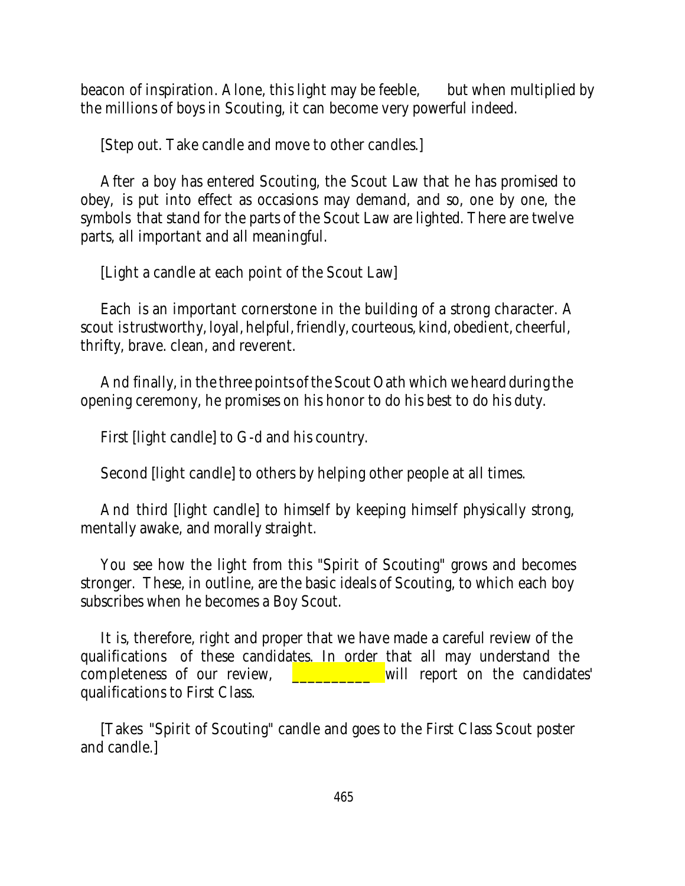beacon of inspiration. Alone, this light may be feeble, but when multiplied by the millions of boys in Scouting, it can become very powerful indeed.

[Step out. Take candle and move to other candles.]

After a boy has entered Scouting, the Scout Law that he has promised to obey, is put into effect as occasions may demand, and so, one by one, the symbols that stand for the parts of the Scout Law are lighted. There are twelve parts, all important and all meaningful.

[Light a candle at each point of the Scout Law]

Each is an important cornerstone in the building of a strong character. A scout is trustworthy, loyal, helpful, friendly, courteous, kind, obedient, cheerful, thrifty, brave. clean, and reverent.

And finally, in the three points of the Scout Oath which we heard during the opening ceremony, he promises on his honor to do his best to do his duty.

First [light candle] to G-d and his country.

Second [light candle] to others by helping other people at all times.

And third [light candle] to himself by keeping himself physically strong, mentally awake, and morally straight.

You see how the light from this "Spirit of Scouting" grows and becomes stronger. These, in outline, are the basic ideals of Scouting, to which each boy subscribes when he becomes a Boy Scout.

It is, therefore, right and proper that we have made a careful review of the qualifications of these candidates. In order that all may understand the completeness of our review, __________ will report on the candidates' qualifications to First Class.

[Takes "Spirit of Scouting" candle and goes to the First Class Scout poster and candle.]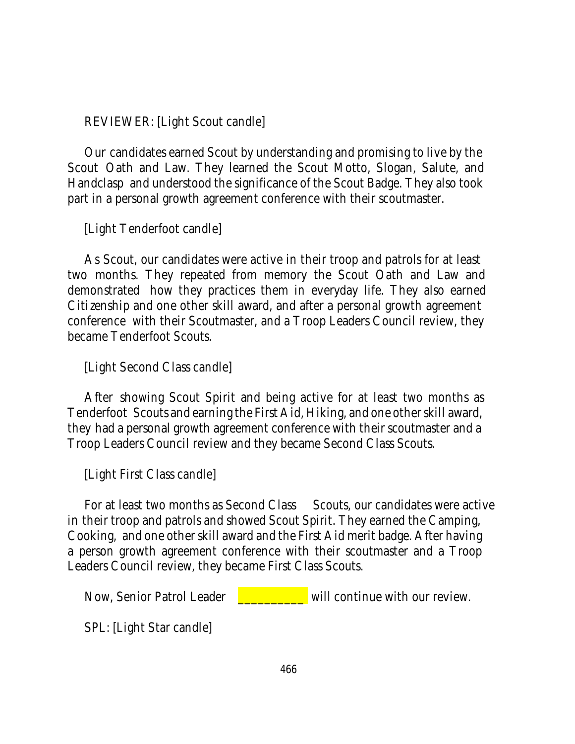REVIEWER: [Light Scout candle]

Our candidates earned Scout by understanding and promising to live by the Scout Oath and Law. They learned the Scout Motto, Slogan, Salute, and Handclasp and understood the significance of the Scout Badge. They also took part in a personal growth agreement conference with their scoutmaster.

[Light Tenderfoot candle]

As Scout, our candidates were active in their troop and patrols for at least two months. They repeated from memory the Scout Oath and Law and demonstrated how they practices them in everyday life. They also earned Citizenship and one other skill award, and after a personal growth agreement conference with their Scoutmaster, and a Troop Leaders Council review, they became Tenderfoot Scouts.

[Light Second Class candle]

After showing Scout Spirit and being active for at least two months as Tenderfoot Scouts and earning the First Aid, Hiking, and one other skill award, they had a personal growth agreement conference with their scoutmaster and a Troop Leaders Council review and they became Second Class Scouts.

[Light First Class candle]

For at least two months as Second Class Scouts, our candidates were active in their troop and patrols and showed Scout Spirit. They earned the Camping, Cooking, and one other skill award and the First Aid merit badge. After having a person growth agreement conference with their scoutmaster and a Troop Leaders Council review, they became First Class Scouts.

Now, Senior Patrol Leader __________ will continue with our review.

SPL: [Light Star candle]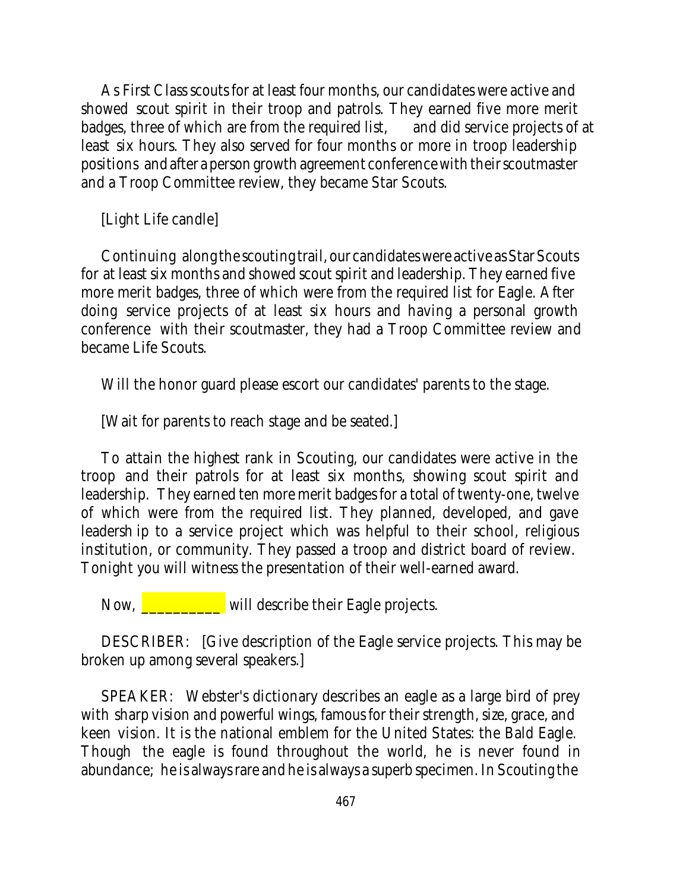As First Class scouts for at least four months, our candidates were active and showed scout spirit in their troop and patrols. They earned five more merit badges, three of which are from the required list, and did service projects of at least six hours. They also served for four months or more in troop leadership positions and after a person growth agreement conference with their scoutmaster and a Troop Committee review, they became Star Scouts.

[Light Life candle]

Continuing along the scouting trail, our candidates were active as Star Scouts for at least six months and showed scout spirit and leadership. They earned five more merit badges, three of which were from the required list for Eagle. After doing service projects of at least six hours and having a personal growth conference with their scoutmaster, they had a Troop Committee review and became Life Scouts.

Will the honor guard please escort our candidates' parents to the stage.

[Wait for parents to reach stage and be seated.]

To attain the highest rank in Scouting, our candidates were active in the troop and their patrols for at least six months, showing scout spirit and leadership. They earned ten more merit badges for a total of twenty-one, twelve of which were from the required list. They planned, developed, and gave leadersh ip to a service project which was helpful to their school, religious institution, or community. They passed a troop and district board of review. Tonight you will witness the presentation of their well-earned award.

Now, __________ will describe their Eagle projects.

DESCRIBER: [Give description of the Eagle service projects. This may be broken up among several speakers.]

SPEAKER: Webster's dictionary describes an eagle as a large bird of prey with sharp vision and powerful wings, famous for their strength, size, grace, and keen vision. It is the national emblem for the United States: the Bald Eagle. Though the eagle is found throughout the world, he is never found in abundance; he is always rare and he is always a superb specimen. In Scouting the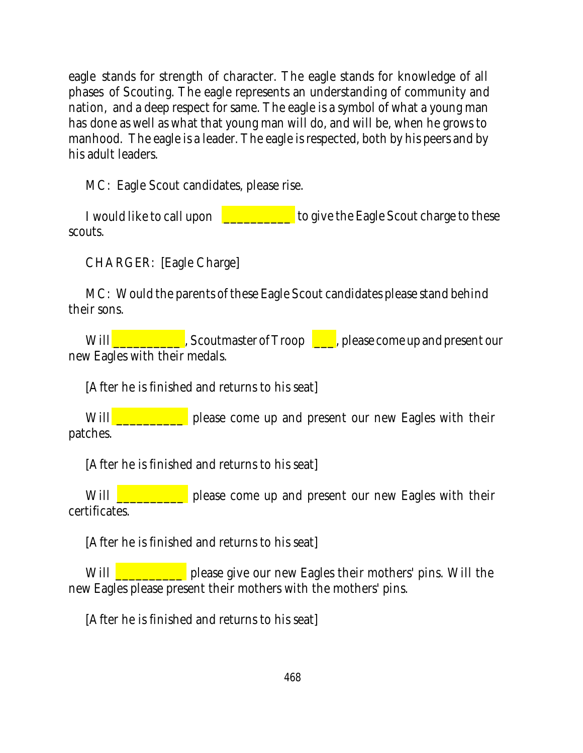eagle stands for strength of character. The eagle stands for knowledge of all phases of Scouting. The eagle represents an understanding of community and nation, and a deep respect for same. The eagle is a symbol of what a young man has done as well as what that young man will do, and will be, when he grows to manhood. The eagle is a leader. The eagle is respected, both by his peers and by his adult leaders.

MC: Eagle Scout candidates, please rise.

I would like to call upon __________ to give the Eagle Scout charge to these scouts.

CHARGER: [Eagle Charge]

MC: Would the parents of these Eagle Scout candidates please stand behind their sons.

Will __________, Scoutmaster of Troop ___, please come up and present our new Eagles with their medals.

[After he is finished and returns to his seat]

Will __________ please come up and present our new Eagles with their patches.

[After he is finished and returns to his seat]

Will __________ please come up and present our new Eagles with their certificates.

[After he is finished and returns to his seat]

Will __________ please give our new Eagles their mothers' pins. Will the new Eagles please present their mothers with the mothers' pins.

[After he is finished and returns to his seat]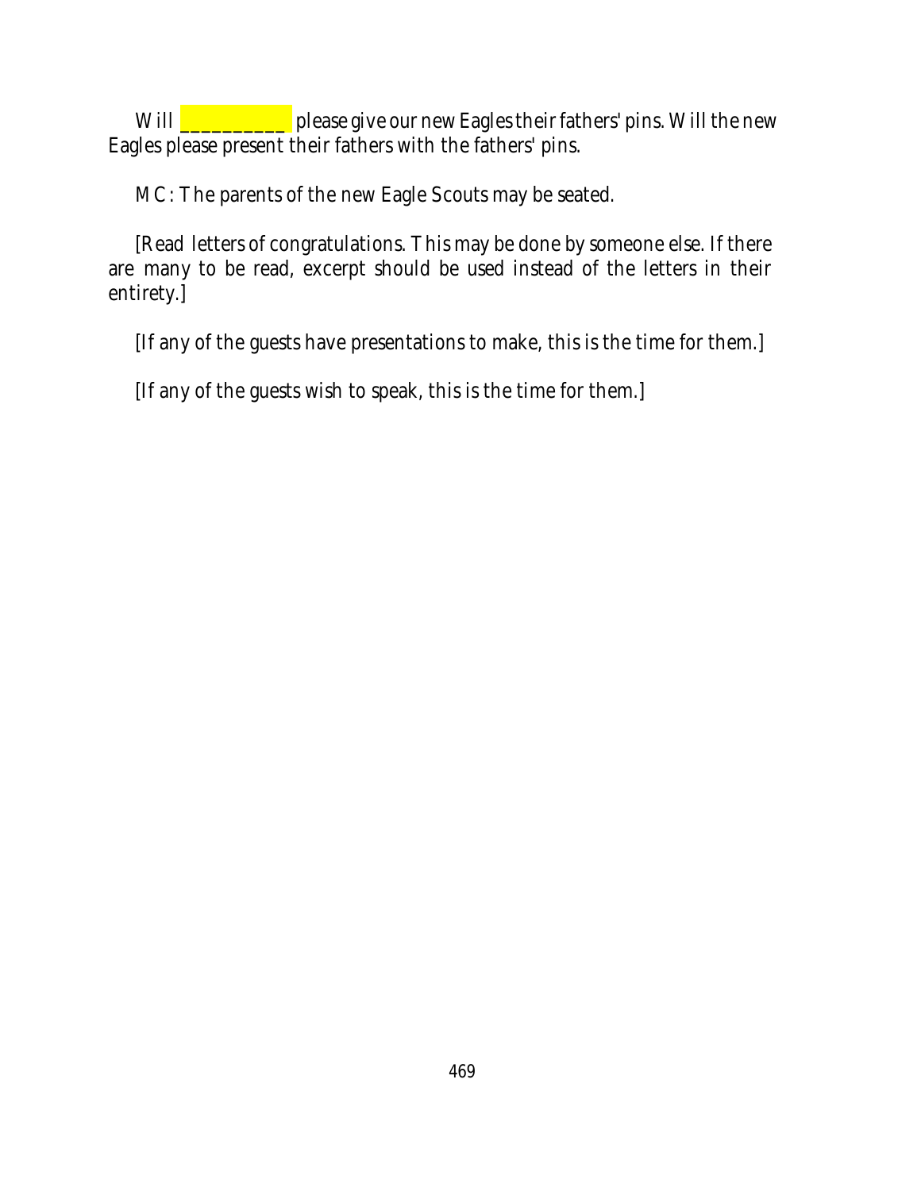Will __________ please give our new Eagles their fathers' pins. Will the new Eagles please present their fathers with the fathers' pins.

MC: The parents of the new Eagle Scouts may be seated.

[Read letters of congratulations. This may be done by someone else. If there are many to be read, excerpt should be used instead of the letters in their entirety.]

[If any of the guests have presentations to make, this is the time for them.]

[If any of the guests wish to speak, this is the time for them.]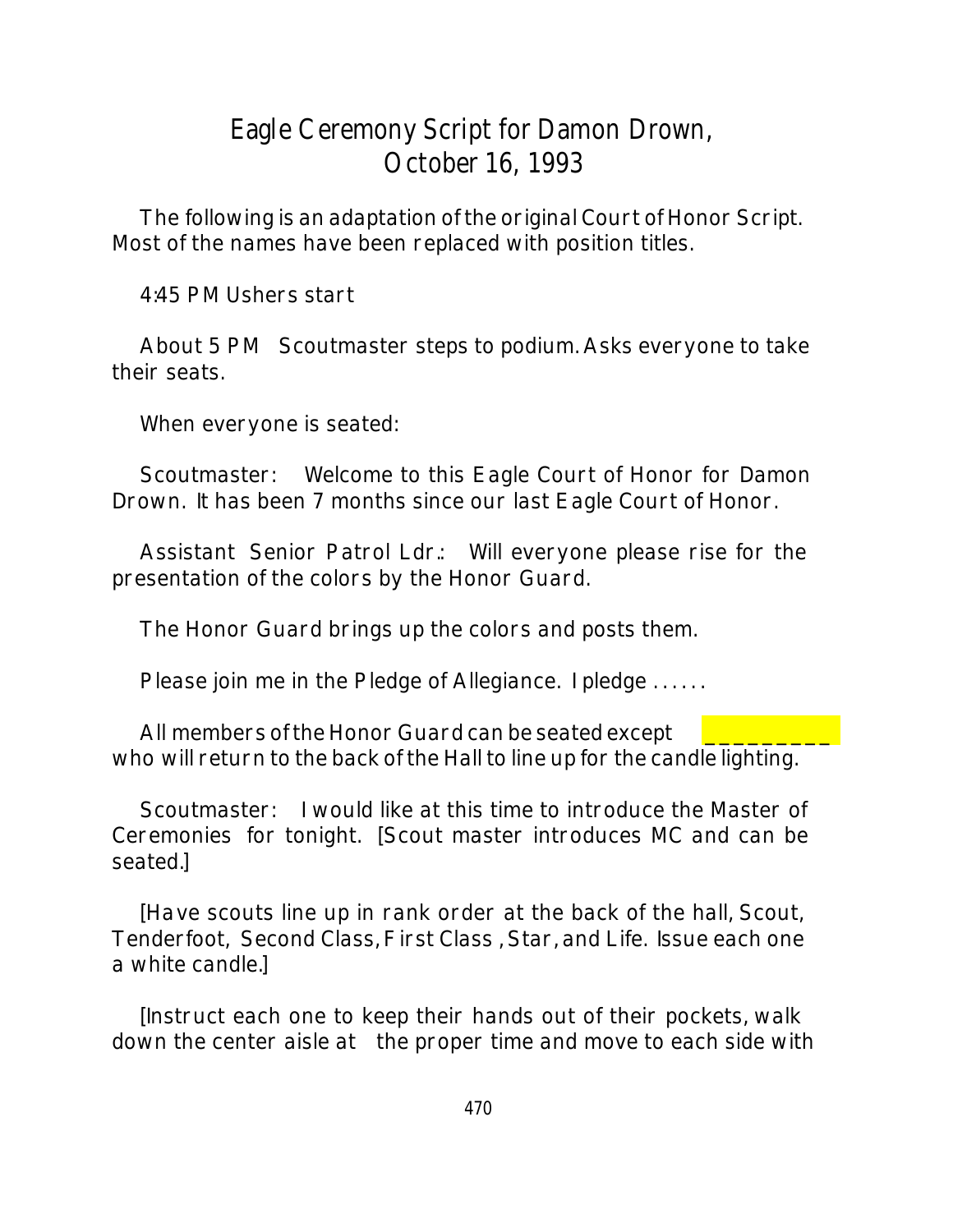# Eagle Ceremony Script for Damon Drown, October 16, 1993

The following is an adaptation of the original Court of Honor Script. Most of the names have been replaced with position titles.

4:45 PM Ushers start

About 5 PM Scoutmaster steps to podium. Asks everyone to take their seats.

When everyone is seated:

Scoutmaster: Welcome to this Eagle Court of Honor for Damon Drown. It has been 7 months since our last Eagle Court of Honor.

Assistant Senior Patrol Ldr.: Will everyone please rise for the presentation of the colors by the Honor Guard.

The Honor Guard brings up the colors and posts them.

Please join me in the Pledge of Allegiance. I pledge ......

All members of the Honor Guard can be seated except _________ who will return to the back of the Hall to line up for the candle lighting.

Scoutmaster: I would like at this time to introduce the Master of Ceremonies for tonight. [Scout master introduces MC and can be seated.]

[Have scouts line up in rank order at the back of the hall, Scout, Tenderfoot, Second Class, First Class , Star, and Life. Issue each one a white candle.]

[Instruct each one to keep their hands out of their pockets, walk down the center aisle at the proper time and move to each side with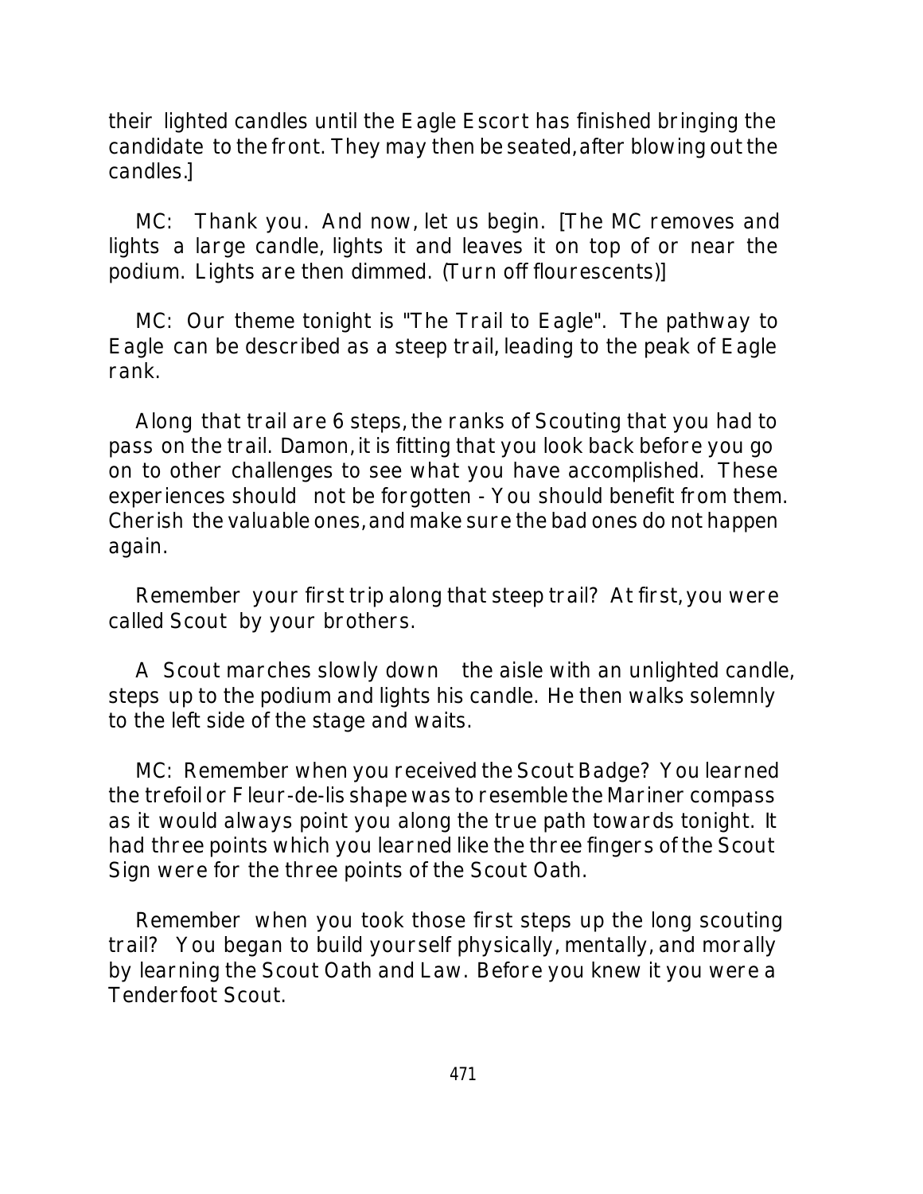their lighted candles until the Eagle Escort has finished bringing the candidate to the front. They may then be seated, after blowing out the candles.]

MC: Thank you. And now, let us begin. [The MC removes and lights a large candle, lights it and leaves it on top of or near the podium. Lights are then dimmed. (Turn off flourescents)]

MC: Our theme tonight is "The Trail to Eagle". The pathway to Eagle can be described as a steep trail, leading to the peak of Eagle rank.

Along that trail are 6 steps, the ranks of Scouting that you had to pass on the trail. Damon, it is fitting that you look back before you go on to other challenges to see what you have accomplished. These experiences should not be forgotten - You should benefit from them. Cherish the valuable ones, and make sure the bad ones do not happen again.

Remember your first trip along that steep trail? At first, you were called Scout by your brothers.

A Scout marches slowly down the aisle with an unlighted candle, steps up to the podium and lights his candle. He then walks solemnly to the left side of the stage and waits.

MC: Remember when you received the Scout Badge? You learned the trefoil or Fleur-de-lis shape was to resemble the Mariner compass as it would always point you along the true path towards tonight. It had three points which you learned like the three fingers of the Scout Sign were for the three points of the Scout Oath.

Remember when you took those first steps up the long scouting trail? You began to build yourself physically, mentally, and morally by learning the Scout Oath and Law. Before you knew it you were a Tenderfoot Scout.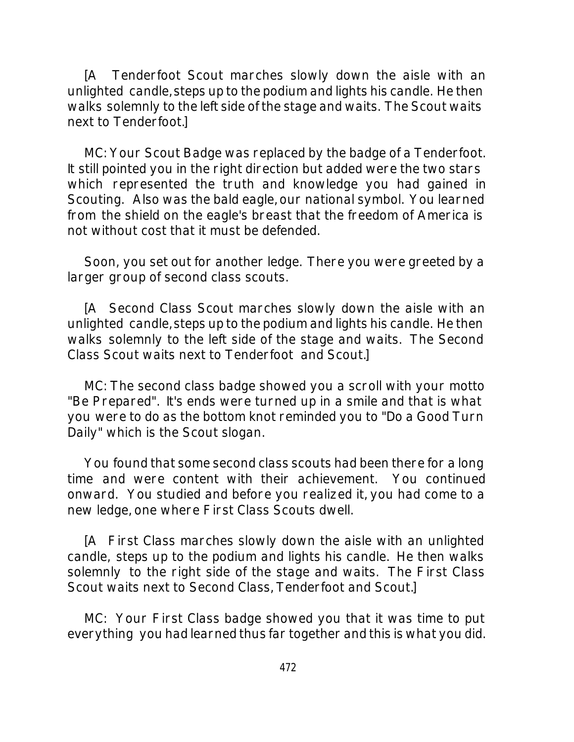[A Tenderfoot Scout marches slowly down the aisle with an unlighted candle, steps up to the podium and lights his candle. He then walks solemnly to the left side of the stage and waits. The Scout waits next to Tenderfoot.]

MC: Your Scout Badge was replaced by the badge of a Tenderfoot. It still pointed you in the right direction but added were the two stars which represented the truth and knowledge you had gained in Scouting. Also was the bald eagle, our national symbol. You learned from the shield on the eagle's breast that the freedom of America is not without cost that it must be defended.

Soon, you set out for another ledge. There you were greeted by a larger group of second class scouts.

[A Second Class Scout marches slowly down the aisle with an unlighted candle, steps up to the podium and lights his candle. He then walks solemnly to the left side of the stage and waits. The Second Class Scout waits next to Tenderfoot and Scout.]

MC: The second class badge showed you a scroll with your motto "Be Prepared". It's ends were turned up in a smile and that is what you were to do as the bottom knot reminded you to "Do a Good Turn Daily" which is the Scout slogan.

You found that some second class scouts had been there for a long time and were content with their achievement. You continued onward. You studied and before you realized it, you had come to a new ledge, one where First Class Scouts dwell.

[A First Class marches slowly down the aisle with an unlighted candle, steps up to the podium and lights his candle. He then walks solemnly to the right side of the stage and waits. The First Class Scout waits next to Second Class, Tenderfoot and Scout.]

MC: Your First Class badge showed you that it was time to put everything you had learned thus far together and this is what you did.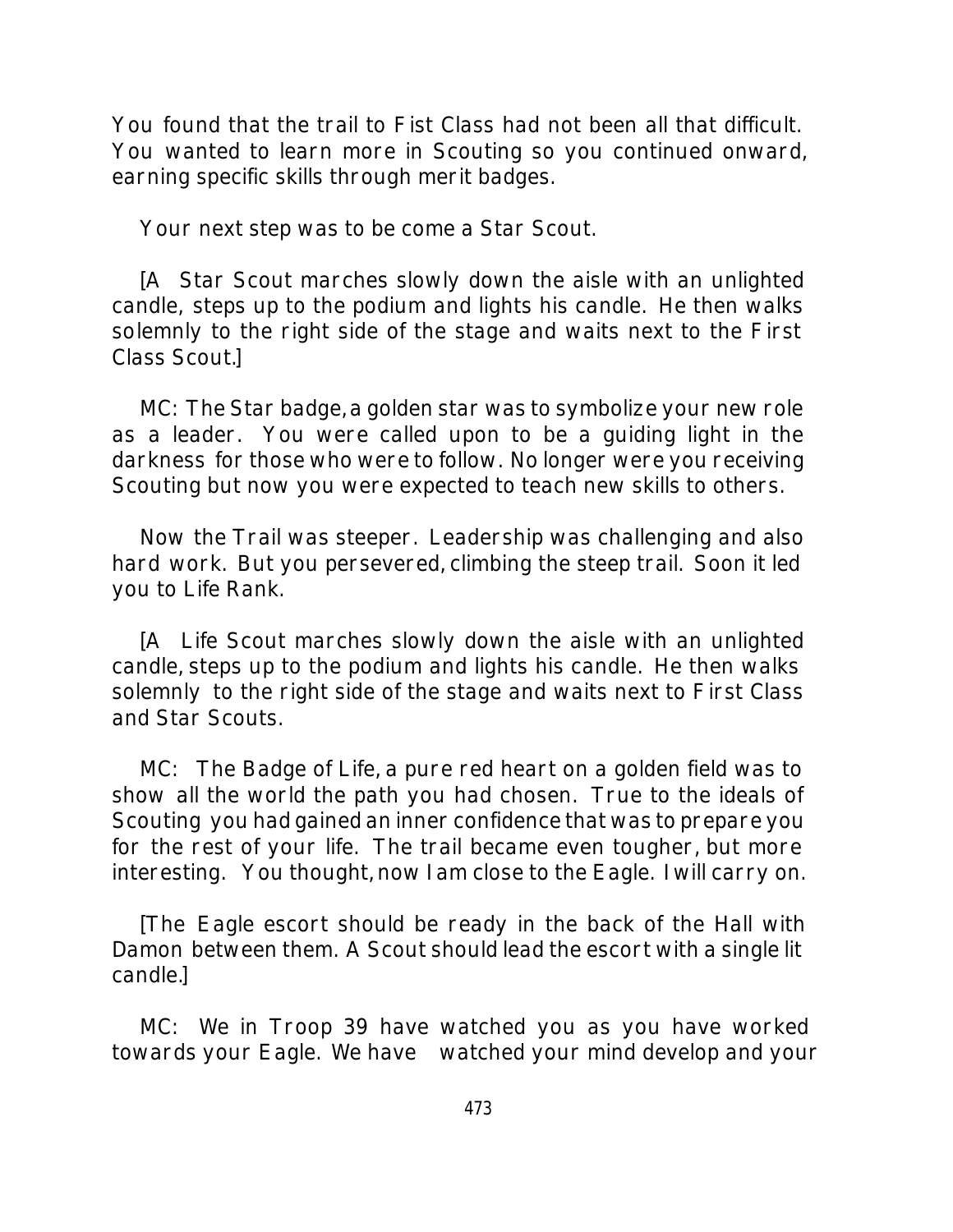You found that the trail to Fist Class had not been all that difficult. You wanted to learn more in Scouting so you continued onward, earning specific skills through merit badges.

Your next step was to be come a Star Scout.

[A Star Scout marches slowly down the aisle with an unlighted candle, steps up to the podium and lights his candle. He then walks solemnly to the right side of the stage and waits next to the First Class Scout.]

MC: The Star badge, a golden star was to symbolize your new role as a leader. You were called upon to be a guiding light in the darkness for those who were to follow. No longer were you receiving Scouting but now you were expected to teach new skills to others.

Now the Trail was steeper. Leadership was challenging and also hard work. But you persevered, climbing the steep trail. Soon it led you to Life Rank.

[A Life Scout marches slowly down the aisle with an unlighted candle, steps up to the podium and lights his candle. He then walks solemnly to the right side of the stage and waits next to First Class and Star Scouts.

MC: The Badge of Life, a pure red heart on a golden field was to show all the world the path you had chosen. True to the ideals of Scouting you had gained an inner confidence that was to prepare you for the rest of your life. The trail became even tougher, but more interesting. You thought, now I am close to the Eagle. I will carry on.

[The Eagle escort should be ready in the back of the Hall with Damon between them. A Scout should lead the escort with a single lit candle.]

MC: We in Troop 39 have watched you as you have worked towards your Eagle. We have watched your mind develop and your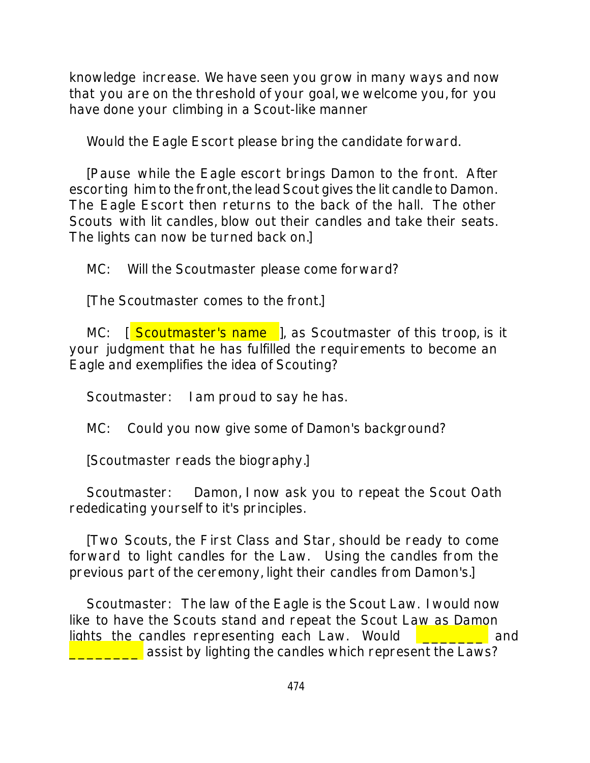knowledge increase. We have seen you grow in many ways and now that you are on the threshold of your goal, we welcome you, for you have done your climbing in a Scout-like manner

Would the Eagle Escort please bring the candidate forward.

[Pause while the Eagle escort brings Damon to the front. After escorting him to the front, the lead Scout gives the lit candle to Damon. The Eagle Escort then returns to the back of the hall. The other Scouts with lit candles, blow out their candles and take their seats. The lights can now be turned back on.]

MC: Will the Scoutmaster please come forward?

[The Scoutmaster comes to the front.]

MC: [ Scoutmaster's name ], as Scoutmaster of this troop, is it your judgment that he has fulfilled the requirements to become an Eagle and exemplifies the idea of Scouting?

Scoutmaster: I am proud to say he has.

MC: Could you now give some of Damon's background?

[Scoutmaster reads the biography.]

Scoutmaster: Damon, I now ask you to repeat the Scout Oath rededicating yourself to it's principles.

[Two Scouts, the First Class and Star, should be ready to come forward to light candles for the Law. Using the candles from the previous part of the ceremony, light their candles from Damon's.]

Scoutmaster: The law of the Eagle is the Scout Law. I would now like to have the Scouts stand and repeat the Scout Law as Damon lights the candles representing each Law. Would _______ and ________ assist by lighting the candles which represent the Laws?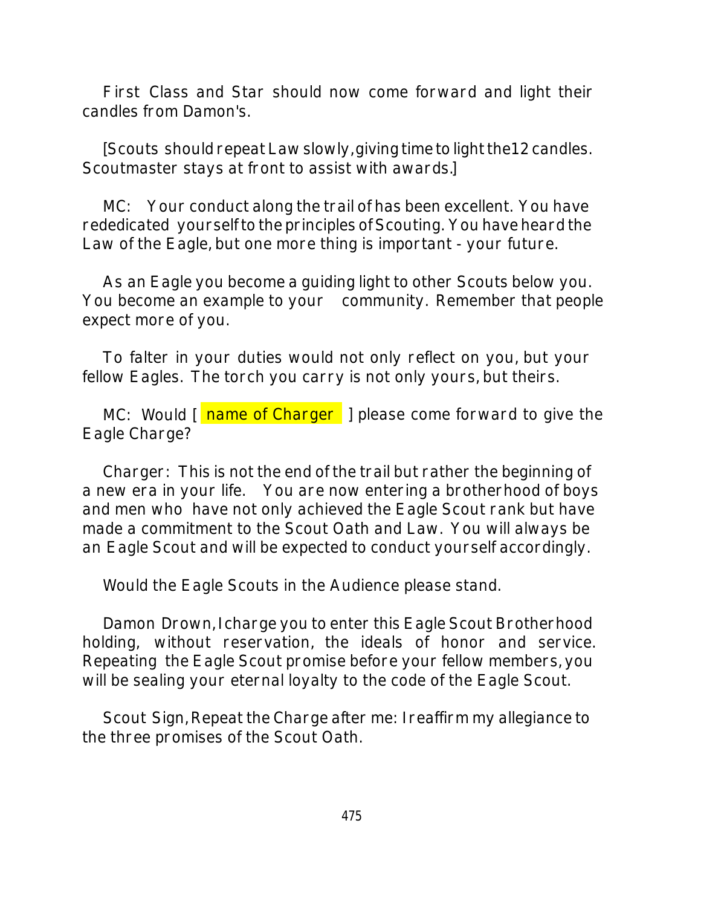First Class and Star should now come forward and light their candles from Damon's.

[Scouts should repeat Law slowly, giving time to light the12 candles. Scoutmaster stays at front to assist with awards.]

MC: Your conduct along the trail of has been excellent. You have rededicated yourself to the principles of Scouting. You have heard the Law of the Eagle, but one more thing is important - your future.

As an Eagle you become a guiding light to other Scouts below you. You become an example to your community. Remember that people expect more of you.

To falter in your duties would not only reflect on you, but your fellow Eagles. The torch you carry is not only yours, but theirs.

MC: Would [ name of Charger ] please come forward to give the Eagle Charge?

Charger: This is not the end of the trail but rather the beginning of a new era in your life. You are now entering a brotherhood of boys and men who have not only achieved the Eagle Scout rank but have made a commitment to the Scout Oath and Law. You will always be an Eagle Scout and will be expected to conduct yourself accordingly.

Would the Eagle Scouts in the Audience please stand.

Damon Drown, I charge you to enter this Eagle Scout Brotherhood holding, without reservation, the ideals of honor and service. Repeating the Eagle Scout promise before your fellow members, you will be sealing your eternal loyalty to the code of the Eagle Scout.

Scout Sign, Repeat the Charge after me: I reaffirm my allegiance to the three promises of the Scout Oath.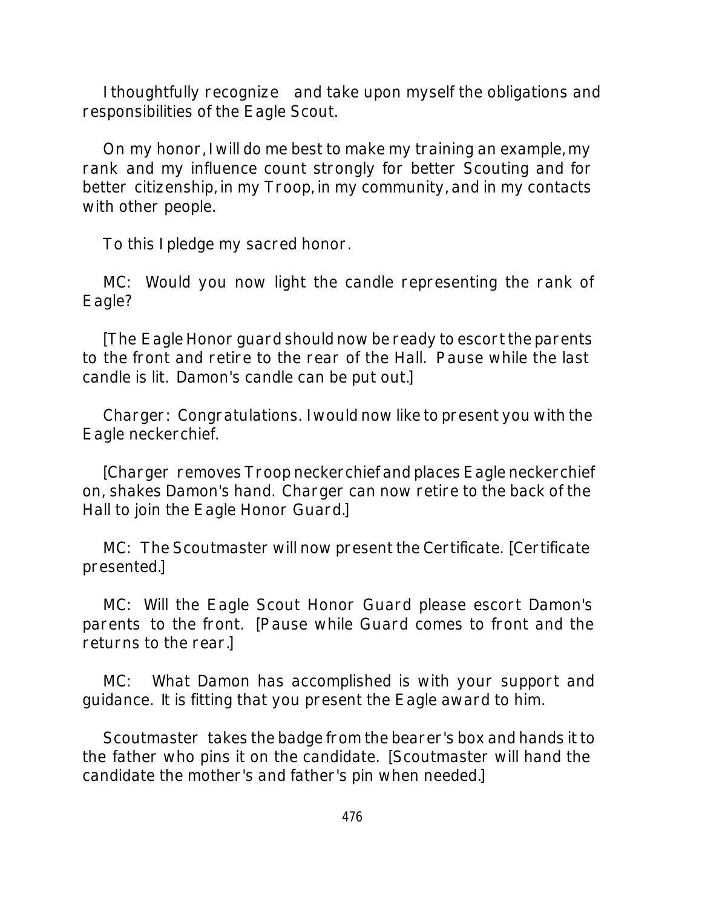I thoughtfully recognize and take upon myself the obligations and responsibilities of the Eagle Scout.

On my honor, I will do me best to make my training an example, my rank and my influence count strongly for better Scouting and for better citizenship, in my Troop, in my community, and in my contacts with other people.

To this I pledge my sacred honor.

MC: Would you now light the candle representing the rank of Eagle?

[The Eagle Honor guard should now be ready to escort the parents to the front and retire to the rear of the Hall. Pause while the last candle is lit. Damon's candle can be put out.]

Charger: Congratulations. I would now like to present you with the Eagle neckerchief.

[Charger removes Troop neckerchief and places Eagle neckerchief on, shakes Damon's hand. Charger can now retire to the back of the Hall to join the Eagle Honor Guard.]

MC: The Scoutmaster will now present the Certificate. [Certificate presented.]

MC: Will the Eagle Scout Honor Guard please escort Damon's parents to the front. [Pause while Guard comes to front and the returns to the rear.]

MC: What Damon has accomplished is with your support and guidance. It is fitting that you present the Eagle award to him.

Scoutmaster takes the badge from the bearer's box and hands it to the father who pins it on the candidate. [Scoutmaster will hand the candidate the mother's and father's pin when needed.]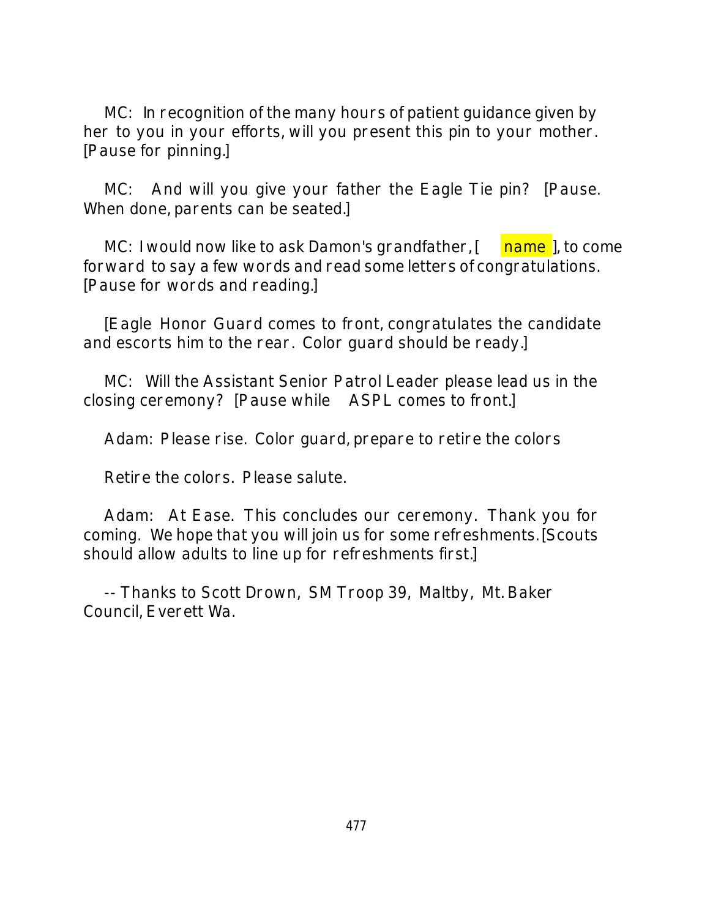MC: In recognition of the many hours of patient guidance given by her to you in your efforts, will you present this pin to your mother. [Pause for pinning.]

MC: And will you give your father the Eagle Tie pin? [Pause. When done, parents can be seated.]

MC: I would now like to ask Damon's grandfather, [ name ], to come forward to say a few words and read some letters of congratulations. [Pause for words and reading.]

[Eagle Honor Guard comes to front, congratulates the candidate and escorts him to the rear. Color guard should be ready.]

MC: Will the Assistant Senior Patrol Leader please lead us in the closing ceremony? [Pause while ASPL comes to front.]

Adam: Please rise. Color guard, prepare to retire the colors

Retire the colors. Please salute.

Adam: At Ease. This concludes our ceremony. Thank you for coming. We hope that you will join us for some refreshments. [Scouts should allow adults to line up for refreshments first.]

-- Thanks to Scott Drown, SM Troop 39, Maltby, Mt. Baker Council, Everett Wa.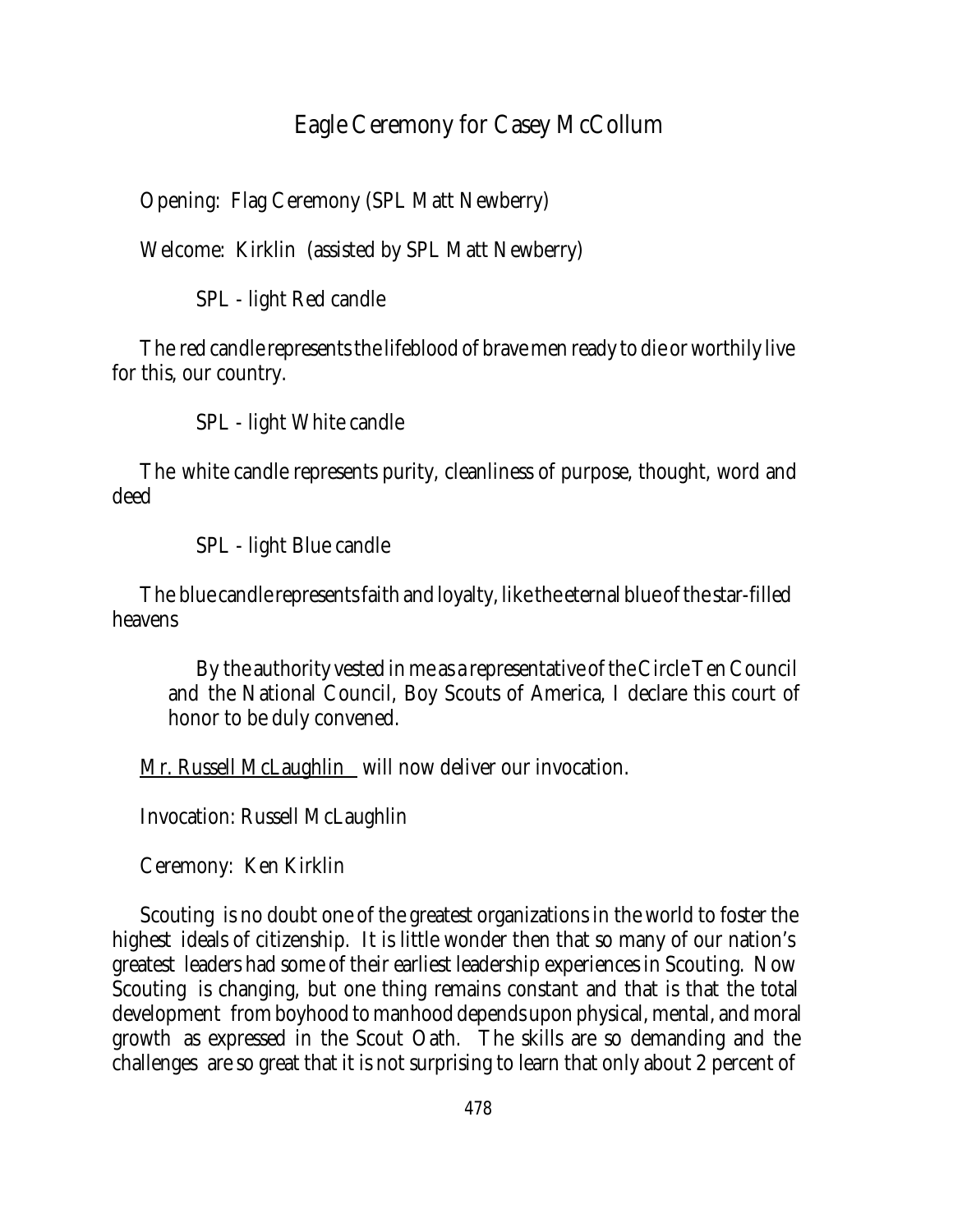## Eagle Ceremony for Casey McCollum

Opening: Flag Ceremony (SPL Matt Newberry)

Welcome: Kirklin (assisted by SPL Matt Newberry)

SPL - light Red candle

The red candle represents the lifeblood of brave men ready to die or worthily live for this, our country.

SPL - light White candle

The white candle represents purity, cleanliness of purpose, thought, word and deed

SPL - light Blue candle

The blue candle represents faith and loyalty, like the eternal blue of the star-filled heavens

> By the authority vested in me as a representative of the Circle Ten Council and the National Council, Boy Scouts of America, I declare this court of honor to be duly convened.

Mr. Russell McLaughlin will now deliver our invocation.

Invocation: Russell McLaughlin

Ceremony: Ken Kirklin

Scouting is no doubt one of the greatest organizations in the world to foster the highest ideals of citizenship. It is little wonder then that so many of our nation's greatest leaders had some of their earliest leadership experiences in Scouting. Now Scouting is changing, but one thing remains constant and that is that the total development from boyhood to manhood depends upon physical, mental, and moral growth as expressed in the Scout Oath. The skills are so demanding and the challenges are so great that it is not surprising to learn that only about 2 percent of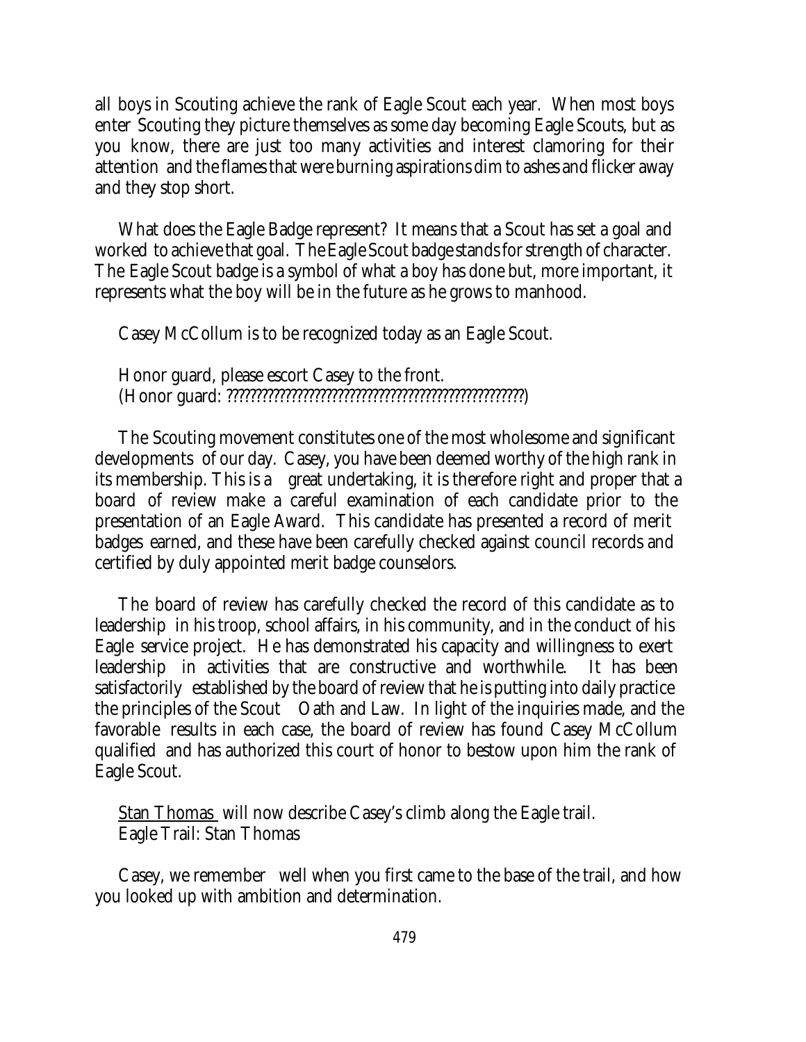all boys in Scouting achieve the rank of Eagle Scout each year. When most boys enter Scouting they picture themselves as some day becoming Eagle Scouts, but as you know, there are just too many activities and interest clamoring for their attention and the flames that were burning aspirations dim to ashes and flicker away and they stop short.

What does the Eagle Badge represent? It means that a Scout has set a goal and worked to achieve that goal. The Eagle Scout badge stands for strength of character. The Eagle Scout badge is a symbol of what a boy has done but, more important, it represents what the boy will be in the future as he grows to manhood.

Casey McCollum is to be recognized today as an Eagle Scout.

Honor guard, please escort Casey to the front.
(Honor guard: ????????????????????????????????????????????????????)

The Scouting movement constitutes one of the most wholesome and significant developments of our day. Casey, you have been deemed worthy of the high rank in its membership. This is a great undertaking, it is therefore right and proper that a board of review make a careful examination of each candidate prior to the presentation of an Eagle Award. This candidate has presented a record of merit badges earned, and these have been carefully checked against council records and certified by duly appointed merit badge counselors.

The board of review has carefully checked the record of this candidate as to leadership in his troop, school affairs, in his community, and in the conduct of his Eagle service project. He has demonstrated his capacity and willingness to exert leadership in activities that are constructive and worthwhile. It has been satisfactorily established by the board of review that he is putting into daily practice the principles of the Scout Oath and Law. In light of the inquiries made, and the favorable results in each case, the board of review has found Casey McCollum qualified and has authorized this court of honor to bestow upon him the rank of Eagle Scout.

<u>Stan Thomas</u> will now describe Casey's climb along the Eagle trail.
Eagle Trail: Stan Thomas

Casey, we remember well when you first came to the base of the trail, and how you looked up with ambition and determination.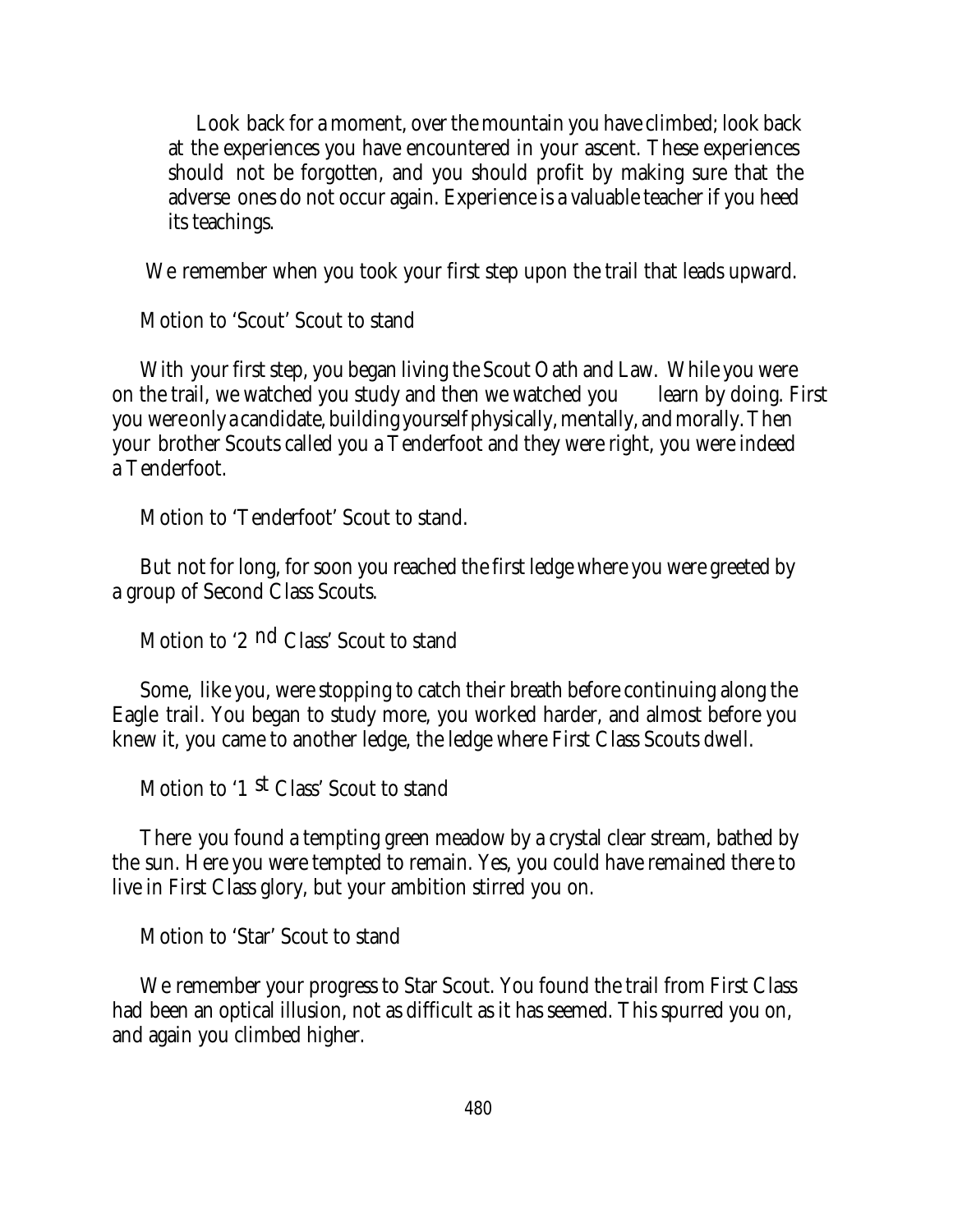Look back for a moment, over the mountain you have climbed; look back at the experiences you have encountered in your ascent. These experiences should not be forgotten, and you should profit by making sure that the adverse ones do not occur again. Experience is a valuable teacher if you heed its teachings.

We remember when you took your first step upon the trail that leads upward.

Motion to 'Scout' Scout to stand

With your first step, you began living the Scout Oath and Law. While you were on the trail, we watched you study and then we watched you learn by doing. First you were only a candidate, building yourself physically, mentally, and morally. Then your brother Scouts called you a Tenderfoot and they were right, you were indeed a Tenderfoot.

Motion to 'Tenderfoot' Scout to stand.

But not for long, for soon you reached the first ledge where you were greeted by a group of Second Class Scouts.

Motion to '2nd Class' Scout to stand

Some, like you, were stopping to catch their breath before continuing along the Eagle trail. You began to study more, you worked harder, and almost before you knew it, you came to another ledge, the ledge where First Class Scouts dwell.

Motion to '1st Class' Scout to stand

There you found a tempting green meadow by a crystal clear stream, bathed by the sun. Here you were tempted to remain. Yes, you could have remained there to live in First Class glory, but your ambition stirred you on.

Motion to 'Star' Scout to stand

We remember your progress to Star Scout. You found the trail from First Class had been an optical illusion, not as difficult as it has seemed. This spurred you on, and again you climbed higher.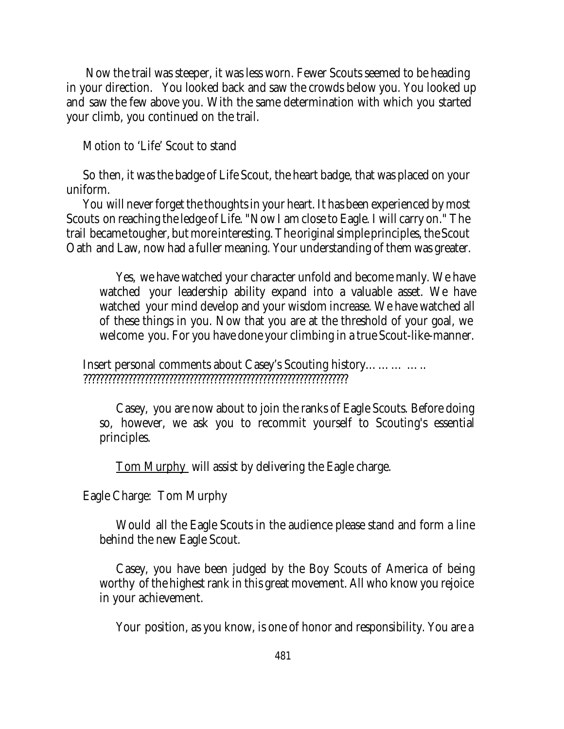Now the trail was steeper, it was less worn. Fewer Scouts seemed to be heading in your direction. You looked back and saw the crowds below you. You looked up and saw the few above you. With the same determination with which you started your climb, you continued on the trail.

Motion to 'Life' Scout to stand

So then, it was the badge of Life Scout, the heart badge, that was placed on your uniform.

You will never forget the thoughts in your heart. It has been experienced by most Scouts on reaching the ledge of Life. "Now I am close to Eagle. I will carry on." The trail became tougher, but more interesting. The original simple principles, the Scout Oath and Law, now had a fuller meaning. Your understanding of them was greater.

> Yes, we have watched your character unfold and become manly. We have watched your leadership ability expand into a valuable asset. We have watched your mind develop and your wisdom increase. We have watched all of these things in you. Now that you are at the threshold of your goal, we welcome you. For you have done your climbing in a true Scout-like-manner.

Insert personal comments about Casey's Scouting history……… …..
?????????????????????????????????????????????????????????????????

> Casey, you are now about to join the ranks of Eagle Scouts. Before doing so, however, we ask you to recommit yourself to Scouting's essential principles.
>
> Tom Murphy will assist by delivering the Eagle charge.

Eagle Charge: Tom Murphy

> Would all the Eagle Scouts in the audience please stand and form a line behind the new Eagle Scout.
>
> Casey, you have been judged by the Boy Scouts of America of being worthy of the highest rank in this great movement. All who know you rejoice in your achievement.
>
> Your position, as you know, is one of honor and responsibility. You are a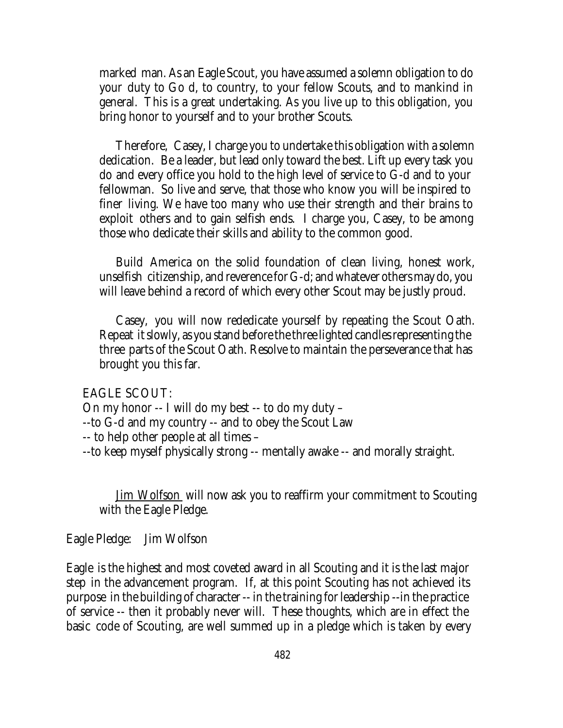marked man. As an Eagle Scout, you have assumed a solemn obligation to do your duty to Go d, to country, to your fellow Scouts, and to mankind in general. This is a great undertaking. As you live up to this obligation, you bring honor to yourself and to your brother Scouts.

Therefore, Casey, I charge you to undertake this obligation with a solemn dedication. Be a leader, but lead only toward the best. Lift up every task you do and every office you hold to the high level of service to G-d and to your fellowman. So live and serve, that those who know you will be inspired to finer living. We have too many who use their strength and their brains to exploit others and to gain selfish ends. I charge you, Casey, to be among those who dedicate their skills and ability to the common good.

Build America on the solid foundation of clean living, honest work, unselfish citizenship, and reverence for G-d; and whatever others may do, you will leave behind a record of which every other Scout may be justly proud.

Casey, you will now rededicate yourself by repeating the Scout Oath. Repeat it slowly, as you stand before the three lighted candles representing the three parts of the Scout Oath. Resolve to maintain the perseverance that has brought you this far.

EAGLE SCOUT:
On my honor -- I will do my best -- to do my duty –
--to G-d and my country -- and to obey the Scout Law
-- to help other people at all times –
--to keep myself physically strong -- mentally awake -- and morally straight.

Jim Wolfson will now ask you to reaffirm your commitment to Scouting with the Eagle Pledge.

Eagle Pledge: Jim Wolfson

Eagle is the highest and most coveted award in all Scouting and it is the last major step in the advancement program. If, at this point Scouting has not achieved its purpose in the building of character -- in the training for leadership --in the practice of service -- then it probably never will. These thoughts, which are in effect the basic code of Scouting, are well summed up in a pledge which is taken by every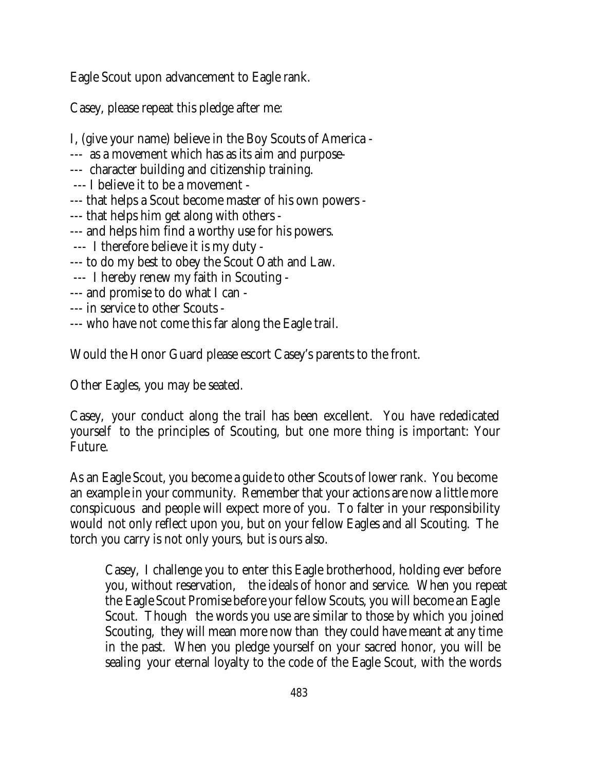Eagle Scout upon advancement to Eagle rank.

Casey, please repeat this pledge after me:

I, (give your name) believe in the Boy Scouts of America -
--- as a movement which has as its aim and purpose-
--- character building and citizenship training.
--- I believe it to be a movement -
--- that helps a Scout become master of his own powers -
--- that helps him get along with others -
--- and helps him find a worthy use for his powers.
--- I therefore believe it is my duty -
--- to do my best to obey the Scout Oath and Law.
--- I hereby renew my faith in Scouting -
--- and promise to do what I can -
--- in service to other Scouts -
--- who have not come this far along the Eagle trail.

Would the Honor Guard please escort Casey's parents to the front.

Other Eagles, you may be seated.

Casey, your conduct along the trail has been excellent. You have rededicated yourself to the principles of Scouting, but one more thing is important: Your Future.

As an Eagle Scout, you become a guide to other Scouts of lower rank. You become an example in your community. Remember that your actions are now a little more conspicuous and people will expect more of you. To falter in your responsibility would not only reflect upon you, but on your fellow Eagles and all Scouting. The torch you carry is not only yours, but is ours also.

> Casey, I challenge you to enter this Eagle brotherhood, holding ever before you, without reservation, the ideals of honor and service. When you repeat the Eagle Scout Promise before your fellow Scouts, you will become an Eagle Scout. Though the words you use are similar to those by which you joined Scouting, they will mean more now than they could have meant at any time in the past. When you pledge yourself on your sacred honor, you will be sealing your eternal loyalty to the code of the Eagle Scout, with the words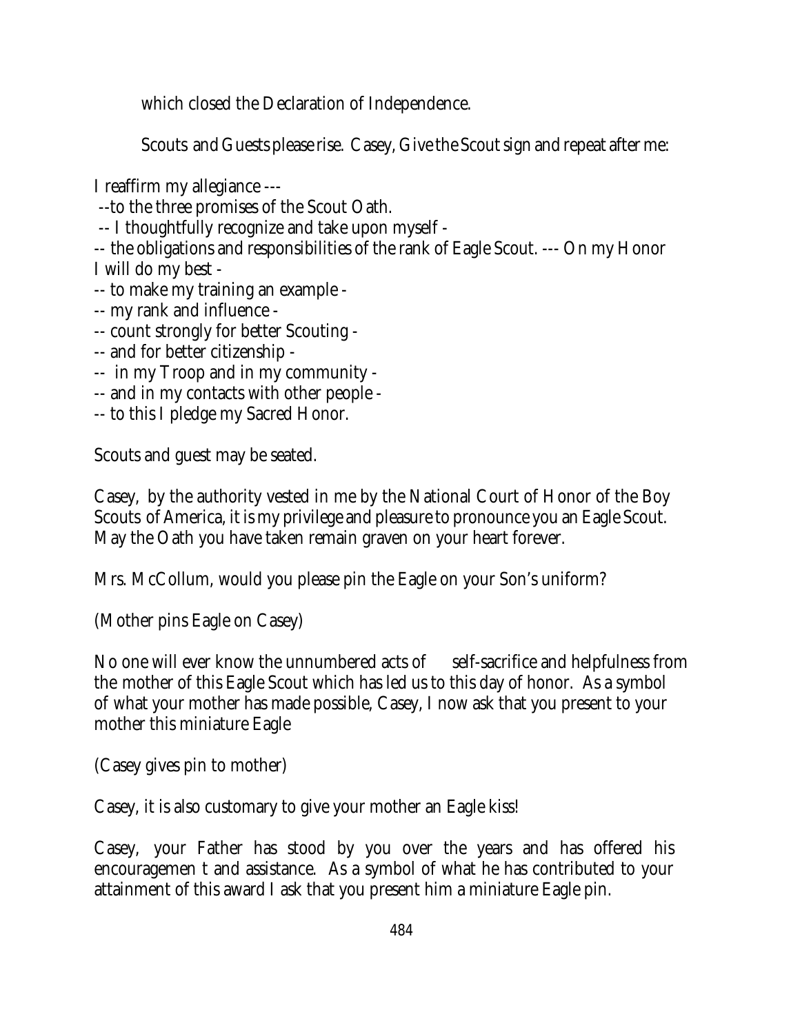which closed the Declaration of Independence.

Scouts and Guests please rise. Casey, Give the Scout sign and repeat after me:

I reaffirm my allegiance ---
--to the three promises of the Scout Oath.
-- I thoughtfully recognize and take upon myself -
-- the obligations and responsibilities of the rank of Eagle Scout. --- On my Honor I will do my best -
-- to make my training an example -
-- my rank and influence -
-- count strongly for better Scouting -
-- and for better citizenship -
-- in my Troop and in my community -
-- and in my contacts with other people -
-- to this I pledge my Sacred Honor.

Scouts and guest may be seated.

Casey, by the authority vested in me by the National Court of Honor of the Boy Scouts of America, it is my privilege and pleasure to pronounce you an Eagle Scout. May the Oath you have taken remain graven on your heart forever.

Mrs. McCollum, would you please pin the Eagle on your Son's uniform?

(Mother pins Eagle on Casey)

No one will ever know the unnumbered acts of self-sacrifice and helpfulness from the mother of this Eagle Scout which has led us to this day of honor. As a symbol of what your mother has made possible, Casey, I now ask that you present to your mother this miniature Eagle

(Casey gives pin to mother)

Casey, it is also customary to give your mother an Eagle kiss!

Casey, your Father has stood by you over the years and has offered his encouragemen t and assistance. As a symbol of what he has contributed to your attainment of this award I ask that you present him a miniature Eagle pin.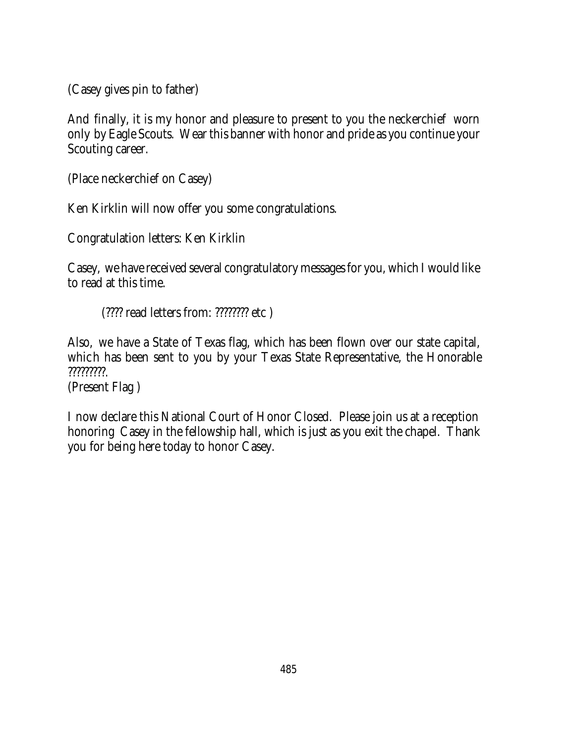(Casey gives pin to father)

And finally, it is my honor and pleasure to present to you the neckerchief worn only by Eagle Scouts. Wear this banner with honor and pride as you continue your Scouting career.

(Place neckerchief on Casey)

Ken Kirklin will now offer you some congratulations.

Congratulation letters: Ken Kirklin

Casey, we have received several congratulatory messages for you, which I would like to read at this time.

(???? read letters from: ???????? etc )

Also, we have a State of Texas flag, which has been flown over our state capital, which has been sent to you by your Texas State Representative, the Honorable ?????????.
(Present Flag )

I now declare this National Court of Honor Closed. Please join us at a reception honoring Casey in the fellowship hall, which is just as you exit the chapel. Thank you for being here today to honor Casey.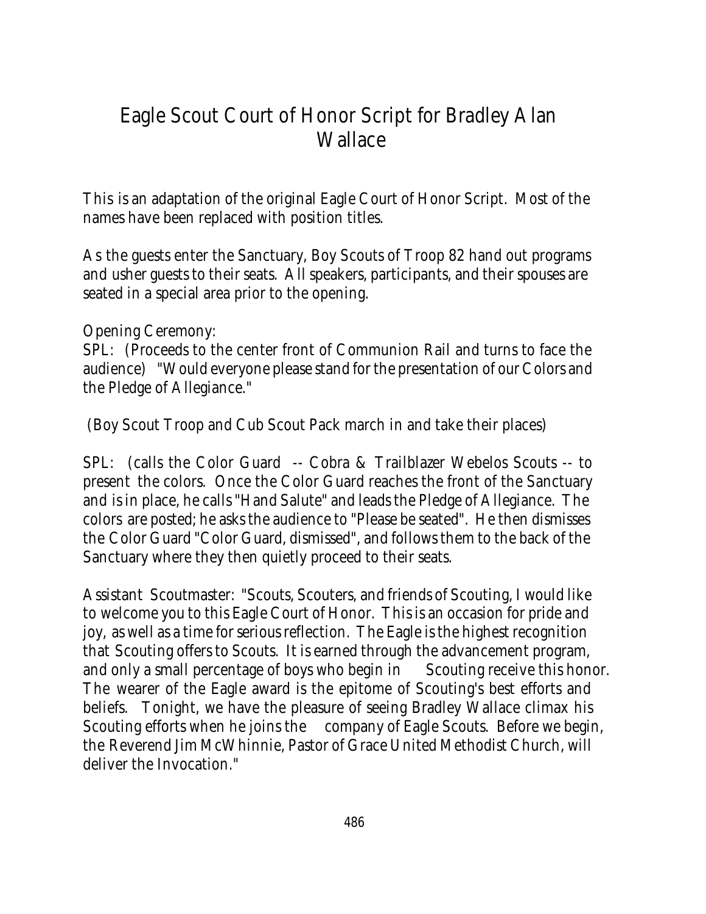# Eagle Scout Court of Honor Script for Bradley Alan Wallace

This is an adaptation of the original Eagle Court of Honor Script. Most of the names have been replaced with position titles.

As the guests enter the Sanctuary, Boy Scouts of Troop 82 hand out programs and usher guests to their seats. All speakers, participants, and their spouses are seated in a special area prior to the opening.

Opening Ceremony:
SPL: (Proceeds to the center front of Communion Rail and turns to face the audience) "Would everyone please stand for the presentation of our Colors and the Pledge of Allegiance."

(Boy Scout Troop and Cub Scout Pack march in and take their places)

SPL: (calls the Color Guard -- Cobra & Trailblazer Webelos Scouts -- to present the colors. Once the Color Guard reaches the front of the Sanctuary and is in place, he calls "Hand Salute" and leads the Pledge of Allegiance. The colors are posted; he asks the audience to "Please be seated". He then dismisses the Color Guard "Color Guard, dismissed", and follows them to the back of the Sanctuary where they then quietly proceed to their seats.

Assistant Scoutmaster: "Scouts, Scouters, and friends of Scouting, I would like to welcome you to this Eagle Court of Honor. This is an occasion for pride and joy, as well as a time for serious reflection. The Eagle is the highest recognition that Scouting offers to Scouts. It is earned through the advancement program, and only a small percentage of boys who begin in Scouting receive this honor. The wearer of the Eagle award is the epitome of Scouting's best efforts and beliefs. Tonight, we have the pleasure of seeing Bradley Wallace climax his Scouting efforts when he joins the company of Eagle Scouts. Before we begin, the Reverend Jim McWhinnie, Pastor of Grace United Methodist Church, will deliver the Invocation."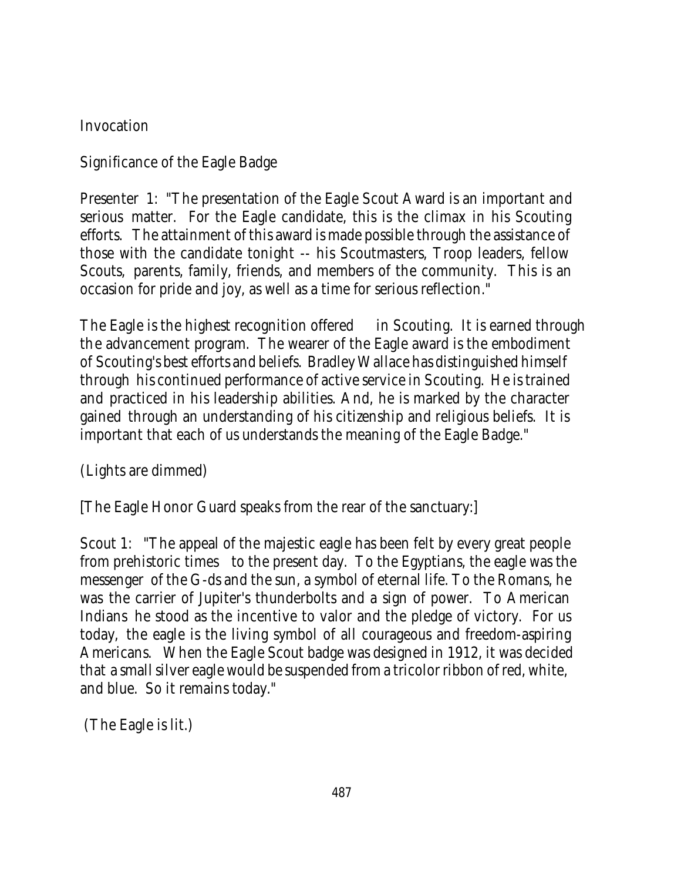Invocation

Significance of the Eagle Badge

Presenter 1: "The presentation of the Eagle Scout Award is an important and serious matter. For the Eagle candidate, this is the climax in his Scouting efforts. The attainment of this award is made possible through the assistance of those with the candidate tonight -- his Scoutmasters, Troop leaders, fellow Scouts, parents, family, friends, and members of the community. This is an occasion for pride and joy, as well as a time for serious reflection."

The Eagle is the highest recognition offered in Scouting. It is earned through the advancement program. The wearer of the Eagle award is the embodiment of Scouting's best efforts and beliefs. Bradley Wallace has distinguished himself through his continued performance of active service in Scouting. He is trained and practiced in his leadership abilities. And, he is marked by the character gained through an understanding of his citizenship and religious beliefs. It is important that each of us understands the meaning of the Eagle Badge."

(Lights are dimmed)

[The Eagle Honor Guard speaks from the rear of the sanctuary:]

Scout 1: "The appeal of the majestic eagle has been felt by every great people from prehistoric times to the present day. To the Egyptians, the eagle was the messenger of the G-ds and the sun, a symbol of eternal life. To the Romans, he was the carrier of Jupiter's thunderbolts and a sign of power. To American Indians he stood as the incentive to valor and the pledge of victory. For us today, the eagle is the living symbol of all courageous and freedom-aspiring Americans. When the Eagle Scout badge was designed in 1912, it was decided that a small silver eagle would be suspended from a tricolor ribbon of red, white, and blue. So it remains today."

(The Eagle is lit.)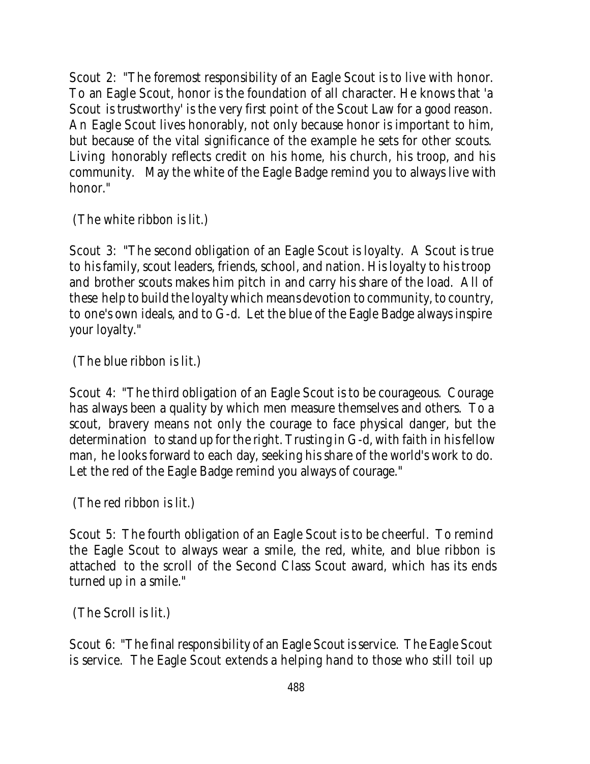Scout 2: "The foremost responsibility of an Eagle Scout is to live with honor. To an Eagle Scout, honor is the foundation of all character. He knows that 'a Scout is trustworthy' is the very first point of the Scout Law for a good reason. An Eagle Scout lives honorably, not only because honor is important to him, but because of the vital significance of the example he sets for other scouts. Living honorably reflects credit on his home, his church, his troop, and his community. May the white of the Eagle Badge remind you to always live with honor."

(The white ribbon is lit.)

Scout 3: "The second obligation of an Eagle Scout is loyalty. A Scout is true to his family, scout leaders, friends, school, and nation. His loyalty to his troop and brother scouts makes him pitch in and carry his share of the load. All of these help to build the loyalty which means devotion to community, to country, to one's own ideals, and to G-d. Let the blue of the Eagle Badge always inspire your loyalty."

(The blue ribbon is lit.)

Scout 4: "The third obligation of an Eagle Scout is to be courageous. Courage has always been a quality by which men measure themselves and others. To a scout, bravery means not only the courage to face physical danger, but the determination to stand up for the right. Trusting in G-d, with faith in his fellow man, he looks forward to each day, seeking his share of the world's work to do. Let the red of the Eagle Badge remind you always of courage."

(The red ribbon is lit.)

Scout 5: The fourth obligation of an Eagle Scout is to be cheerful. To remind the Eagle Scout to always wear a smile, the red, white, and blue ribbon is attached to the scroll of the Second Class Scout award, which has its ends turned up in a smile."

(The Scroll is lit.)

Scout 6: "The final responsibility of an Eagle Scout is service. The Eagle Scout is service. The Eagle Scout extends a helping hand to those who still toil up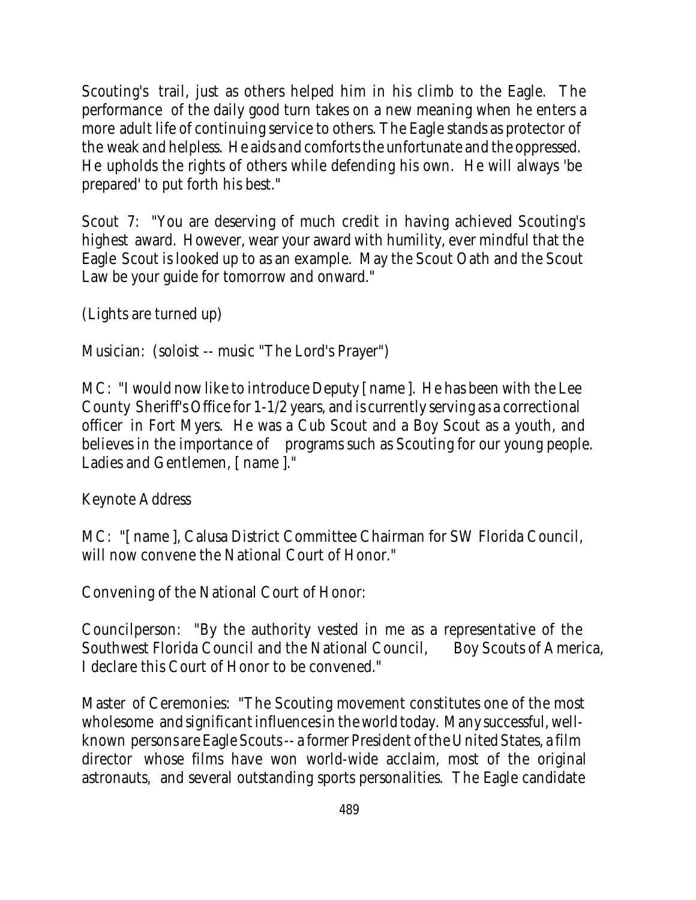Scouting's trail, just as others helped him in his climb to the Eagle. The performance of the daily good turn takes on a new meaning when he enters a more adult life of continuing service to others. The Eagle stands as protector of the weak and helpless. He aids and comforts the unfortunate and the oppressed. He upholds the rights of others while defending his own. He will always 'be prepared' to put forth his best."

Scout 7: "You are deserving of much credit in having achieved Scouting's highest award. However, wear your award with humility, ever mindful that the Eagle Scout is looked up to as an example. May the Scout Oath and the Scout Law be your guide for tomorrow and onward."

(Lights are turned up)

Musician: (soloist -- music "The Lord's Prayer")

MC: "I would now like to introduce Deputy [ name ]. He has been with the Lee County Sheriff's Office for 1-1/2 years, and is currently serving as a correctional officer in Fort Myers. He was a Cub Scout and a Boy Scout as a youth, and believes in the importance of programs such as Scouting for our young people. Ladies and Gentlemen, [ name ]."

Keynote Address

MC: "[ name ], Calusa District Committee Chairman for SW Florida Council, will now convene the National Court of Honor."

Convening of the National Court of Honor:

Councilperson: "By the authority vested in me as a representative of the Southwest Florida Council and the National Council, Boy Scouts of America, I declare this Court of Honor to be convened."

Master of Ceremonies: "The Scouting movement constitutes one of the most wholesome and significant influences in the world today. Many successful, well-known persons are Eagle Scouts -- a former President of the United States, a film director whose films have won world-wide acclaim, most of the original astronauts, and several outstanding sports personalities. The Eagle candidate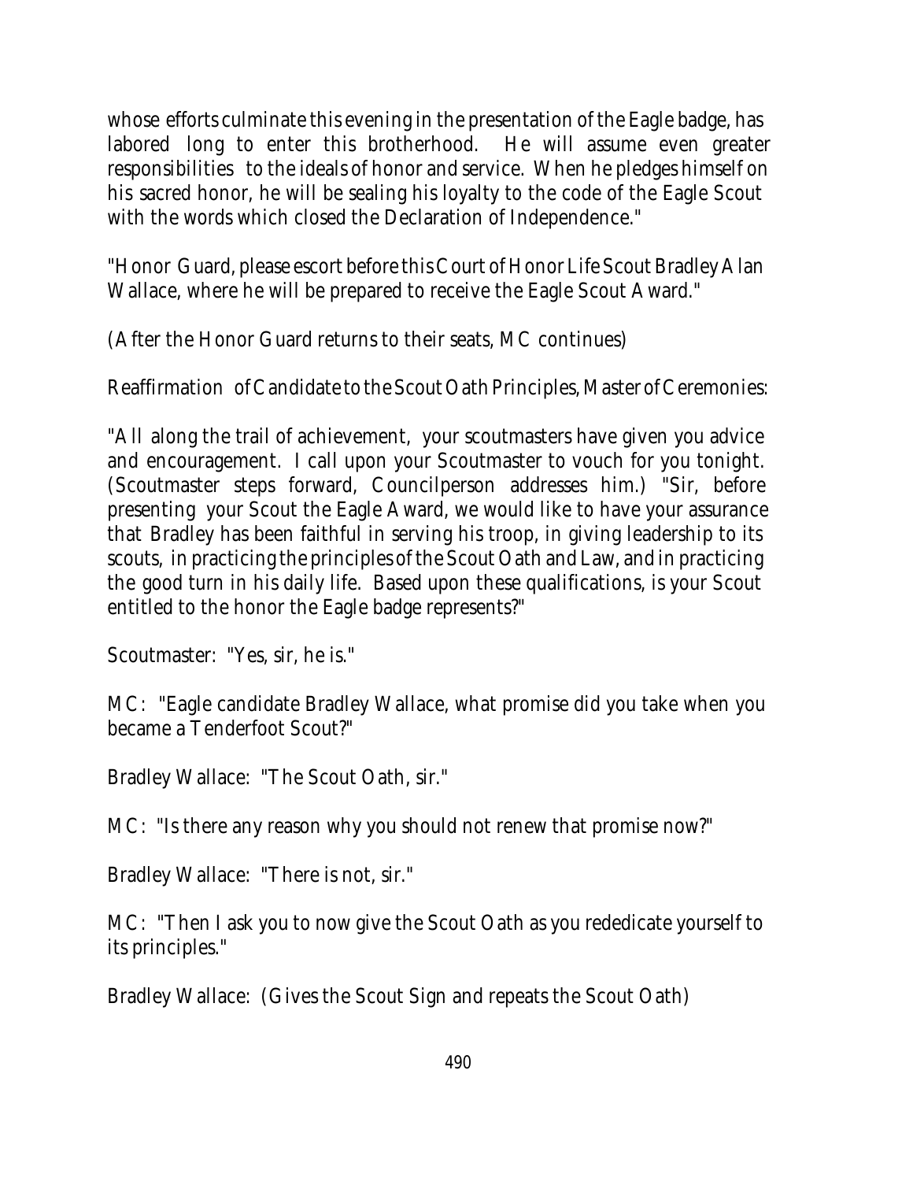whose efforts culminate this evening in the presentation of the Eagle badge, has labored long to enter this brotherhood. He will assume even greater responsibilities to the ideals of honor and service. When he pledges himself on his sacred honor, he will be sealing his loyalty to the code of the Eagle Scout with the words which closed the Declaration of Independence."

"Honor Guard, please escort before this Court of Honor Life Scout Bradley Alan Wallace, where he will be prepared to receive the Eagle Scout Award."

(After the Honor Guard returns to their seats, MC continues)

Reaffirmation of Candidate to the Scout Oath Principles, Master of Ceremonies:

"All along the trail of achievement, your scoutmasters have given you advice and encouragement. I call upon your Scoutmaster to vouch for you tonight. (Scoutmaster steps forward, Councilperson addresses him.) "Sir, before presenting your Scout the Eagle Award, we would like to have your assurance that Bradley has been faithful in serving his troop, in giving leadership to its scouts, in practicing the principles of the Scout Oath and Law, and in practicing the good turn in his daily life. Based upon these qualifications, is your Scout entitled to the honor the Eagle badge represents?"

Scoutmaster: "Yes, sir, he is."

MC: "Eagle candidate Bradley Wallace, what promise did you take when you became a Tenderfoot Scout?"

Bradley Wallace: "The Scout Oath, sir."

MC: "Is there any reason why you should not renew that promise now?"

Bradley Wallace: "There is not, sir."

MC: "Then I ask you to now give the Scout Oath as you rededicate yourself to its principles."

Bradley Wallace: (Gives the Scout Sign and repeats the Scout Oath)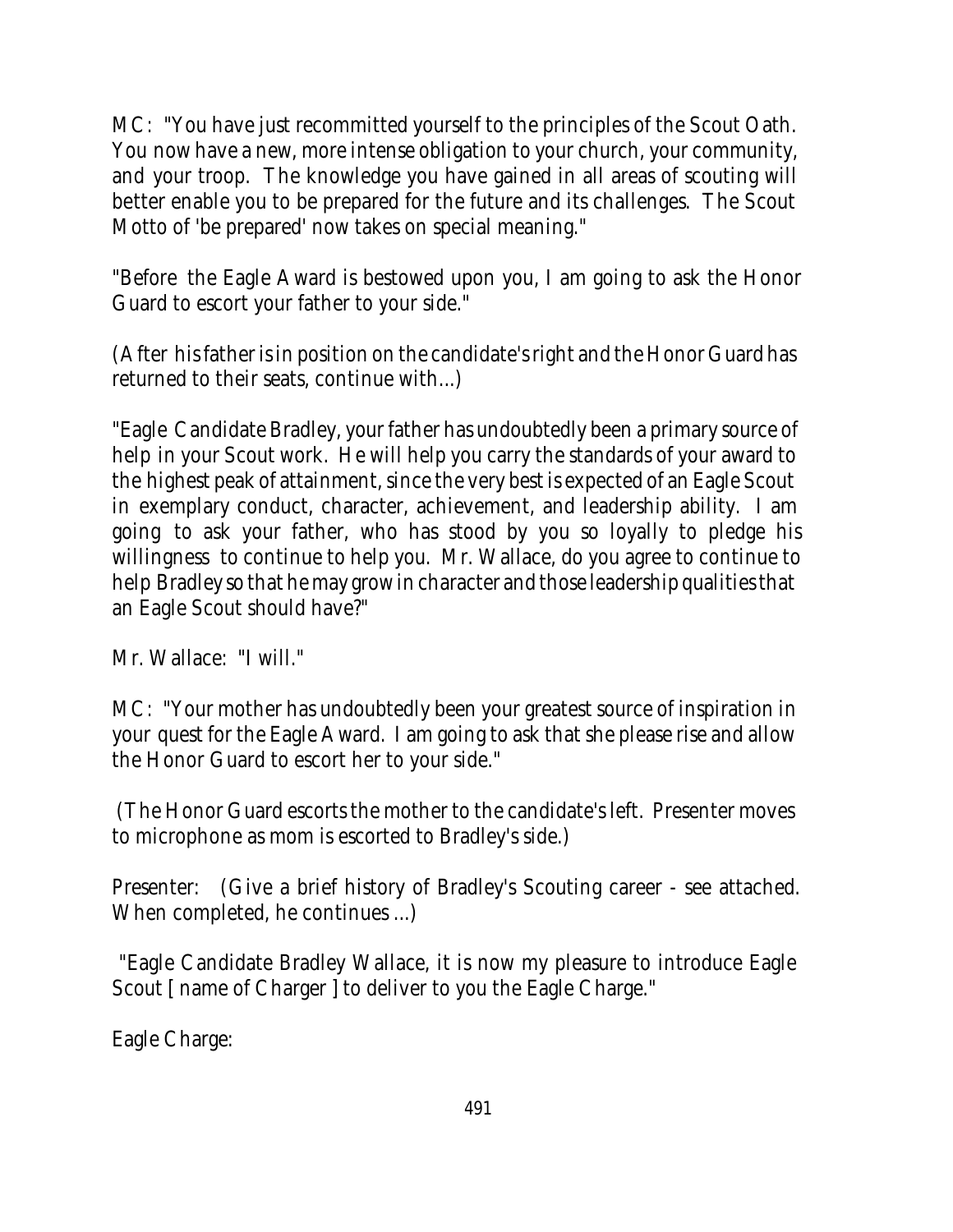MC: "You have just recommitted yourself to the principles of the Scout Oath. You now have a new, more intense obligation to your church, your community, and your troop. The knowledge you have gained in all areas of scouting will better enable you to be prepared for the future and its challenges. The Scout Motto of 'be prepared' now takes on special meaning."

"Before the Eagle Award is bestowed upon you, I am going to ask the Honor Guard to escort your father to your side."

(After his father is in position on the candidate's right and the Honor Guard has returned to their seats, continue with...)

"Eagle Candidate Bradley, your father has undoubtedly been a primary source of help in your Scout work. He will help you carry the standards of your award to the highest peak of attainment, since the very best is expected of an Eagle Scout in exemplary conduct, character, achievement, and leadership ability. I am going to ask your father, who has stood by you so loyally to pledge his willingness to continue to help you. Mr. Wallace, do you agree to continue to help Bradley so that he may grow in character and those leadership qualities that an Eagle Scout should have?"

Mr. Wallace: "I will."

MC: "Your mother has undoubtedly been your greatest source of inspiration in your quest for the Eagle Award. I am going to ask that she please rise and allow the Honor Guard to escort her to your side."

(The Honor Guard escorts the mother to the candidate's left. Presenter moves to microphone as mom is escorted to Bradley's side.)

Presenter: (Give a brief history of Bradley's Scouting career - see attached. When completed, he continues ...)

"Eagle Candidate Bradley Wallace, it is now my pleasure to introduce Eagle Scout [ name of Charger ] to deliver to you the Eagle Charge."

Eagle Charge: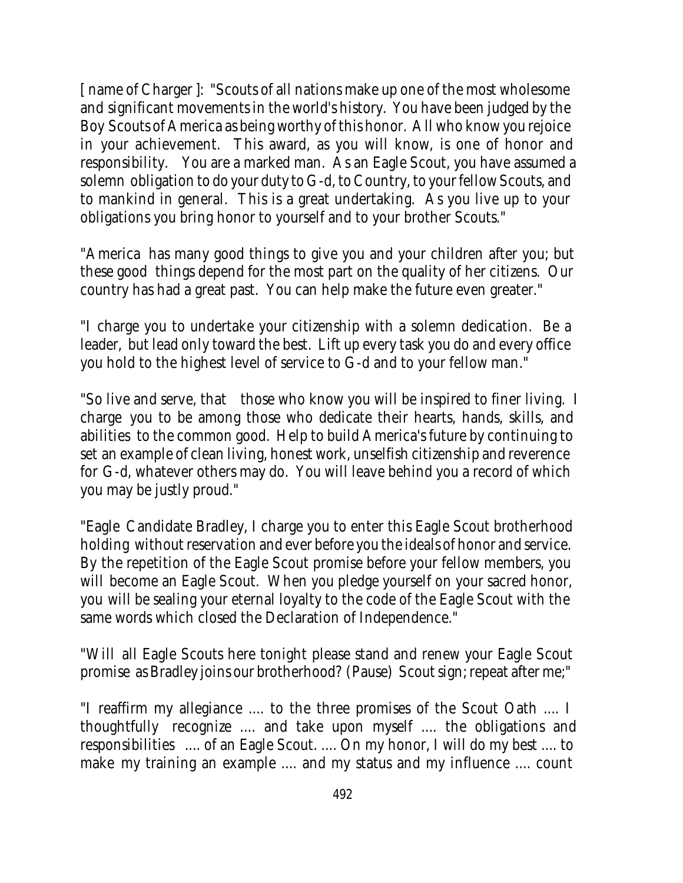[ name of Charger ]: "Scouts of all nations make up one of the most wholesome and significant movements in the world's history. You have been judged by the Boy Scouts of America as being worthy of this honor. All who know you rejoice in your achievement. This award, as you will know, is one of honor and responsibility. You are a marked man. As an Eagle Scout, you have assumed a solemn obligation to do your duty to G-d, to Country, to your fellow Scouts, and to mankind in general. This is a great undertaking. As you live up to your obligations you bring honor to yourself and to your brother Scouts."

"America has many good things to give you and your children after you; but these good things depend for the most part on the quality of her citizens. Our country has had a great past. You can help make the future even greater."

"I charge you to undertake your citizenship with a solemn dedication. Be a leader, but lead only toward the best. Lift up every task you do and every office you hold to the highest level of service to G-d and to your fellow man."

"So live and serve, that those who know you will be inspired to finer living. I charge you to be among those who dedicate their hearts, hands, skills, and abilities to the common good. Help to build America's future by continuing to set an example of clean living, honest work, unselfish citizenship and reverence for G-d, whatever others may do. You will leave behind you a record of which you may be justly proud."

"Eagle Candidate Bradley, I charge you to enter this Eagle Scout brotherhood holding without reservation and ever before you the ideals of honor and service. By the repetition of the Eagle Scout promise before your fellow members, you will become an Eagle Scout. When you pledge yourself on your sacred honor, you will be sealing your eternal loyalty to the code of the Eagle Scout with the same words which closed the Declaration of Independence."

"Will all Eagle Scouts here tonight please stand and renew your Eagle Scout promise as Bradley joins our brotherhood? (Pause) Scout sign; repeat after me;"

"I reaffirm my allegiance .... to the three promises of the Scout Oath .... I thoughtfully recognize .... and take upon myself .... the obligations and responsibilities .... of an Eagle Scout. .... On my honor, I will do my best .... to make my training an example .... and my status and my influence .... count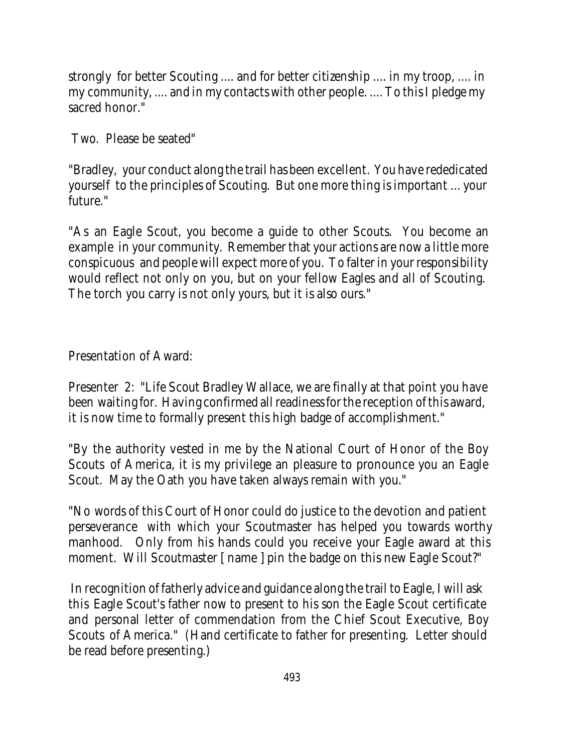strongly for better Scouting .... and for better citizenship .... in my troop, .... in my community, .... and in my contacts with other people. .... To this I pledge my sacred honor."

Two. Please be seated"

"Bradley, your conduct along the trail has been excellent. You have rededicated yourself to the principles of Scouting. But one more thing is important ... your future."

"As an Eagle Scout, you become a guide to other Scouts. You become an example in your community. Remember that your actions are now a little more conspicuous and people will expect more of you. To falter in your responsibility would reflect not only on you, but on your fellow Eagles and all of Scouting. The torch you carry is not only yours, but it is also ours."

Presentation of Award:

Presenter 2: "Life Scout Bradley Wallace, we are finally at that point you have been waiting for. Having confirmed all readiness for the reception of this award, it is now time to formally present this high badge of accomplishment."

"By the authority vested in me by the National Court of Honor of the Boy Scouts of America, it is my privilege an pleasure to pronounce you an Eagle Scout. May the Oath you have taken always remain with you."

"No words of this Court of Honor could do justice to the devotion and patient perseverance with which your Scoutmaster has helped you towards worthy manhood. Only from his hands could you receive your Eagle award at this moment. Will Scoutmaster [ name ] pin the badge on this new Eagle Scout?"

In recognition of fatherly advice and guidance along the trail to Eagle, I will ask this Eagle Scout's father now to present to his son the Eagle Scout certificate and personal letter of commendation from the Chief Scout Executive, Boy Scouts of America." (Hand certificate to father for presenting. Letter should be read before presenting.)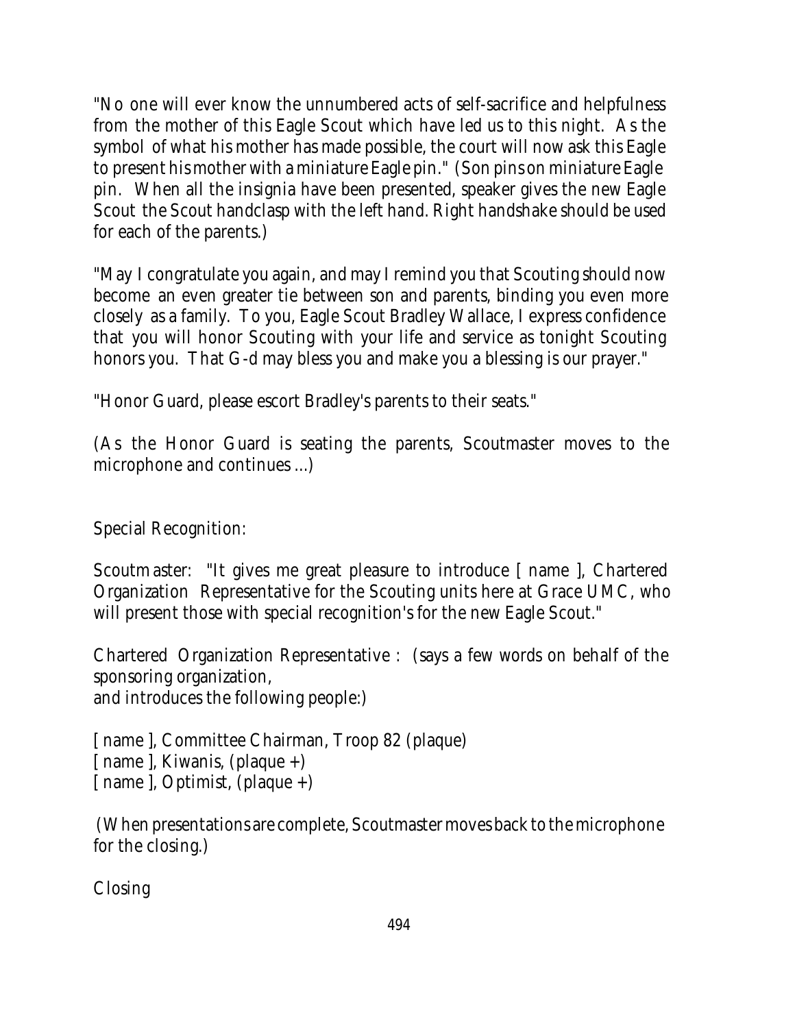"No one will ever know the unnumbered acts of self-sacrifice and helpfulness from the mother of this Eagle Scout which have led us to this night. As the symbol of what his mother has made possible, the court will now ask this Eagle to present his mother with a miniature Eagle pin." (Son pins on miniature Eagle pin. When all the insignia have been presented, speaker gives the new Eagle Scout the Scout handclasp with the left hand. Right handshake should be used for each of the parents.)

"May I congratulate you again, and may I remind you that Scouting should now become an even greater tie between son and parents, binding you even more closely as a family. To you, Eagle Scout Bradley Wallace, I express confidence that you will honor Scouting with your life and service as tonight Scouting honors you. That G-d may bless you and make you a blessing is our prayer."

"Honor Guard, please escort Bradley's parents to their seats."

(As the Honor Guard is seating the parents, Scoutmaster moves to the microphone and continues ...)

Special Recognition:

Scoutmaster: "It gives me great pleasure to introduce [ name ], Chartered Organization Representative for the Scouting units here at Grace UMC, who will present those with special recognition's for the new Eagle Scout."

Chartered Organization Representative : (says a few words on behalf of the sponsoring organization,
and introduces the following people:)

[ name ], Committee Chairman, Troop 82 (plaque)
[ name ], Kiwanis, (plaque +)
[ name ], Optimist, (plaque +)

(When presentations are complete, Scoutmaster moves back to the microphone for the closing.)

Closing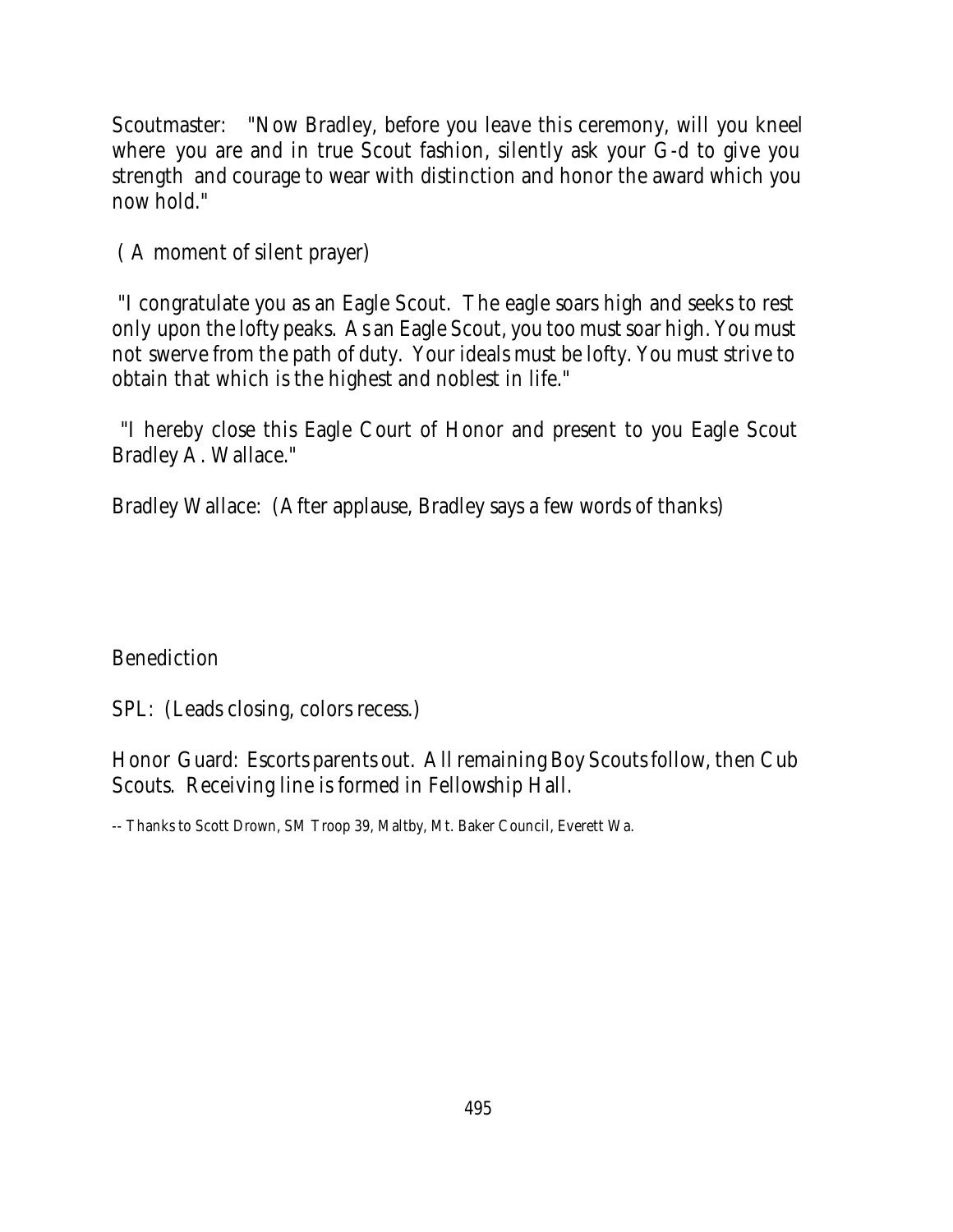Scoutmaster: "Now Bradley, before you leave this ceremony, will you kneel where you are and in true Scout fashion, silently ask your G-d to give you strength and courage to wear with distinction and honor the award which you now hold."

( A moment of silent prayer)

"I congratulate you as an Eagle Scout. The eagle soars high and seeks to rest only upon the lofty peaks. As an Eagle Scout, you too must soar high. You must not swerve from the path of duty. Your ideals must be lofty. You must strive to obtain that which is the highest and noblest in life."

"I hereby close this Eagle Court of Honor and present to you Eagle Scout Bradley A. Wallace."

Bradley Wallace: (After applause, Bradley says a few words of thanks)

Benediction

SPL: (Leads closing, colors recess.)

Honor Guard: Escorts parents out. All remaining Boy Scouts follow, then Cub Scouts. Receiving line is formed in Fellowship Hall.

-- Thanks to Scott Drown, SM Troop 39, Maltby, Mt. Baker Council, Everett Wa.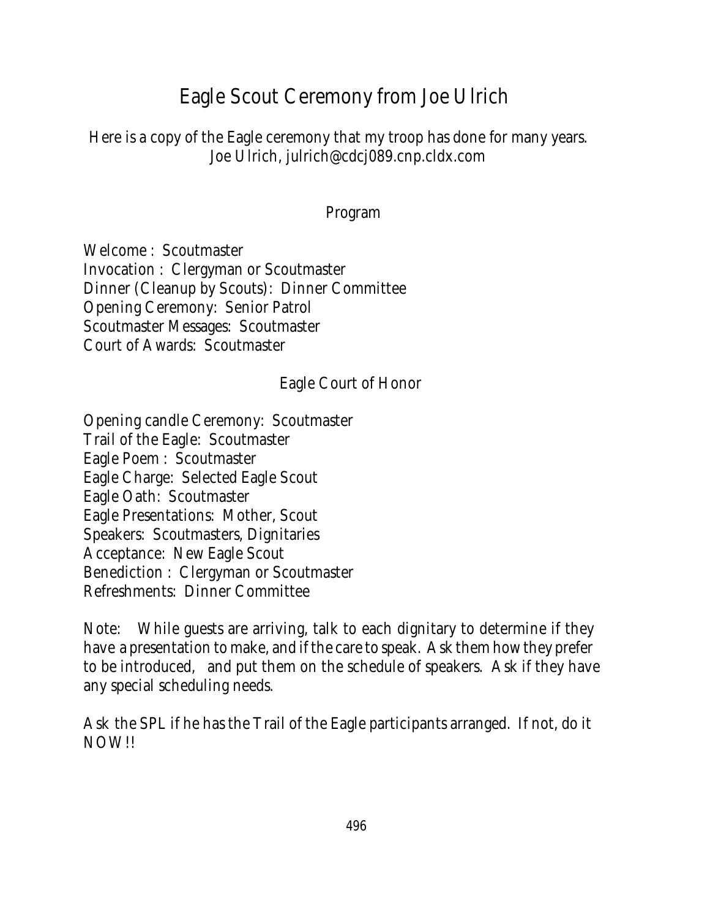# Eagle Scout Ceremony from Joe Ulrich

Here is a copy of the Eagle ceremony that my troop has done for many years.
Joe Ulrich, julrich@cdcj089.cnp.cldx.com

## Program

Welcome : Scoutmaster
Invocation : Clergyman or Scoutmaster
Dinner (Cleanup by Scouts): Dinner Committee
Opening Ceremony: Senior Patrol
Scoutmaster Messages: Scoutmaster
Court of Awards: Scoutmaster

## Eagle Court of Honor

Opening candle Ceremony: Scoutmaster
Trail of the Eagle: Scoutmaster
Eagle Poem : Scoutmaster
Eagle Charge: Selected Eagle Scout
Eagle Oath: Scoutmaster
Eagle Presentations: Mother, Scout
Speakers: Scoutmasters, Dignitaries
Acceptance: New Eagle Scout
Benediction : Clergyman or Scoutmaster
Refreshments: Dinner Committee

Note: While guests are arriving, talk to each dignitary to determine if they have a presentation to make, and if the care to speak. Ask them how they prefer to be introduced, and put them on the schedule of speakers. Ask if they have any special scheduling needs.

Ask the SPL if he has the Trail of the Eagle participants arranged. If not, do it NOW!!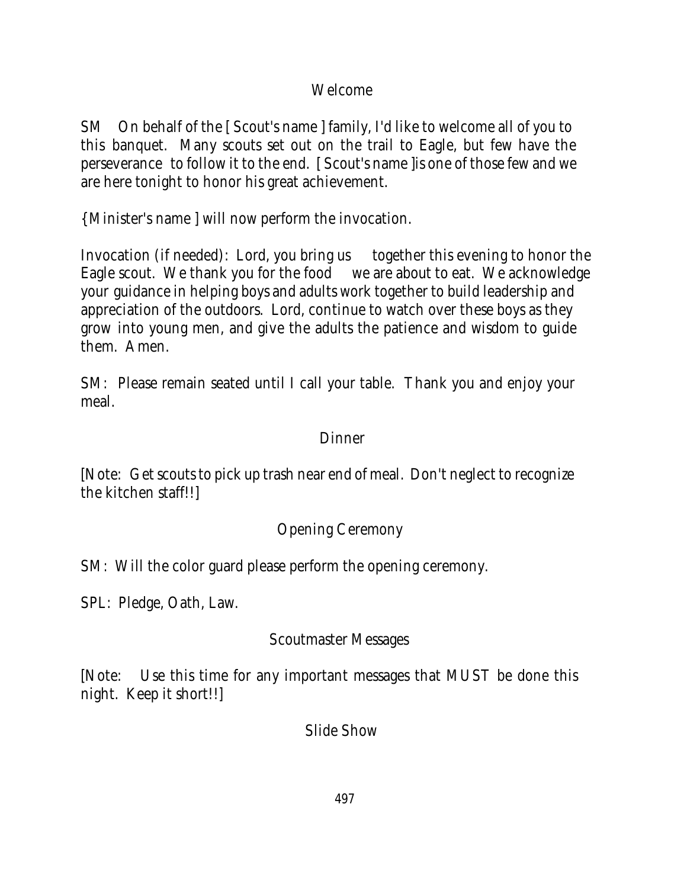## Welcome

SM On behalf of the [ Scout's name ] family, I'd like to welcome all of you to this banquet. Many scouts set out on the trail to Eagle, but few have the perseverance to follow it to the end. [ Scout's name ]is one of those few and we are here tonight to honor his great achievement.

{Minister's name ] will now perform the invocation.

Invocation (if needed): Lord, you bring us together this evening to honor the Eagle scout. We thank you for the food we are about to eat. We acknowledge your guidance in helping boys and adults work together to build leadership and appreciation of the outdoors. Lord, continue to watch over these boys as they grow into young men, and give the adults the patience and wisdom to guide them. Amen.

SM: Please remain seated until I call your table. Thank you and enjoy your meal.

## Dinner

[Note: Get scouts to pick up trash near end of meal. Don't neglect to recognize the kitchen staff!!]

## Opening Ceremony

SM: Will the color guard please perform the opening ceremony.

SPL: Pledge, Oath, Law.

## Scoutmaster Messages

[Note: Use this time for any important messages that MUST be done this night. Keep it short!!]

## Slide Show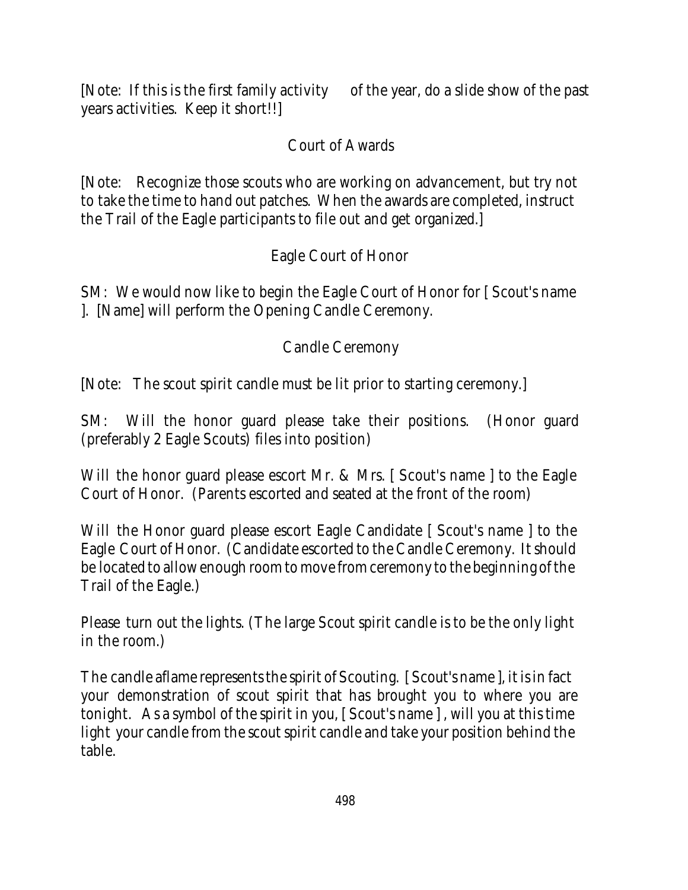[Note: If this is the first family activity of the year, do a slide show of the past years activities. Keep it short!!]

## Court of Awards

[Note: Recognize those scouts who are working on advancement, but try not to take the time to hand out patches. When the awards are completed, instruct the Trail of the Eagle participants to file out and get organized.]

## Eagle Court of Honor

SM: We would now like to begin the Eagle Court of Honor for [ Scout's name ]. [Name] will perform the Opening Candle Ceremony.

## Candle Ceremony

[Note: The scout spirit candle must be lit prior to starting ceremony.]

SM: Will the honor guard please take their positions. (Honor guard (preferably 2 Eagle Scouts) files into position)

Will the honor guard please escort Mr. & Mrs. [ Scout's name ] to the Eagle Court of Honor. (Parents escorted and seated at the front of the room)

Will the Honor guard please escort Eagle Candidate [ Scout's name ] to the Eagle Court of Honor. (Candidate escorted to the Candle Ceremony. It should be located to allow enough room to move from ceremony to the beginning of the Trail of the Eagle.)

Please turn out the lights. (The large Scout spirit candle is to be the only light in the room.)

The candle aflame represents the spirit of Scouting. [ Scout's name ], it is in fact your demonstration of scout spirit that has brought you to where you are tonight. As a symbol of the spirit in you, [ Scout's name ] , will you at this time light your candle from the scout spirit candle and take your position behind the table.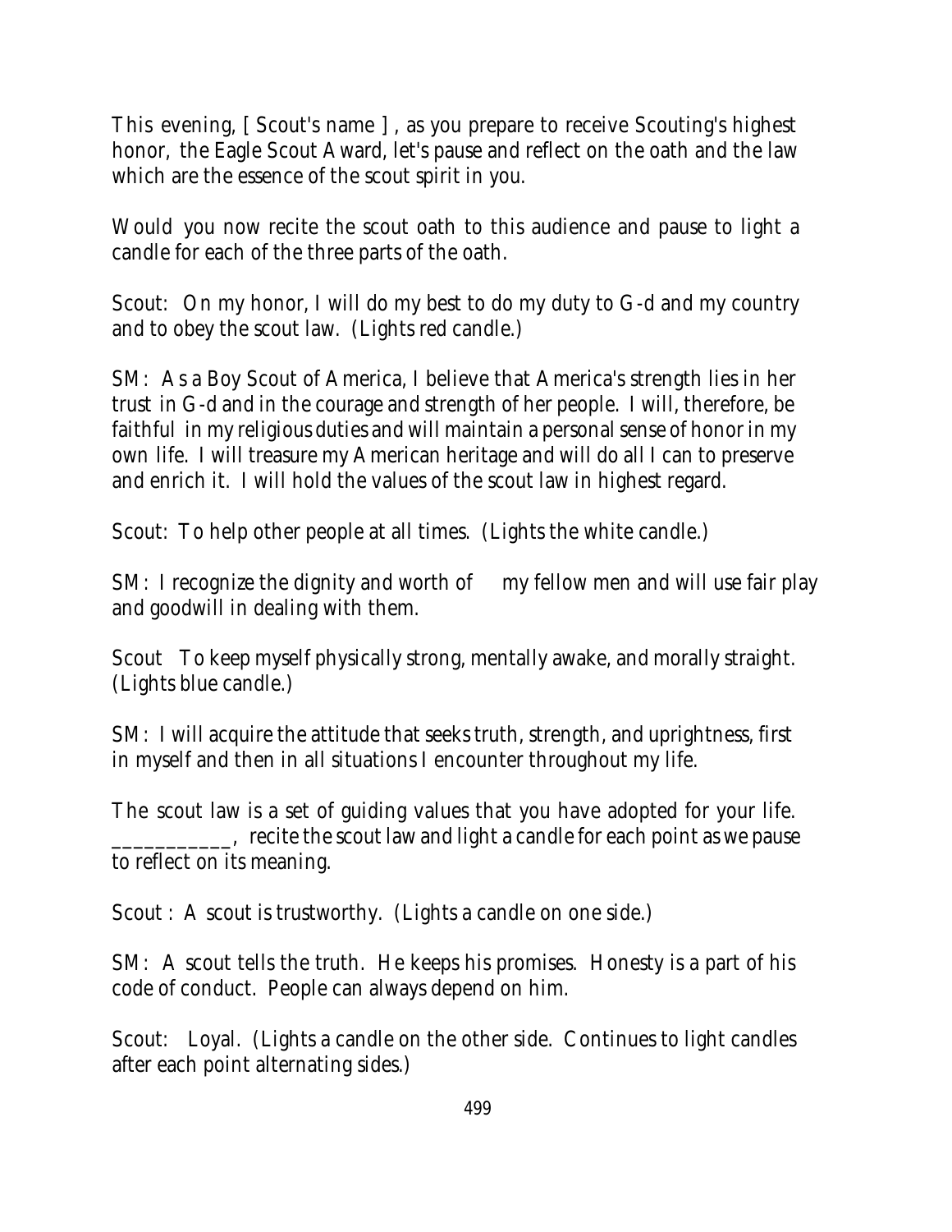This evening, [ Scout's name ] , as you prepare to receive Scouting's highest honor, the Eagle Scout Award, let's pause and reflect on the oath and the law which are the essence of the scout spirit in you.

Would you now recite the scout oath to this audience and pause to light a candle for each of the three parts of the oath.

Scout: On my honor, I will do my best to do my duty to G-d and my country and to obey the scout law. (Lights red candle.)

SM: As a Boy Scout of America, I believe that America's strength lies in her trust in G-d and in the courage and strength of her people. I will, therefore, be faithful in my religious duties and will maintain a personal sense of honor in my own life. I will treasure my American heritage and will do all I can to preserve and enrich it. I will hold the values of the scout law in highest regard.

Scout: To help other people at all times. (Lights the white candle.)

SM: I recognize the dignity and worth of my fellow men and will use fair play and goodwill in dealing with them.

Scout To keep myself physically strong, mentally awake, and morally straight. (Lights blue candle.)

SM: I will acquire the attitude that seeks truth, strength, and uprightness, first in myself and then in all situations I encounter throughout my life.

The scout law is a set of guiding values that you have adopted for your life. ___________, recite the scout law and light a candle for each point as we pause to reflect on its meaning.

Scout : A scout is trustworthy. (Lights a candle on one side.)

SM: A scout tells the truth. He keeps his promises. Honesty is a part of his code of conduct. People can always depend on him.

Scout: Loyal. (Lights a candle on the other side. Continues to light candles after each point alternating sides.)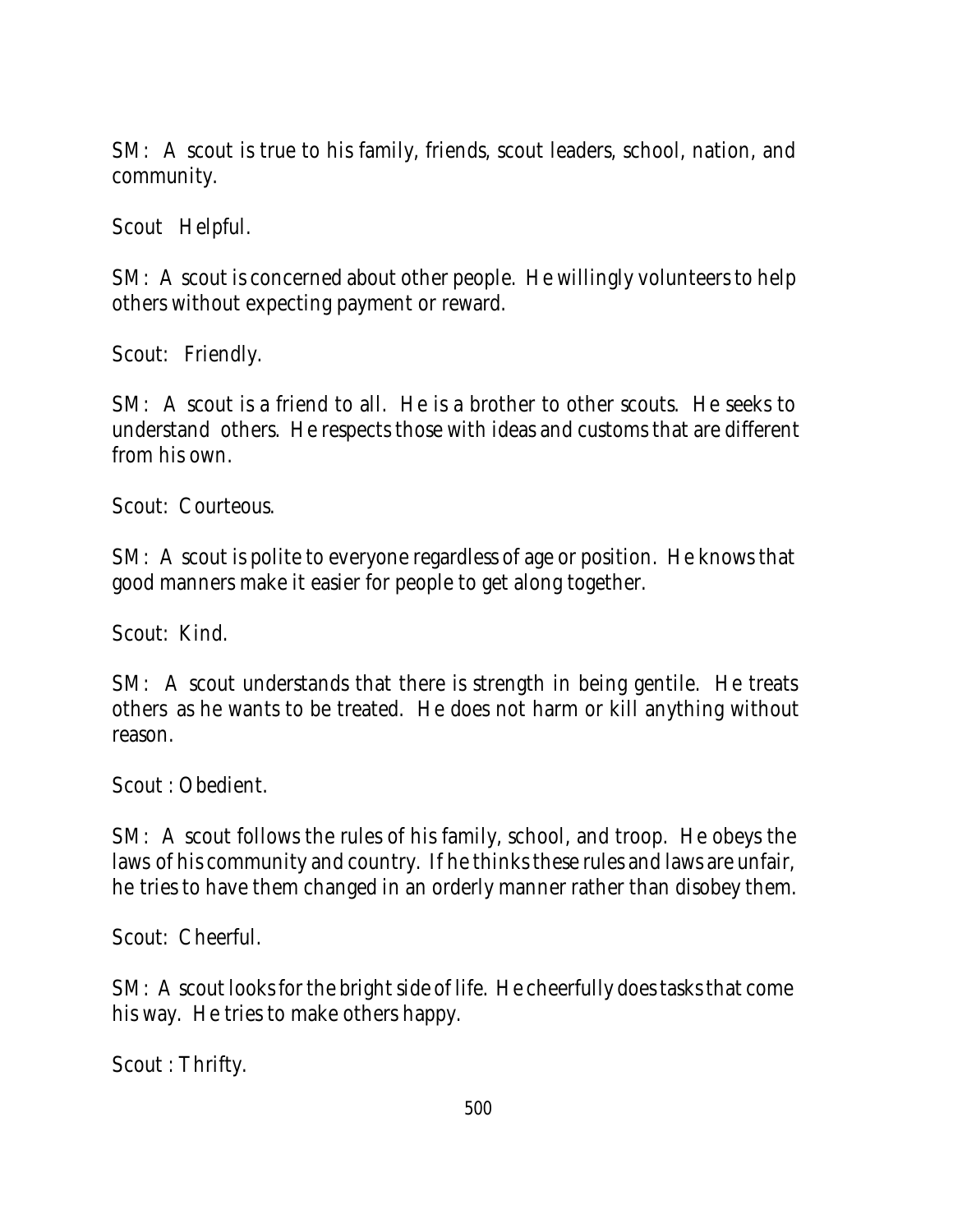SM: A scout is true to his family, friends, scout leaders, school, nation, and community.

Scout Helpful.

SM: A scout is concerned about other people. He willingly volunteers to help others without expecting payment or reward.

Scout: Friendly.

SM: A scout is a friend to all. He is a brother to other scouts. He seeks to understand others. He respects those with ideas and customs that are different from his own.

Scout: Courteous.

SM: A scout is polite to everyone regardless of age or position. He knows that good manners make it easier for people to get along together.

Scout: Kind.

SM: A scout understands that there is strength in being gentile. He treats others as he wants to be treated. He does not harm or kill anything without reason.

Scout : Obedient.

SM: A scout follows the rules of his family, school, and troop. He obeys the laws of his community and country. If he thinks these rules and laws are unfair, he tries to have them changed in an orderly manner rather than disobey them.

Scout: Cheerful.

SM: A scout looks for the bright side of life. He cheerfully does tasks that come his way. He tries to make others happy.

Scout : Thrifty.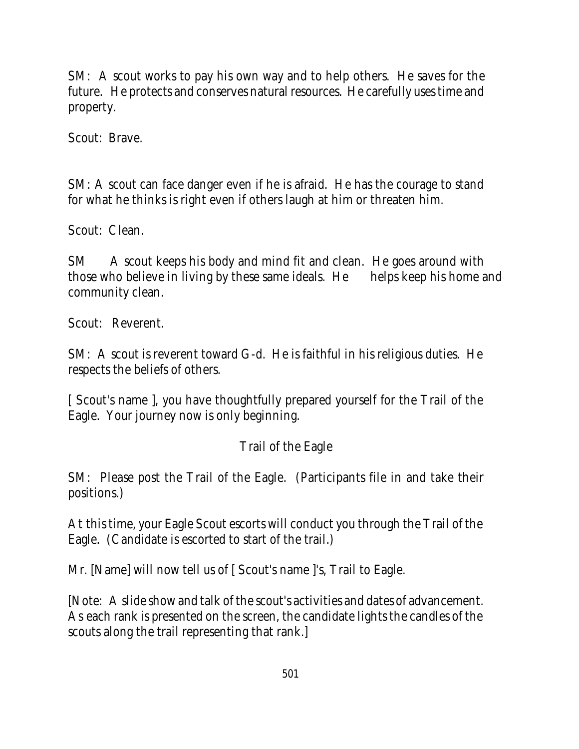SM: A scout works to pay his own way and to help others. He saves for the future. He protects and conserves natural resources. He carefully uses time and property.

Scout: Brave.

SM: A scout can face danger even if he is afraid. He has the courage to stand for what he thinks is right even if others laugh at him or threaten him.

Scout: Clean.

SM A scout keeps his body and mind fit and clean. He goes around with those who believe in living by these same ideals. He helps keep his home and community clean.

Scout: Reverent.

SM: A scout is reverent toward G-d. He is faithful in his religious duties. He respects the beliefs of others.

[ Scout's name ], you have thoughtfully prepared yourself for the Trail of the Eagle. Your journey now is only beginning.

## Trail of the Eagle

SM: Please post the Trail of the Eagle. (Participants file in and take their positions.)

At this time, your Eagle Scout escorts will conduct you through the Trail of the Eagle. (Candidate is escorted to start of the trail.)

Mr. [Name] will now tell us of [ Scout's name ]'s, Trail to Eagle.

[Note: A slide show and talk of the scout's activities and dates of advancement. As each rank is presented on the screen, the candidate lights the candles of the scouts along the trail representing that rank.]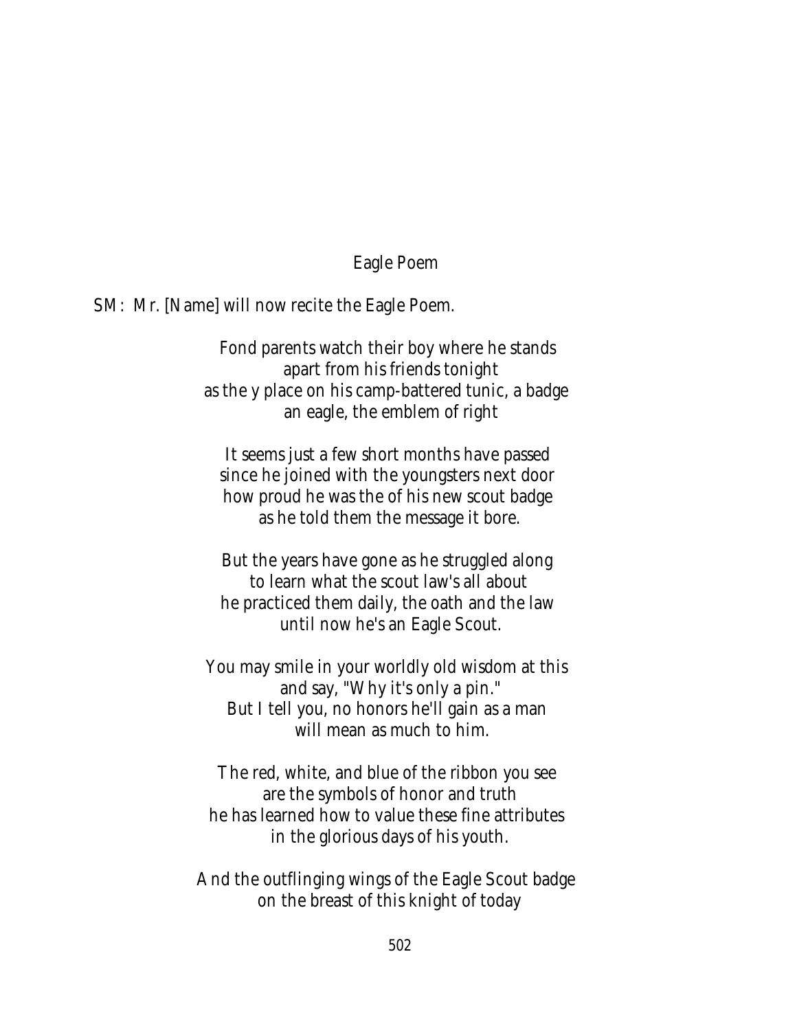## Eagle Poem

SM: Mr. [Name] will now recite the Eagle Poem.

Fond parents watch their boy where he stands  
apart from his friends tonight  
as the y place on his camp-battered tunic, a badge  
an eagle, the emblem of right

It seems just a few short months have passed  
since he joined with the youngsters next door  
how proud he was the of his new scout badge  
as he told them the message it bore.

But the years have gone as he struggled along  
to learn what the scout law's all about  
he practiced them daily, the oath and the law  
until now he's an Eagle Scout.

You may smile in your worldly old wisdom at this  
and say, "Why it's only a pin."  
But I tell you, no honors he'll gain as a man  
will mean as much to him.

The red, white, and blue of the ribbon you see  
are the symbols of honor and truth  
he has learned how to value these fine attributes  
in the glorious days of his youth.

And the outflinging wings of the Eagle Scout badge  
on the breast of this knight of today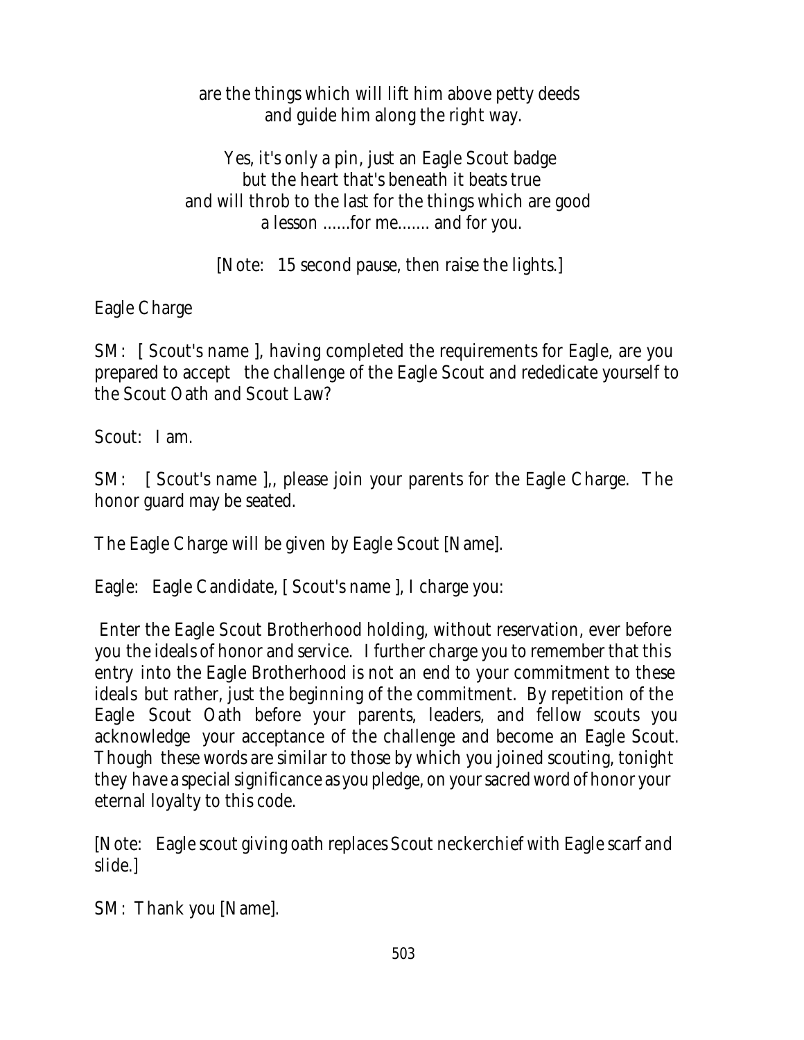are the things which will lift him above petty deeds
and guide him along the right way.

Yes, it's only a pin, just an Eagle Scout badge
but the heart that's beneath it beats true
and will throb to the last for the things which are good
a lesson ......for me....... and for you.

[Note: 15 second pause, then raise the lights.]

Eagle Charge

SM: [ Scout's name ], having completed the requirements for Eagle, are you prepared to accept the challenge of the Eagle Scout and rededicate yourself to the Scout Oath and Scout Law?

Scout: I am.

SM: [ Scout's name ],, please join your parents for the Eagle Charge. The honor guard may be seated.

The Eagle Charge will be given by Eagle Scout [Name].

Eagle: Eagle Candidate, [ Scout's name ], I charge you:

Enter the Eagle Scout Brotherhood holding, without reservation, ever before you the ideals of honor and service. I further charge you to remember that this entry into the Eagle Brotherhood is not an end to your commitment to these ideals but rather, just the beginning of the commitment. By repetition of the Eagle Scout Oath before your parents, leaders, and fellow scouts you acknowledge your acceptance of the challenge and become an Eagle Scout. Though these words are similar to those by which you joined scouting, tonight they have a special significance as you pledge, on your sacred word of honor your eternal loyalty to this code.

[Note: Eagle scout giving oath replaces Scout neckerchief with Eagle scarf and slide.]

SM: Thank you [Name].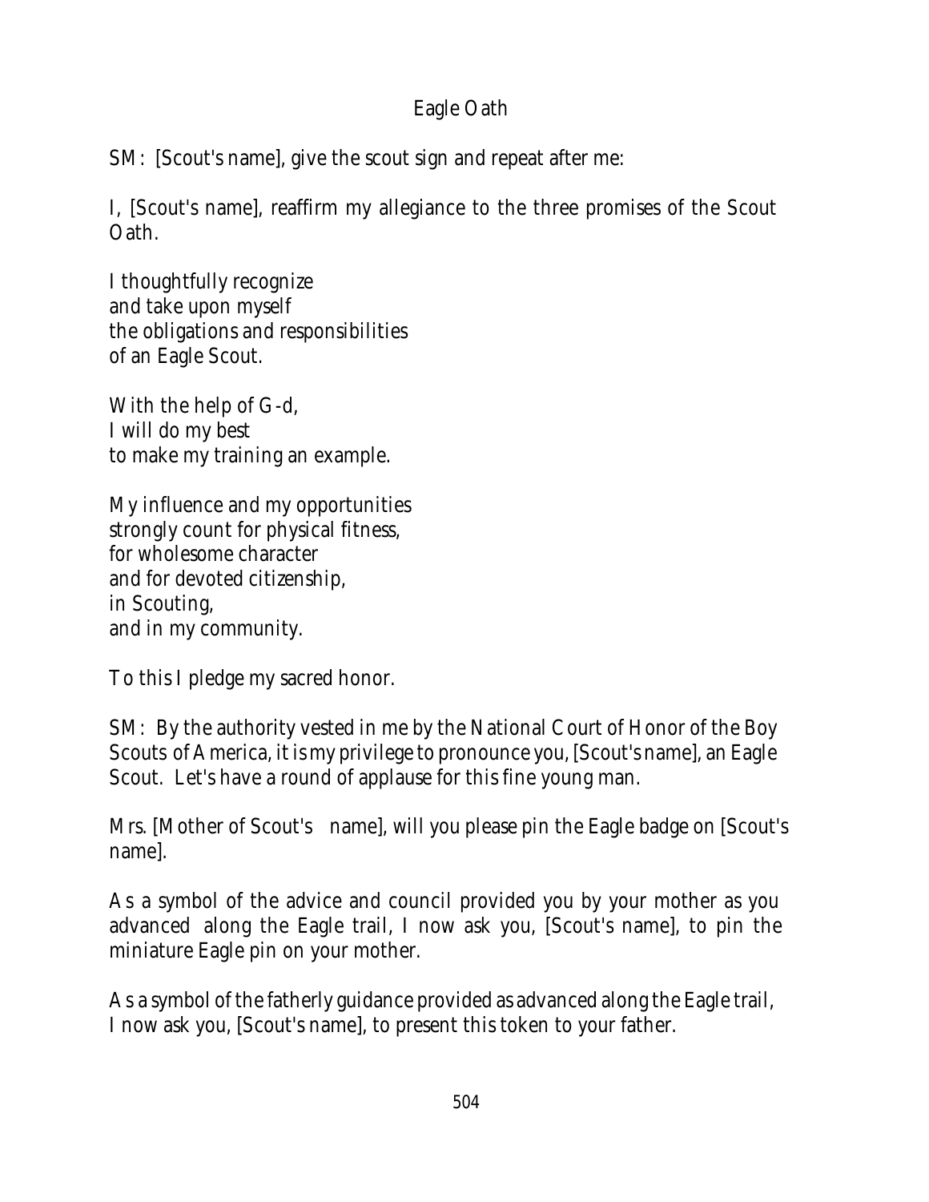# Eagle Oath

SM: [Scout's name], give the scout sign and repeat after me:

I, [Scout's name], reaffirm my allegiance to the three promises of the Scout Oath.

I thoughtfully recognize
and take upon myself
the obligations and responsibilities
of an Eagle Scout.

With the help of G-d,
I will do my best
to make my training an example.

My influence and my opportunities
strongly count for physical fitness,
for wholesome character
and for devoted citizenship,
in Scouting,
and in my community.

To this I pledge my sacred honor.

SM: By the authority vested in me by the National Court of Honor of the Boy Scouts of America, it is my privilege to pronounce you, [Scout's name], an Eagle Scout. Let's have a round of applause for this fine young man.

Mrs. [Mother of Scout's name], will you please pin the Eagle badge on [Scout's name].

As a symbol of the advice and council provided you by your mother as you advanced along the Eagle trail, I now ask you, [Scout's name], to pin the miniature Eagle pin on your mother.

As a symbol of the fatherly guidance provided as advanced along the Eagle trail, I now ask you, [Scout's name], to present this token to your father.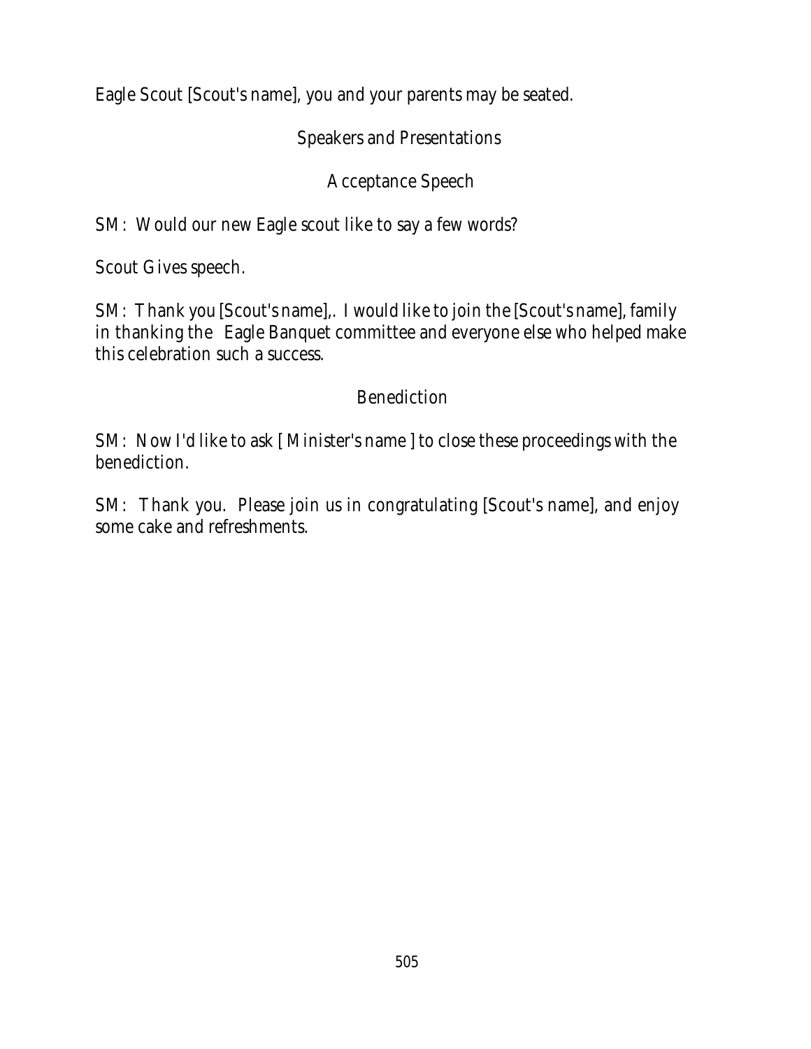Eagle Scout [Scout's name], you and your parents may be seated.

## Speakers and Presentations

## Acceptance Speech

SM: Would our new Eagle scout like to say a few words?

Scout Gives speech.

SM: Thank you [Scout's name],. I would like to join the [Scout's name], family in thanking the Eagle Banquet committee and everyone else who helped make this celebration such a success.

## Benediction

SM: Now I'd like to ask [ Minister's name ] to close these proceedings with the benediction.

SM: Thank you. Please join us in congratulating [Scout's name], and enjoy some cake and refreshments.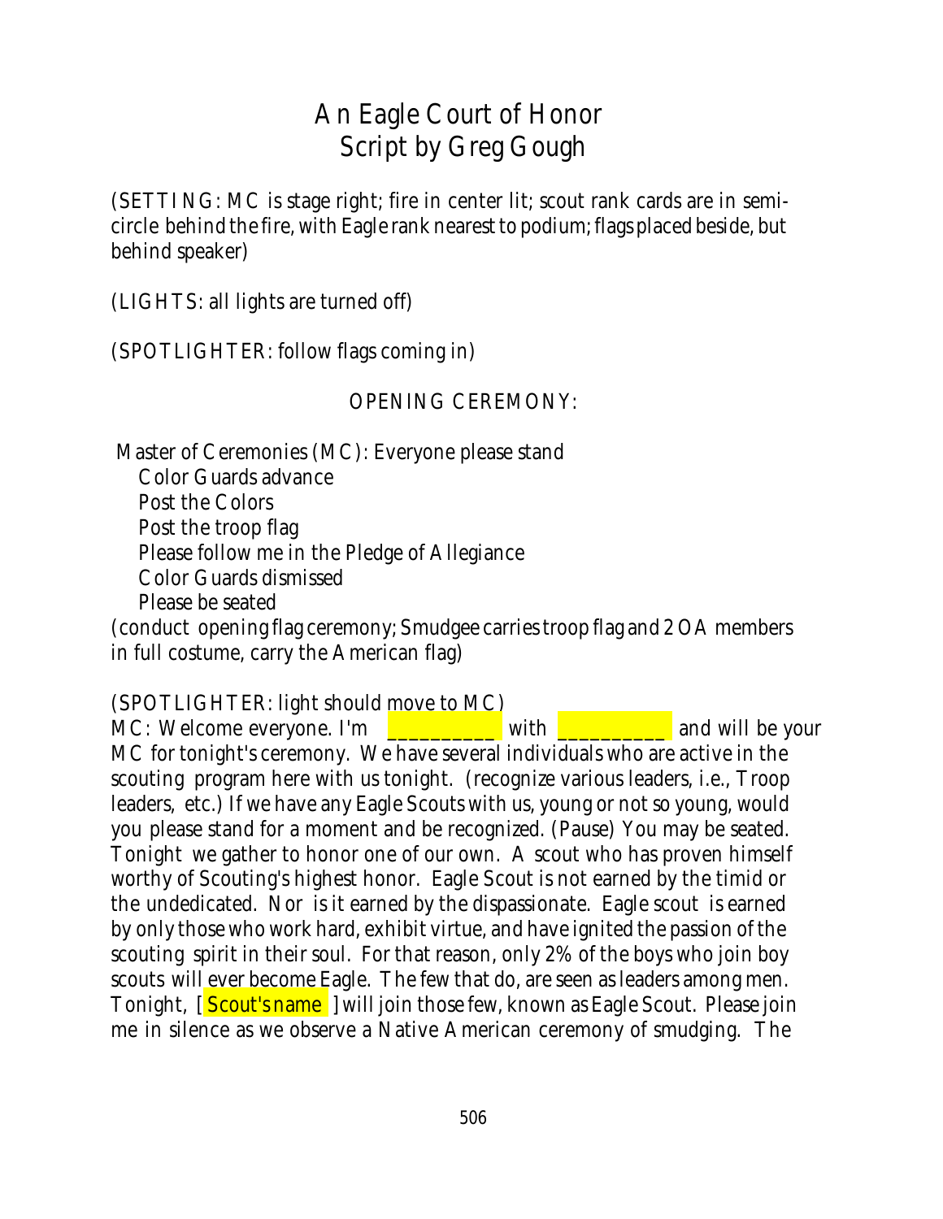# An Eagle Court of Honor
## Script by Greg Gough

(SETTING: MC is stage right; fire in center lit; scout rank cards are in semi-circle behind the fire, with Eagle rank nearest to podium; flags placed beside, but behind speaker)

(LIGHTS: all lights are turned off)

(SPOTLIGHTER: follow flags coming in)

OPENING CEREMONY:

Master of Ceremonies (MC): Everyone please stand
Color Guards advance
Post the Colors
Post the troop flag
Please follow me in the Pledge of Allegiance
Color Guards dismissed
Please be seated

(conduct opening flag ceremony; Smudgee carries troop flag and 2 OA members in full costume, carry the American flag)

(SPOTLIGHTER: light should move to MC)

MC: Welcome everyone. I'm __________ with __________ and will be your MC for tonight's ceremony. We have several individuals who are active in the scouting program here with us tonight. (recognize various leaders, i.e., Troop leaders, etc.) If we have any Eagle Scouts with us, young or not so young, would you please stand for a moment and be recognized. (Pause) You may be seated. Tonight we gather to honor one of our own. A scout who has proven himself worthy of Scouting's highest honor. Eagle Scout is not earned by the timid or the undedicated. Nor is it earned by the dispassionate. Eagle scout is earned by only those who work hard, exhibit virtue, and have ignited the passion of the scouting spirit in their soul. For that reason, only 2% of the boys who join boy scouts will ever become Eagle. The few that do, are seen as leaders among men. Tonight, [ Scout's name ] will join those few, known as Eagle Scout. Please join me in silence as we observe a Native American ceremony of smudging. The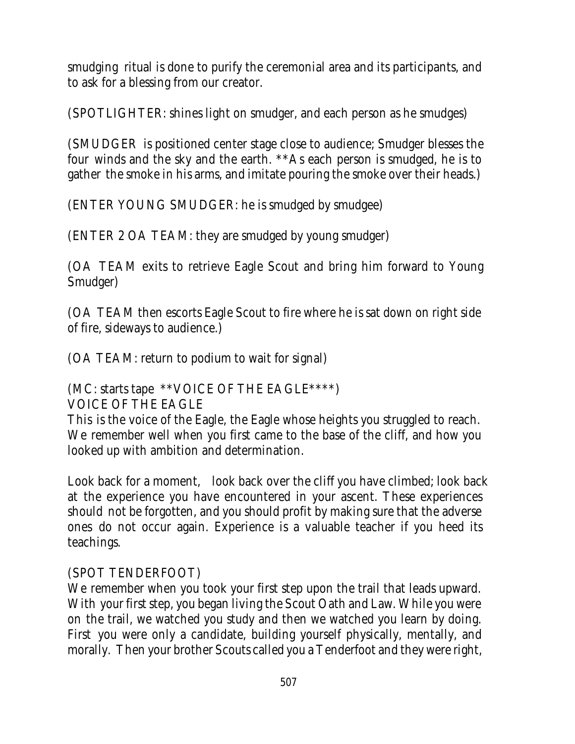smudging ritual is done to purify the ceremonial area and its participants, and to ask for a blessing from our creator.

(SPOTLIGHTER: shines light on smudger, and each person as he smudges)

(SMUDGER is positioned center stage close to audience; Smudger blesses the four winds and the sky and the earth. **As each person is smudged, he is to gather the smoke in his arms, and imitate pouring the smoke over their heads.)

(ENTER YOUNG SMUDGER: he is smudged by smudgee)

(ENTER 2 OA TEAM: they are smudged by young smudger)

(OA TEAM exits to retrieve Eagle Scout and bring him forward to Young Smudger)

(OA TEAM then escorts Eagle Scout to fire where he is sat down on right side of fire, sideways to audience.)

(OA TEAM: return to podium to wait for signal)

(MC: starts tape **VOICE OF THE EAGLE****)
VOICE OF THE EAGLE
This is the voice of the Eagle, the Eagle whose heights you struggled to reach. We remember well when you first came to the base of the cliff, and how you looked up with ambition and determination.

Look back for a moment, look back over the cliff you have climbed; look back at the experience you have encountered in your ascent. These experiences should not be forgotten, and you should profit by making sure that the adverse ones do not occur again. Experience is a valuable teacher if you heed its teachings.

(SPOT TENDERFOOT)
We remember when you took your first step upon the trail that leads upward. With your first step, you began living the Scout Oath and Law. While you were on the trail, we watched you study and then we watched you learn by doing. First you were only a candidate, building yourself physically, mentally, and morally. Then your brother Scouts called you a Tenderfoot and they were right,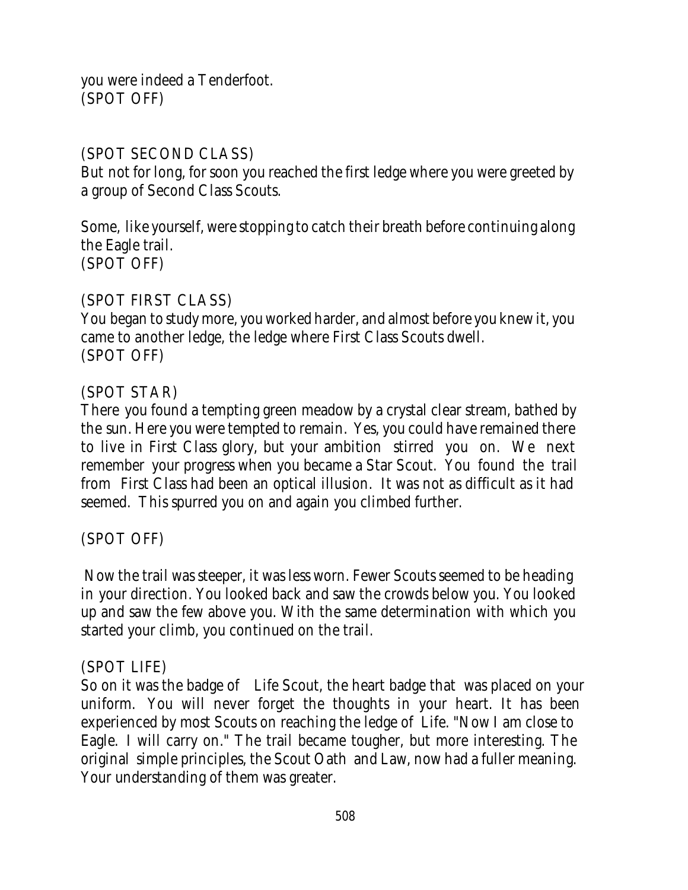you were indeed a Tenderfoot.
(SPOT OFF)

(SPOT SECOND CLASS)
But not for long, for soon you reached the first ledge where you were greeted by a group of Second Class Scouts.

Some, like yourself, were stopping to catch their breath before continuing along the Eagle trail.
(SPOT OFF)

(SPOT FIRST CLASS)
You began to study more, you worked harder, and almost before you knew it, you came to another ledge, the ledge where First Class Scouts dwell.
(SPOT OFF)

(SPOT STAR)
There you found a tempting green meadow by a crystal clear stream, bathed by the sun. Here you were tempted to remain. Yes, you could have remained there to live in First Class glory, but your ambition stirred you on. We next remember your progress when you became a Star Scout. You found the trail from First Class had been an optical illusion. It was not as difficult as it had seemed. This spurred you on and again you climbed further.

(SPOT OFF)

Now the trail was steeper, it was less worn. Fewer Scouts seemed to be heading in your direction. You looked back and saw the crowds below you. You looked up and saw the few above you. With the same determination with which you started your climb, you continued on the trail.

(SPOT LIFE)
So on it was the badge of Life Scout, the heart badge that was placed on your uniform. You will never forget the thoughts in your heart. It has been experienced by most Scouts on reaching the ledge of Life. "Now I am close to Eagle. I will carry on." The trail became tougher, but more interesting. The original simple principles, the Scout Oath and Law, now had a fuller meaning. Your understanding of them was greater.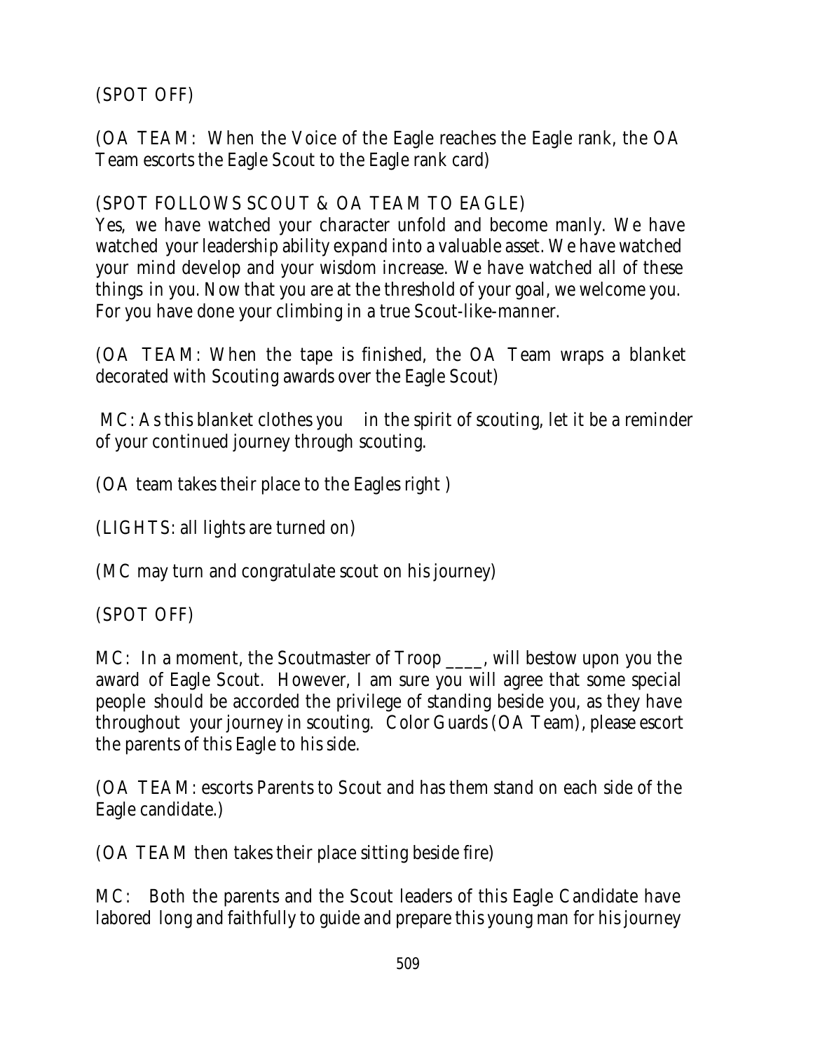(SPOT OFF)

(OA TEAM: When the Voice of the Eagle reaches the Eagle rank, the OA Team escorts the Eagle Scout to the Eagle rank card)

(SPOT FOLLOWS SCOUT & OA TEAM TO EAGLE)
Yes, we have watched your character unfold and become manly. We have watched your leadership ability expand into a valuable asset. We have watched your mind develop and your wisdom increase. We have watched all of these things in you. Now that you are at the threshold of your goal, we welcome you. For you have done your climbing in a true Scout-like-manner.

(OA TEAM: When the tape is finished, the OA Team wraps a blanket decorated with Scouting awards over the Eagle Scout)

MC: As this blanket clothes you in the spirit of scouting, let it be a reminder of your continued journey through scouting.

(OA team takes their place to the Eagles right )

(LIGHTS: all lights are turned on)

(MC may turn and congratulate scout on his journey)

(SPOT OFF)

MC: In a moment, the Scoutmaster of Troop ____, will bestow upon you the award of Eagle Scout. However, I am sure you will agree that some special people should be accorded the privilege of standing beside you, as they have throughout your journey in scouting. Color Guards (OA Team), please escort the parents of this Eagle to his side.

(OA TEAM: escorts Parents to Scout and has them stand on each side of the Eagle candidate.)

(OA TEAM then takes their place sitting beside fire)

MC: Both the parents and the Scout leaders of this Eagle Candidate have labored long and faithfully to guide and prepare this young man for his journey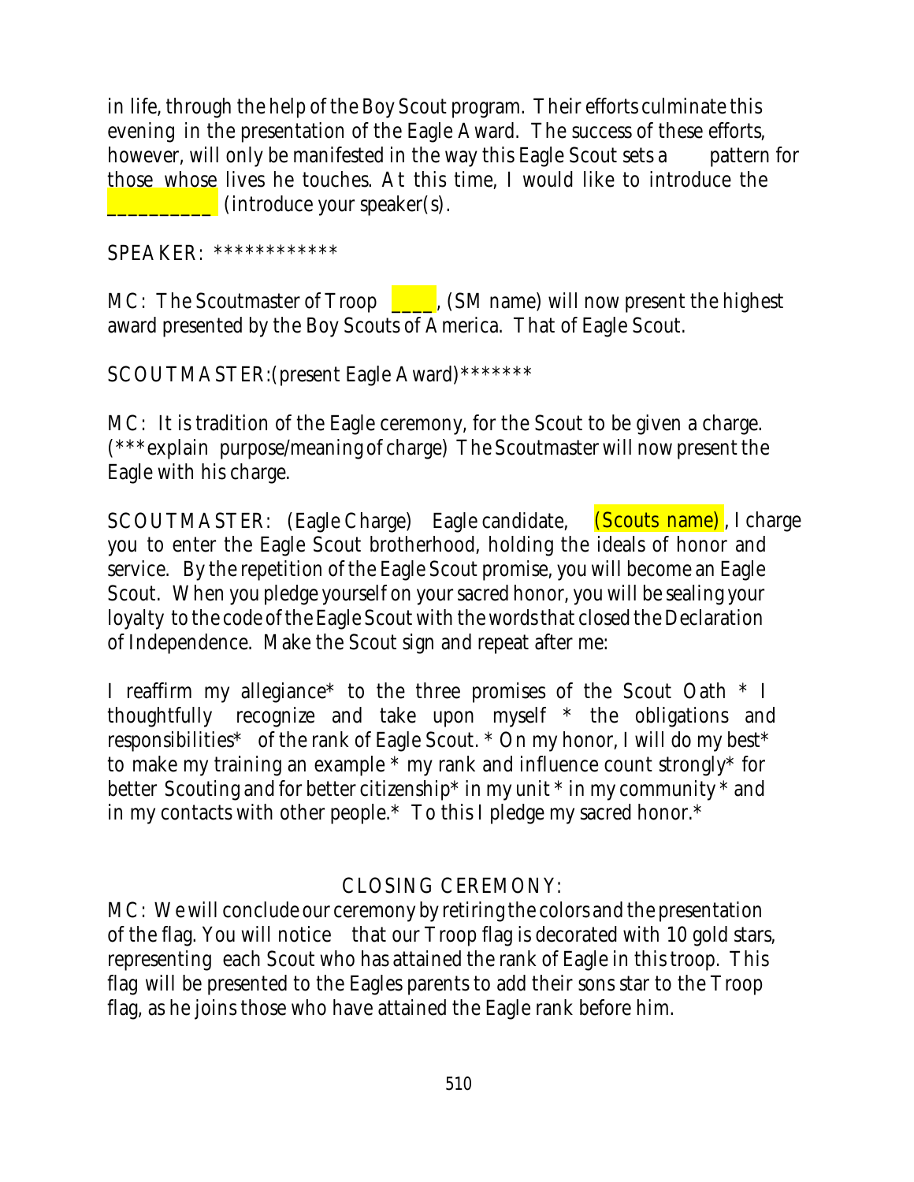in life, through the help of the Boy Scout program. Their efforts culminate this evening in the presentation of the Eagle Award. The success of these efforts, however, will only be manifested in the way this Eagle Scout sets a pattern for those whose lives he touches. At this time, I would like to introduce the __________ (introduce your speaker(s).

SPEAKER: ************

MC: The Scoutmaster of Troop ____, (SM name) will now present the highest award presented by the Boy Scouts of America. That of Eagle Scout.

SCOUTMASTER:(present Eagle Award)*******

MC: It is tradition of the Eagle ceremony, for the Scout to be given a charge. (***explain purpose/meaning of charge) The Scoutmaster will now present the Eagle with his charge.

SCOUTMASTER: (Eagle Charge) Eagle candidate, (Scouts name), I charge you to enter the Eagle Scout brotherhood, holding the ideals of honor and service. By the repetition of the Eagle Scout promise, you will become an Eagle Scout. When you pledge yourself on your sacred honor, you will be sealing your loyalty to the code of the Eagle Scout with the words that closed the Declaration of Independence. Make the Scout sign and repeat after me:

I reaffirm my allegiance* to the three promises of the Scout Oath * I thoughtfully recognize and take upon myself * the obligations and responsibilities* of the rank of Eagle Scout. * On my honor, I will do my best* to make my training an example * my rank and influence count strongly* for better Scouting and for better citizenship* in my unit * in my community * and in my contacts with other people.* To this I pledge my sacred honor.*

CLOSING CEREMONY:

MC: We will conclude our ceremony by retiring the colors and the presentation of the flag. You will notice that our Troop flag is decorated with 10 gold stars, representing each Scout who has attained the rank of Eagle in this troop. This flag will be presented to the Eagles parents to add their sons star to the Troop flag, as he joins those who have attained the Eagle rank before him.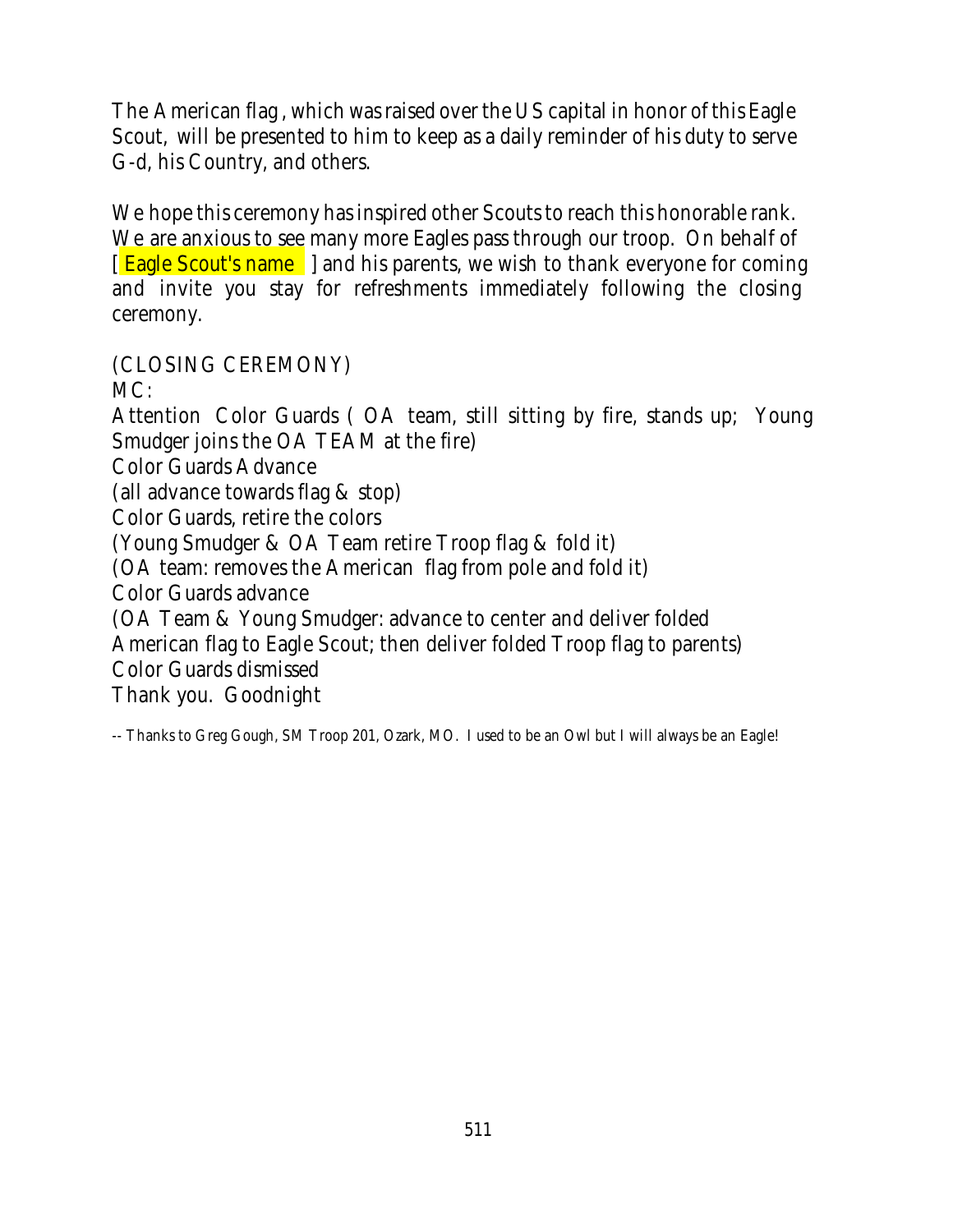The American flag, which was raised over the US capital in honor of this Eagle Scout, will be presented to him to keep as a daily reminder of his duty to serve G-d, his Country, and others.

We hope this ceremony has inspired other Scouts to reach this honorable rank. We are anxious to see many more Eagles pass through our troop. On behalf of [ Eagle Scout's name ] and his parents, we wish to thank everyone for coming and invite you stay for refreshments immediately following the closing ceremony.

(CLOSING CEREMONY)
MC:
Attention Color Guards ( OA team, still sitting by fire, stands up; Young Smudger joins the OA TEAM at the fire)
Color Guards Advance
(all advance towards flag & stop)
Color Guards, retire the colors
(Young Smudger & OA Team retire Troop flag & fold it)
(OA team: removes the American flag from pole and fold it)
Color Guards advance
(OA Team & Young Smudger: advance to center and deliver folded American flag to Eagle Scout; then deliver folded Troop flag to parents)
Color Guards dismissed
Thank you. Goodnight

-- Thanks to Greg Gough, SM Troop 201, Ozark, MO. I used to be an Owl but I will always be an Eagle!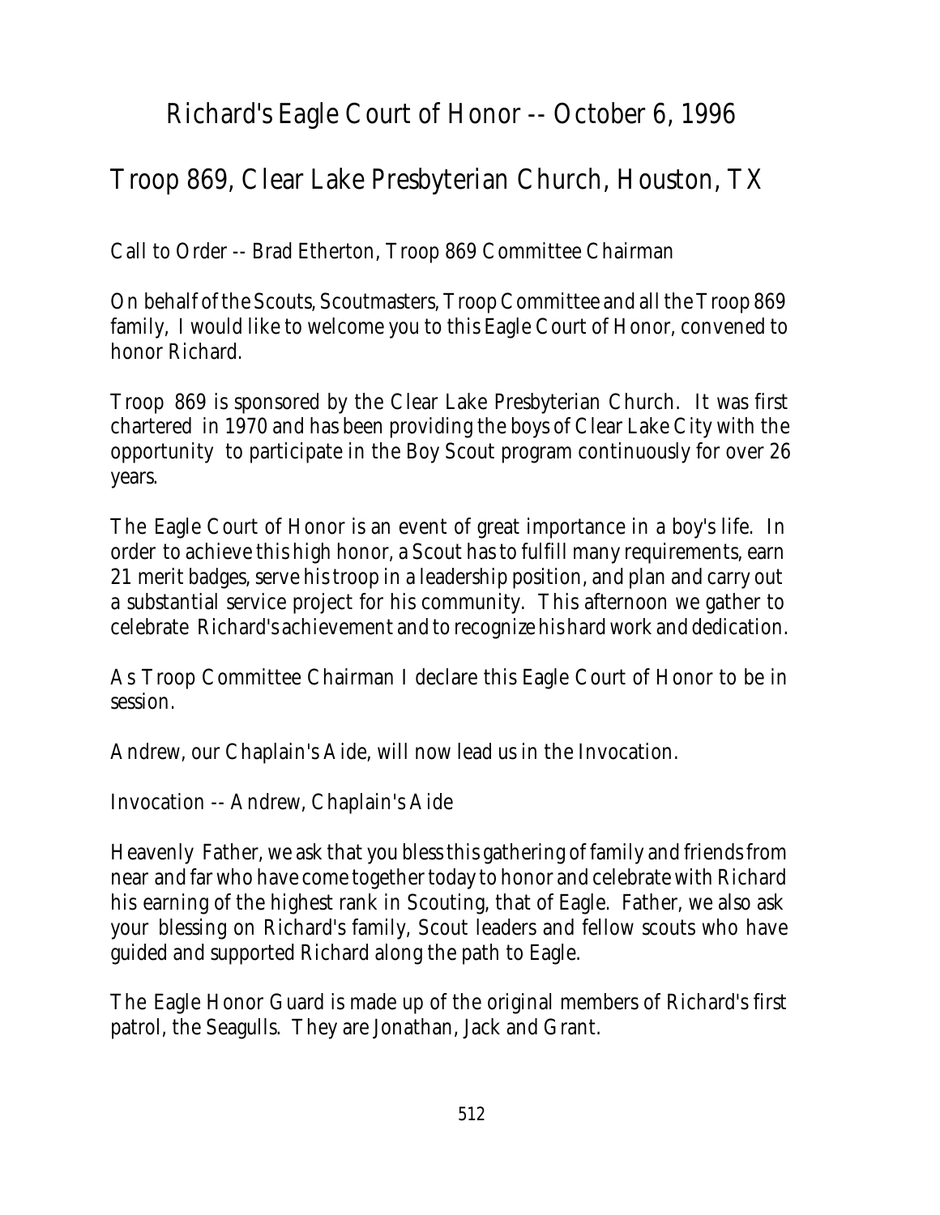# Richard's Eagle Court of Honor -- October 6, 1996

## Troop 869, Clear Lake Presbyterian Church, Houston, TX

Call to Order -- Brad Etherton, Troop 869 Committee Chairman

On behalf of the Scouts, Scoutmasters, Troop Committee and all the Troop 869 family, I would like to welcome you to this Eagle Court of Honor, convened to honor Richard.

Troop 869 is sponsored by the Clear Lake Presbyterian Church. It was first chartered in 1970 and has been providing the boys of Clear Lake City with the opportunity to participate in the Boy Scout program continuously for over 26 years.

The Eagle Court of Honor is an event of great importance in a boy's life. In order to achieve this high honor, a Scout has to fulfill many requirements, earn 21 merit badges, serve his troop in a leadership position, and plan and carry out a substantial service project for his community. This afternoon we gather to celebrate Richard's achievement and to recognize his hard work and dedication.

As Troop Committee Chairman I declare this Eagle Court of Honor to be in session.

Andrew, our Chaplain's Aide, will now lead us in the Invocation.

Invocation -- Andrew, Chaplain's Aide

Heavenly Father, we ask that you bless this gathering of family and friends from near and far who have come together today to honor and celebrate with Richard his earning of the highest rank in Scouting, that of Eagle. Father, we also ask your blessing on Richard's family, Scout leaders and fellow scouts who have guided and supported Richard along the path to Eagle.

The Eagle Honor Guard is made up of the original members of Richard's first patrol, the Seagulls. They are Jonathan, Jack and Grant.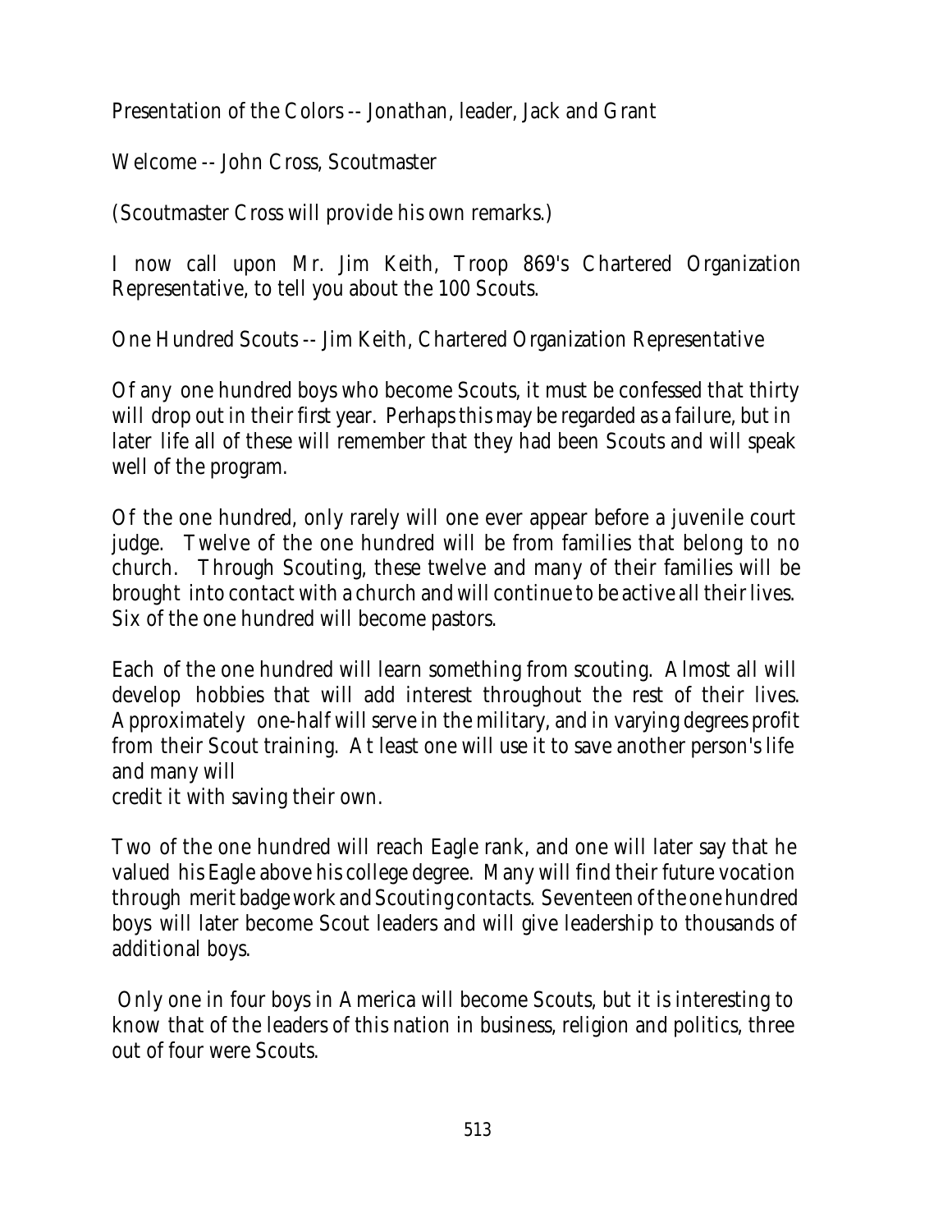Presentation of the Colors -- Jonathan, leader, Jack and Grant

Welcome -- John Cross, Scoutmaster

(Scoutmaster Cross will provide his own remarks.)

I now call upon Mr. Jim Keith, Troop 869's Chartered Organization Representative, to tell you about the 100 Scouts.

One Hundred Scouts -- Jim Keith, Chartered Organization Representative

Of any one hundred boys who become Scouts, it must be confessed that thirty will drop out in their first year. Perhaps this may be regarded as a failure, but in later life all of these will remember that they had been Scouts and will speak well of the program.

Of the one hundred, only rarely will one ever appear before a juvenile court judge. Twelve of the one hundred will be from families that belong to no church. Through Scouting, these twelve and many of their families will be brought into contact with a church and will continue to be active all their lives. Six of the one hundred will become pastors.

Each of the one hundred will learn something from scouting. Almost all will develop hobbies that will add interest throughout the rest of their lives. Approximately one-half will serve in the military, and in varying degrees profit from their Scout training. At least one will use it to save another person's life and many will credit it with saving their own.

Two of the one hundred will reach Eagle rank, and one will later say that he valued his Eagle above his college degree. Many will find their future vocation through merit badge work and Scouting contacts. Seventeen of the one hundred boys will later become Scout leaders and will give leadership to thousands of additional boys.

Only one in four boys in America will become Scouts, but it is interesting to know that of the leaders of this nation in business, religion and politics, three out of four were Scouts.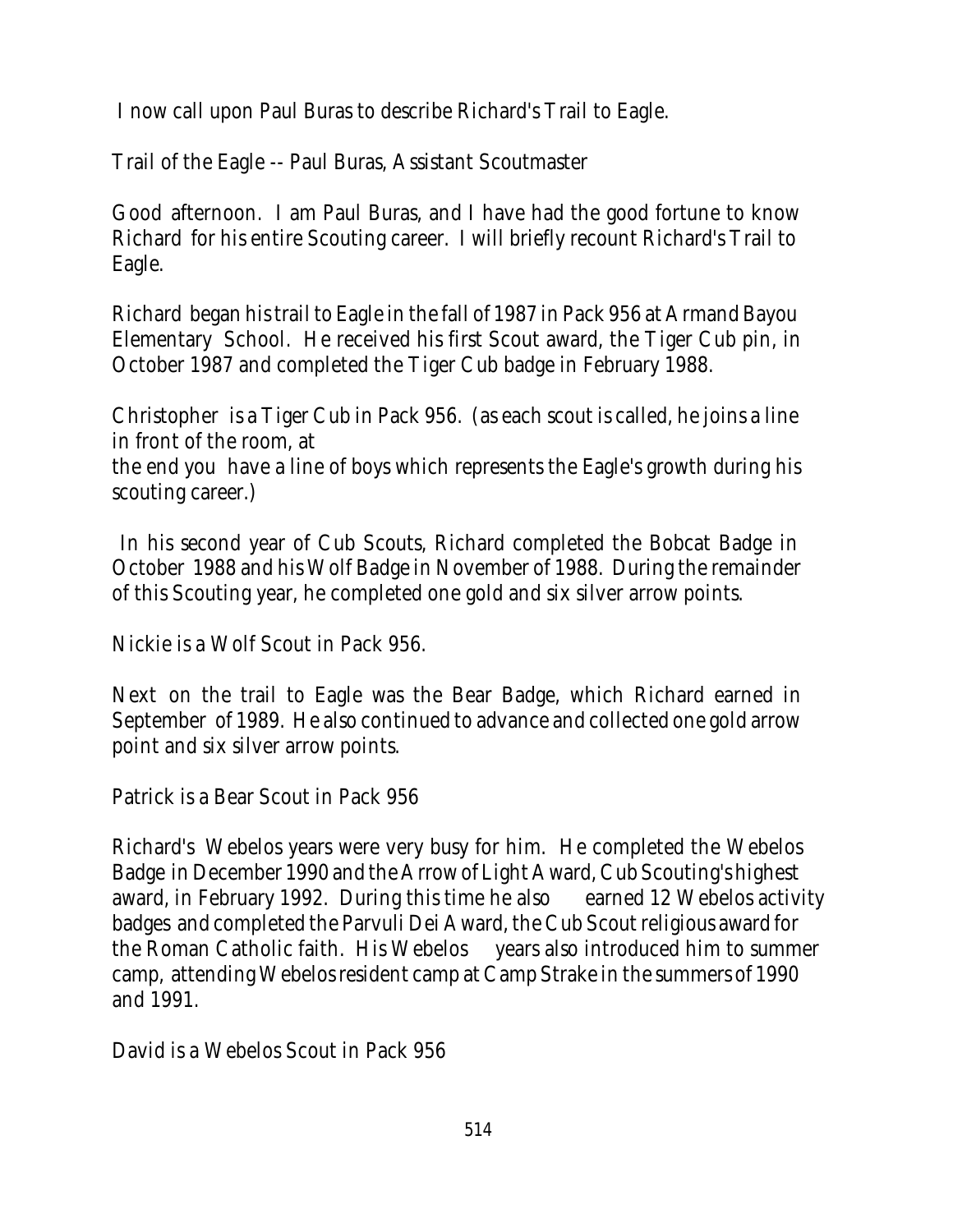I now call upon Paul Buras to describe Richard's Trail to Eagle.

Trail of the Eagle -- Paul Buras, Assistant Scoutmaster

Good afternoon. I am Paul Buras, and I have had the good fortune to know Richard for his entire Scouting career. I will briefly recount Richard's Trail to Eagle.

Richard began his trail to Eagle in the fall of 1987 in Pack 956 at Armand Bayou Elementary School. He received his first Scout award, the Tiger Cub pin, in October 1987 and completed the Tiger Cub badge in February 1988.

Christopher is a Tiger Cub in Pack 956. (as each scout is called, he joins a line in front of the room, at
the end you have a line of boys which represents the Eagle's growth during his scouting career.)

In his second year of Cub Scouts, Richard completed the Bobcat Badge in October 1988 and his Wolf Badge in November of 1988. During the remainder of this Scouting year, he completed one gold and six silver arrow points.

Nickie is a Wolf Scout in Pack 956.

Next on the trail to Eagle was the Bear Badge, which Richard earned in September of 1989. He also continued to advance and collected one gold arrow point and six silver arrow points.

Patrick is a Bear Scout in Pack 956

Richard's Webelos years were very busy for him. He completed the Webelos Badge in December 1990 and the Arrow of Light Award, Cub Scouting's highest award, in February 1992. During this time he also earned 12 Webelos activity badges and completed the Parvuli Dei Award, the Cub Scout religious award for the Roman Catholic faith. His Webelos years also introduced him to summer camp, attending Webelos resident camp at Camp Strake in the summers of 1990 and 1991.

David is a Webelos Scout in Pack 956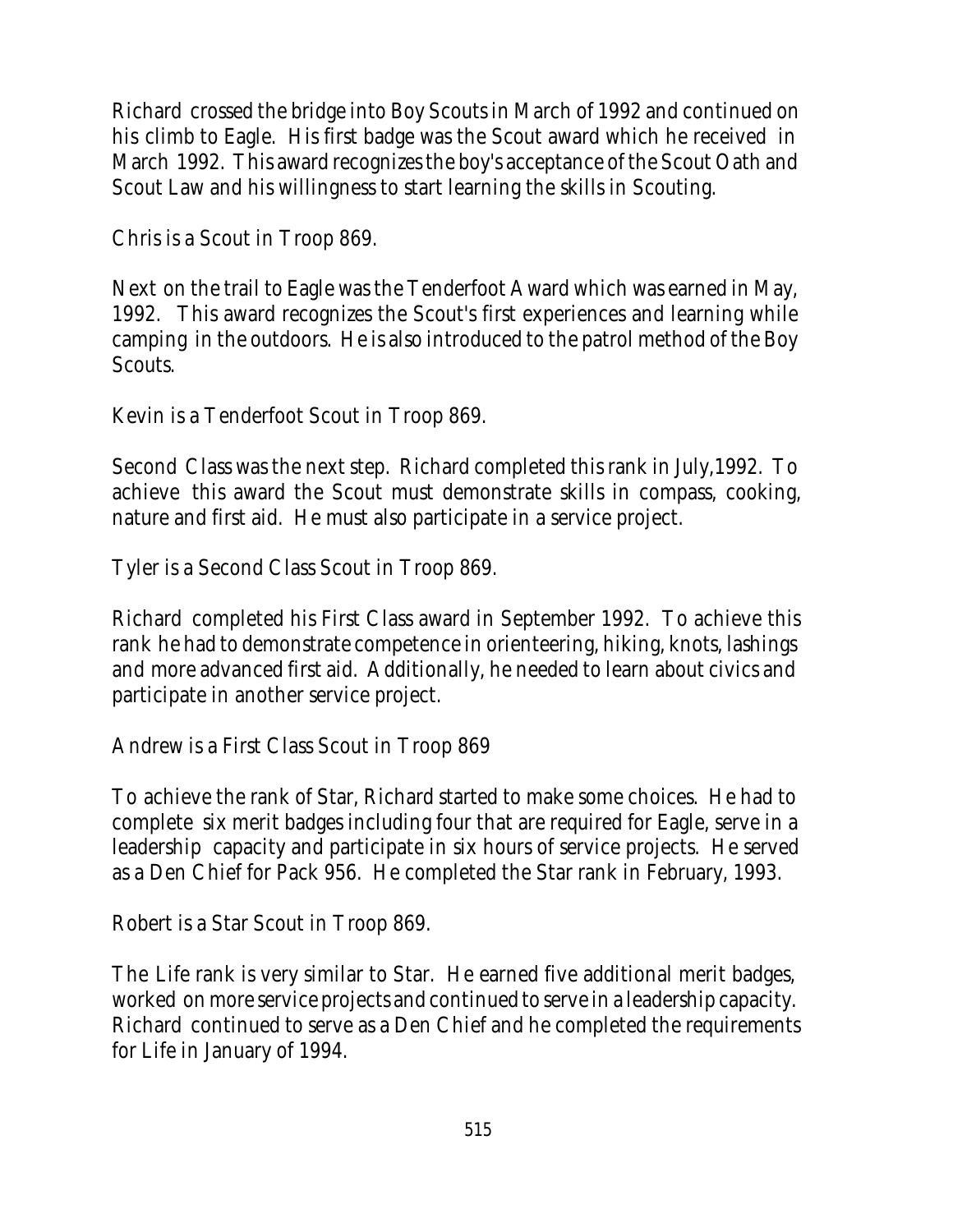Richard crossed the bridge into Boy Scouts in March of 1992 and continued on his climb to Eagle. His first badge was the Scout award which he received in March 1992. This award recognizes the boy's acceptance of the Scout Oath and Scout Law and his willingness to start learning the skills in Scouting.

Chris is a Scout in Troop 869.

Next on the trail to Eagle was the Tenderfoot Award which was earned in May, 1992. This award recognizes the Scout's first experiences and learning while camping in the outdoors. He is also introduced to the patrol method of the Boy Scouts.

Kevin is a Tenderfoot Scout in Troop 869.

Second Class was the next step. Richard completed this rank in July,1992. To achieve this award the Scout must demonstrate skills in compass, cooking, nature and first aid. He must also participate in a service project.

Tyler is a Second Class Scout in Troop 869.

Richard completed his First Class award in September 1992. To achieve this rank he had to demonstrate competence in orienteering, hiking, knots, lashings and more advanced first aid. Additionally, he needed to learn about civics and participate in another service project.

Andrew is a First Class Scout in Troop 869

To achieve the rank of Star, Richard started to make some choices. He had to complete six merit badges including four that are required for Eagle, serve in a leadership capacity and participate in six hours of service projects. He served as a Den Chief for Pack 956. He completed the Star rank in February, 1993.

Robert is a Star Scout in Troop 869.

The Life rank is very similar to Star. He earned five additional merit badges, worked on more service projects and continued to serve in a leadership capacity. Richard continued to serve as a Den Chief and he completed the requirements for Life in January of 1994.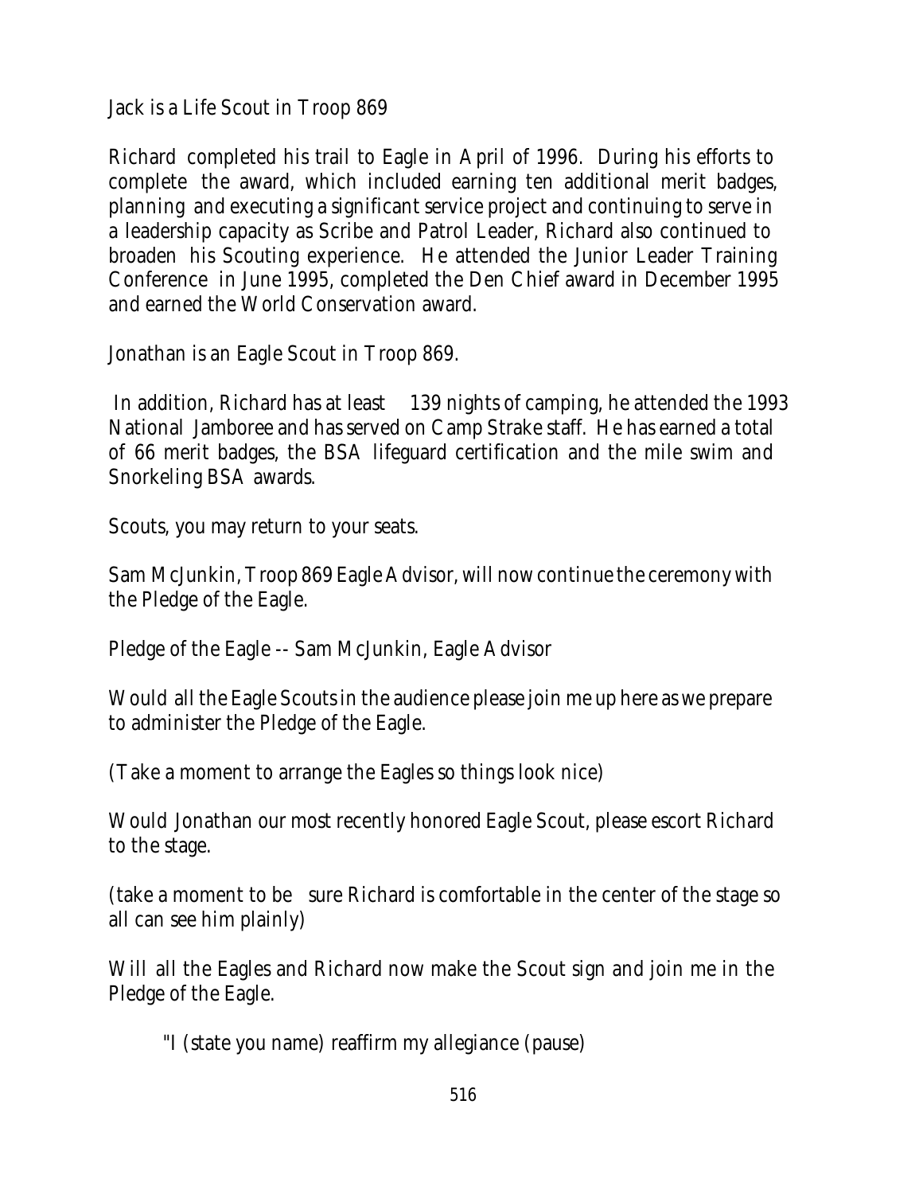Jack is a Life Scout in Troop 869

Richard completed his trail to Eagle in April of 1996. During his efforts to complete the award, which included earning ten additional merit badges, planning and executing a significant service project and continuing to serve in a leadership capacity as Scribe and Patrol Leader, Richard also continued to broaden his Scouting experience. He attended the Junior Leader Training Conference in June 1995, completed the Den Chief award in December 1995 and earned the World Conservation award.

Jonathan is an Eagle Scout in Troop 869.

In addition, Richard has at least 139 nights of camping, he attended the 1993 National Jamboree and has served on Camp Strake staff. He has earned a total of 66 merit badges, the BSA lifeguard certification and the mile swim and Snorkeling BSA awards.

Scouts, you may return to your seats.

Sam McJunkin, Troop 869 Eagle Advisor, will now continue the ceremony with the Pledge of the Eagle.

Pledge of the Eagle -- Sam McJunkin, Eagle Advisor

Would all the Eagle Scouts in the audience please join me up here as we prepare to administer the Pledge of the Eagle.

(Take a moment to arrange the Eagles so things look nice)

Would Jonathan our most recently honored Eagle Scout, please escort Richard to the stage.

(take a moment to be sure Richard is comfortable in the center of the stage so all can see him plainly)

Will all the Eagles and Richard now make the Scout sign and join me in the Pledge of the Eagle.

"I (state you name) reaffirm my allegiance (pause)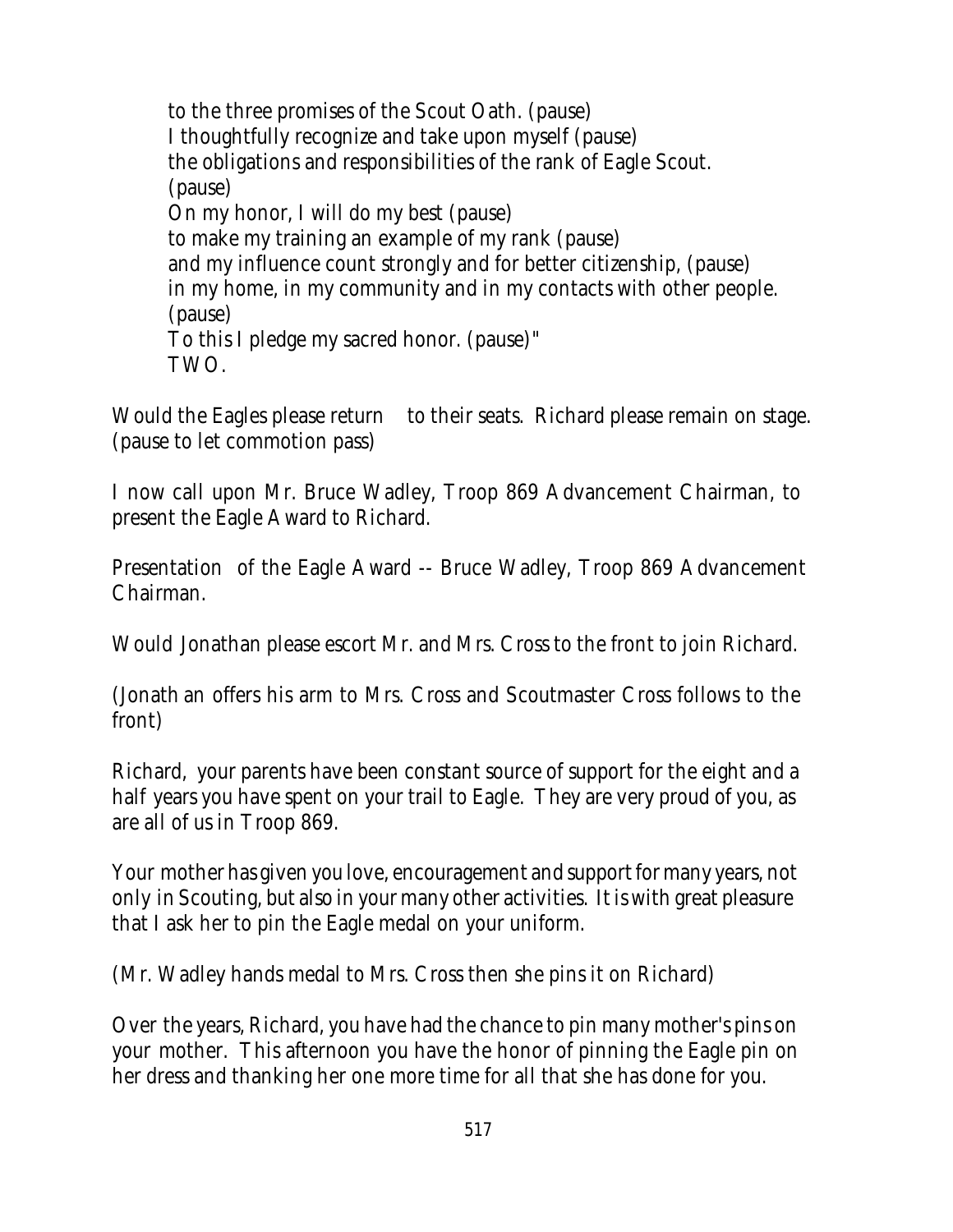to the three promises of the Scout Oath. (pause)
I thoughtfully recognize and take upon myself (pause)
the obligations and responsibilities of the rank of Eagle Scout.
(pause)
On my honor, I will do my best (pause)
to make my training an example of my rank (pause)
and my influence count strongly and for better citizenship, (pause)
in my home, in my community and in my contacts with other people.
(pause)
To this I pledge my sacred honor. (pause)"
TWO.

Would the Eagles please return to their seats. Richard please remain on stage. (pause to let commotion pass)

I now call upon Mr. Bruce Wadley, Troop 869 Advancement Chairman, to present the Eagle Award to Richard.

Presentation of the Eagle Award -- Bruce Wadley, Troop 869 Advancement Chairman.

Would Jonathan please escort Mr. and Mrs. Cross to the front to join Richard.

(Jonath an offers his arm to Mrs. Cross and Scoutmaster Cross follows to the front)

Richard, your parents have been constant source of support for the eight and a half years you have spent on your trail to Eagle. They are very proud of you, as are all of us in Troop 869.

Your mother has given you love, encouragement and support for many years, not only in Scouting, but also in your many other activities. It is with great pleasure that I ask her to pin the Eagle medal on your uniform.

(Mr. Wadley hands medal to Mrs. Cross then she pins it on Richard)

Over the years, Richard, you have had the chance to pin many mother's pins on your mother. This afternoon you have the honor of pinning the Eagle pin on her dress and thanking her one more time for all that she has done for you.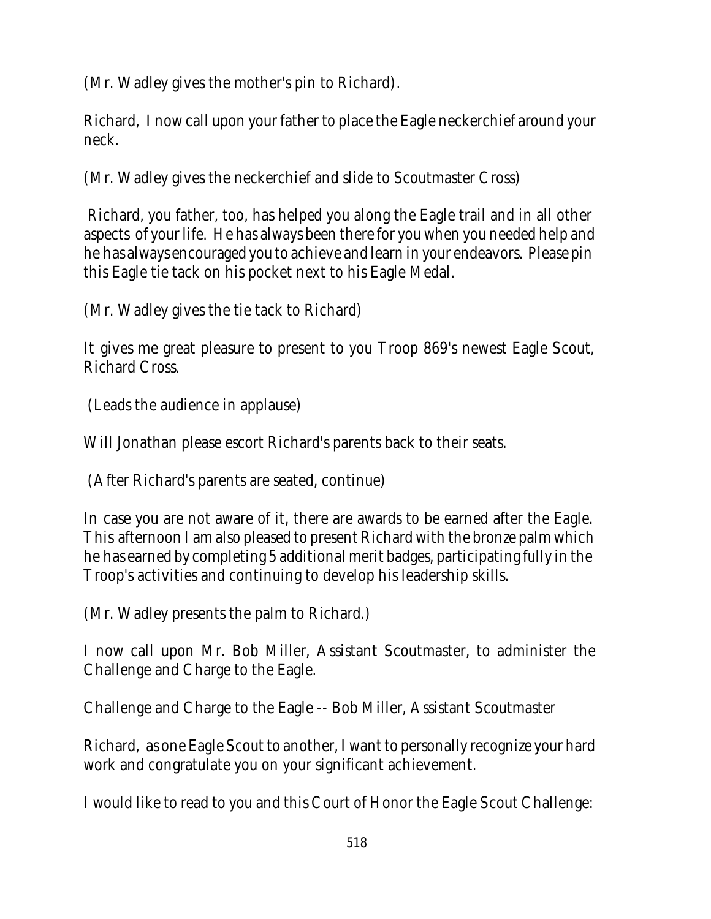(Mr. Wadley gives the mother's pin to Richard).

Richard, I now call upon your father to place the Eagle neckerchief around your neck.

(Mr. Wadley gives the neckerchief and slide to Scoutmaster Cross)

Richard, you father, too, has helped you along the Eagle trail and in all other aspects of your life. He has always been there for you when you needed help and he has always encouraged you to achieve and learn in your endeavors. Please pin this Eagle tie tack on his pocket next to his Eagle Medal.

(Mr. Wadley gives the tie tack to Richard)

It gives me great pleasure to present to you Troop 869's newest Eagle Scout, Richard Cross.

(Leads the audience in applause)

Will Jonathan please escort Richard's parents back to their seats.

(After Richard's parents are seated, continue)

In case you are not aware of it, there are awards to be earned after the Eagle. This afternoon I am also pleased to present Richard with the bronze palm which he has earned by completing 5 additional merit badges, participating fully in the Troop's activities and continuing to develop his leadership skills.

(Mr. Wadley presents the palm to Richard.)

I now call upon Mr. Bob Miller, Assistant Scoutmaster, to administer the Challenge and Charge to the Eagle.

Challenge and Charge to the Eagle -- Bob Miller, Assistant Scoutmaster

Richard, as one Eagle Scout to another, I want to personally recognize your hard work and congratulate you on your significant achievement.

I would like to read to you and this Court of Honor the Eagle Scout Challenge: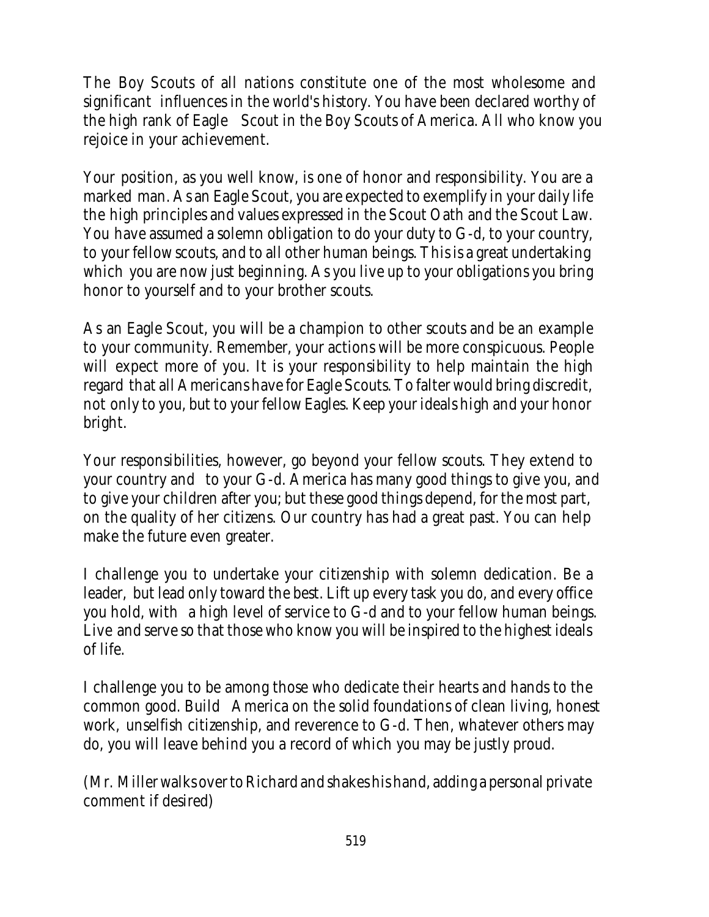The Boy Scouts of all nations constitute one of the most wholesome and significant influences in the world's history. You have been declared worthy of the high rank of Eagle Scout in the Boy Scouts of America. All who know you rejoice in your achievement.

Your position, as you well know, is one of honor and responsibility. You are a marked man. As an Eagle Scout, you are expected to exemplify in your daily life the high principles and values expressed in the Scout Oath and the Scout Law. You have assumed a solemn obligation to do your duty to G-d, to your country, to your fellow scouts, and to all other human beings. This is a great undertaking which you are now just beginning. As you live up to your obligations you bring honor to yourself and to your brother scouts.

As an Eagle Scout, you will be a champion to other scouts and be an example to your community. Remember, your actions will be more conspicuous. People will expect more of you. It is your responsibility to help maintain the high regard that all Americans have for Eagle Scouts. To falter would bring discredit, not only to you, but to your fellow Eagles. Keep your ideals high and your honor bright.

Your responsibilities, however, go beyond your fellow scouts. They extend to your country and to your G-d. America has many good things to give you, and to give your children after you; but these good things depend, for the most part, on the quality of her citizens. Our country has had a great past. You can help make the future even greater.

I challenge you to undertake your citizenship with solemn dedication. Be a leader, but lead only toward the best. Lift up every task you do, and every office you hold, with a high level of service to G-d and to your fellow human beings. Live and serve so that those who know you will be inspired to the highest ideals of life.

I challenge you to be among those who dedicate their hearts and hands to the common good. Build America on the solid foundations of clean living, honest work, unselfish citizenship, and reverence to G-d. Then, whatever others may do, you will leave behind you a record of which you may be justly proud.

(Mr. Miller walks over to Richard and shakes his hand, adding a personal private comment if desired)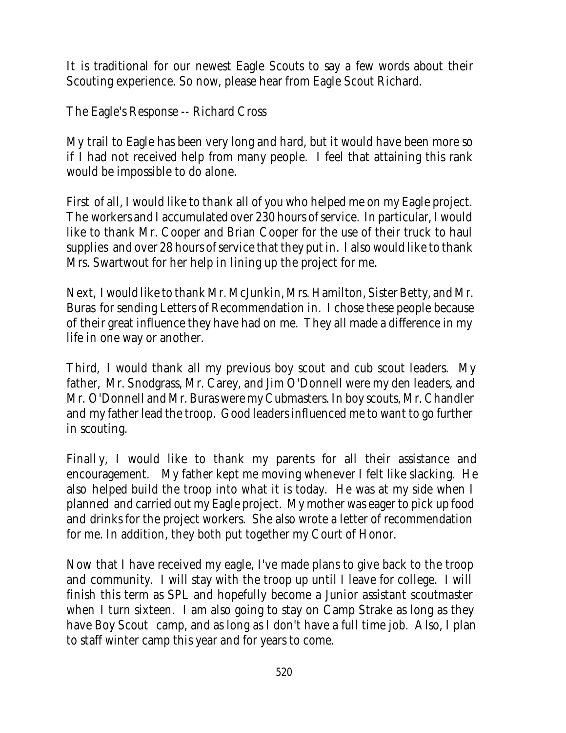It is traditional for our newest Eagle Scouts to say a few words about their Scouting experience. So now, please hear from Eagle Scout Richard.

The Eagle's Response -- Richard Cross

My trail to Eagle has been very long and hard, but it would have been more so if I had not received help from many people. I feel that attaining this rank would be impossible to do alone.

First of all, I would like to thank all of you who helped me on my Eagle project. The workers and I accumulated over 230 hours of service. In particular, I would like to thank Mr. Cooper and Brian Cooper for the use of their truck to haul supplies and over 28 hours of service that they put in. I also would like to thank Mrs. Swartwout for her help in lining up the project for me.

Next, I would like to thank Mr. McJunkin, Mrs. Hamilton, Sister Betty, and Mr. Buras for sending Letters of Recommendation in. I chose these people because of their great influence they have had on me. They all made a difference in my life in one way or another.

Third, I would thank all my previous boy scout and cub scout leaders. My father, Mr. Snodgrass, Mr. Carey, and Jim O'Donnell were my den leaders, and Mr. O'Donnell and Mr. Buras were my Cubmasters. In boy scouts, Mr. Chandler and my father lead the troop. Good leaders influenced me to want to go further in scouting.

Finally, I would like to thank my parents for all their assistance and encouragement. My father kept me moving whenever I felt like slacking. He also helped build the troop into what it is today. He was at my side when I planned and carried out my Eagle project. My mother was eager to pick up food and drinks for the project workers. She also wrote a letter of recommendation for me. In addition, they both put together my Court of Honor.

Now that I have received my eagle, I've made plans to give back to the troop and community. I will stay with the troop up until I leave for college. I will finish this term as SPL and hopefully become a Junior assistant scoutmaster when I turn sixteen. I am also going to stay on Camp Strake as long as they have Boy Scout camp, and as long as I don't have a full time job. Also, I plan to staff winter camp this year and for years to come.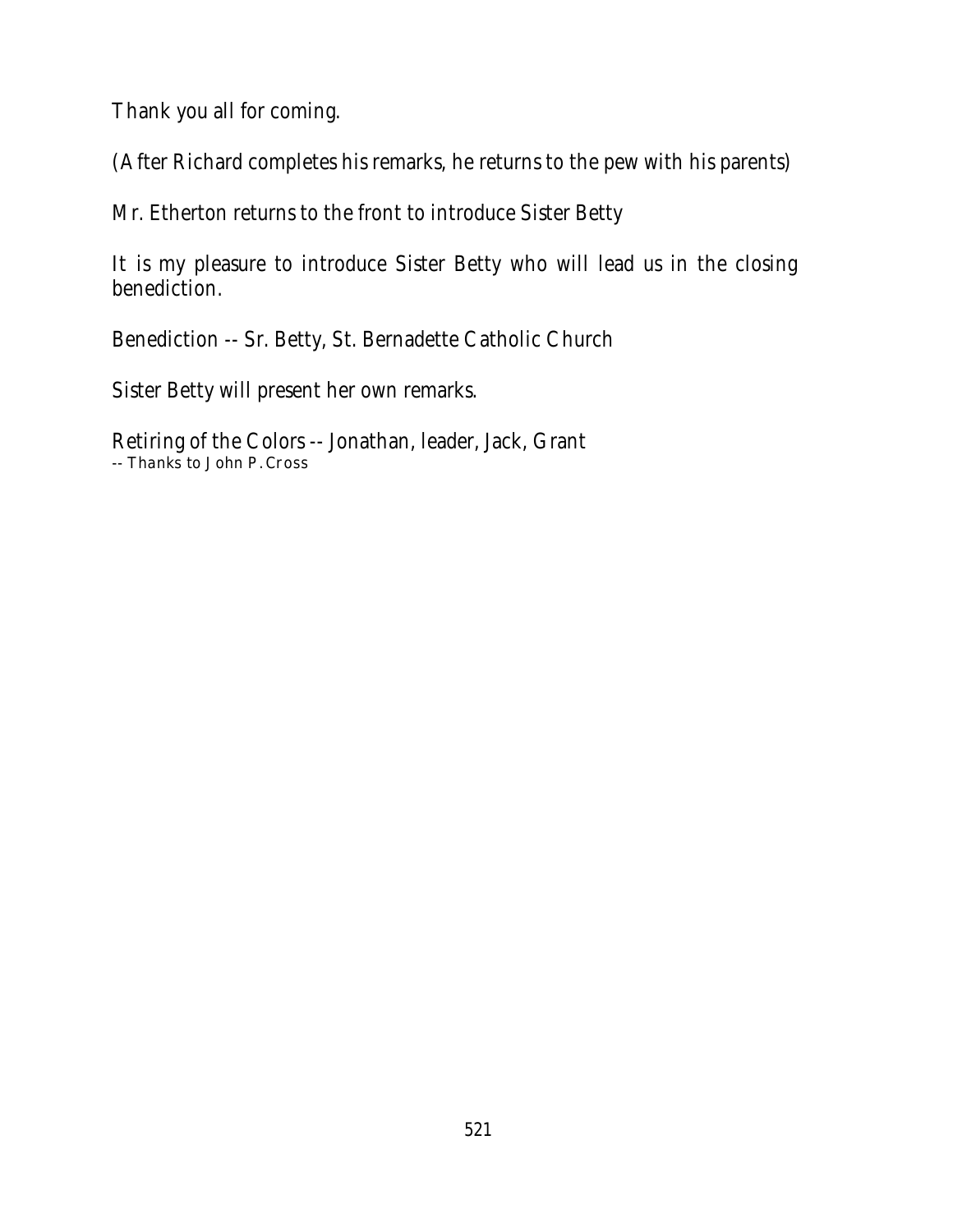Thank you all for coming.

(After Richard completes his remarks, he returns to the pew with his parents)

Mr. Etherton returns to the front to introduce Sister Betty

It is my pleasure to introduce Sister Betty who will lead us in the closing benediction.

Benediction -- Sr. Betty, St. Bernadette Catholic Church

Sister Betty will present her own remarks.

Retiring of the Colors -- Jonathan, leader, Jack, Grant
-- Thanks to John P. Cross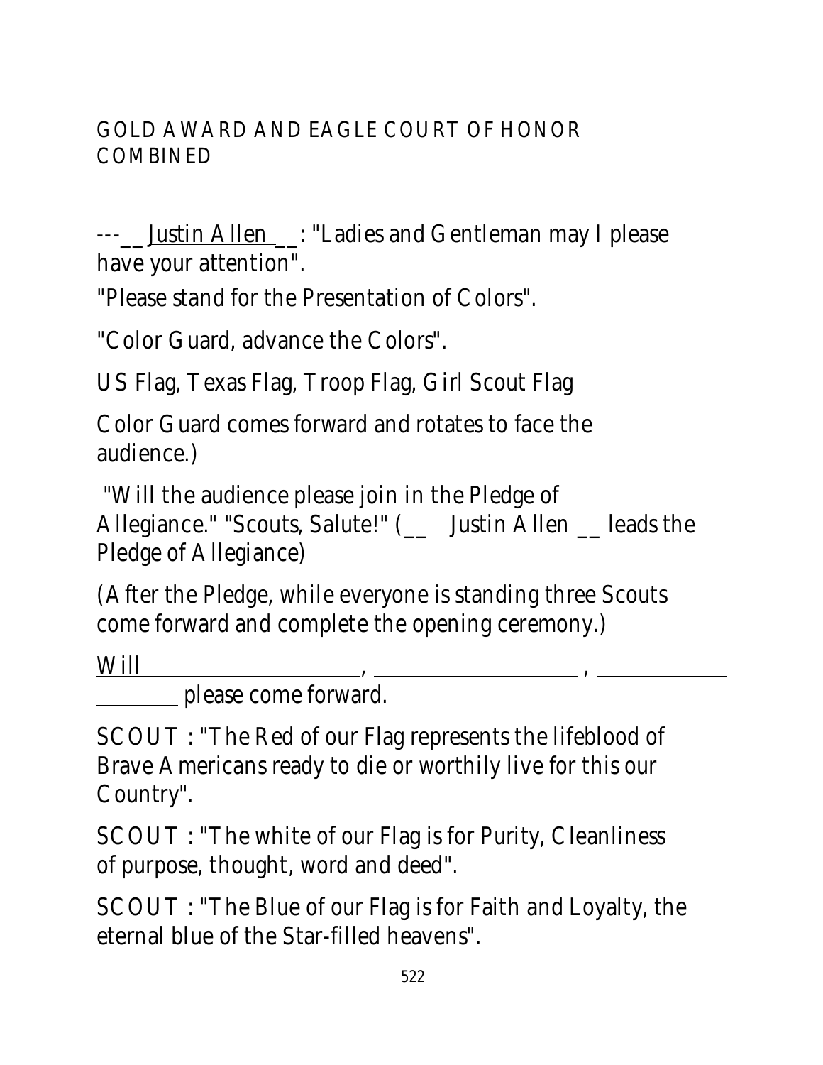GOLD AWARD AND EAGLE COURT OF HONOR COMBINED

---\_\_ Justin Allen \_\_: "Ladies and Gentleman may I please have your attention".

"Please stand for the Presentation of Colors".

"Color Guard, advance the Colors".

US Flag, Texas Flag, Troop Flag, Girl Scout Flag

Color Guard comes forward and rotates to face the audience.)

"Will the audience please join in the Pledge of Allegiance." "Scouts, Salute!" (\_\_ Justin Allen \_\_ leads the Pledge of Allegiance)

(After the Pledge, while everyone is standing three Scouts come forward and complete the opening ceremony.)

Will \_\_\_\_\_\_\_\_\_\_\_\_\_\_\_\_\_\_\_\_, \_\_\_\_\_\_\_\_\_\_\_\_\_\_\_\_\_\_\_\_, \_\_\_\_\_\_\_\_\_\_\_\_\_\_\_\_\_\_\_\_ please come forward.

SCOUT : "The Red of our Flag represents the lifeblood of Brave Americans ready to die or worthily live for this our Country".

SCOUT : "The white of our Flag is for Purity, Cleanliness of purpose, thought, word and deed".

SCOUT : "The Blue of our Flag is for Faith and Loyalty, the eternal blue of the Star-filled heavens".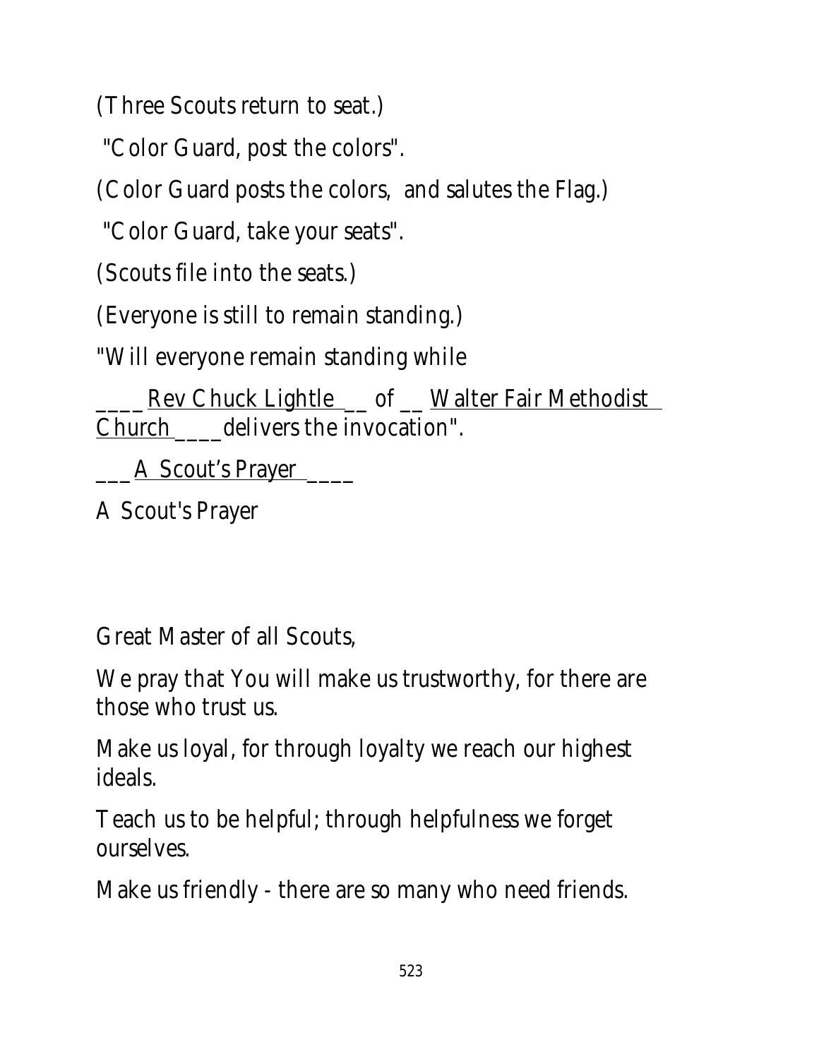(Three Scouts return to seat.)

"Color Guard, post the colors".

(Color Guard posts the colors, and salutes the Flag.)

"Color Guard, take your seats".

(Scouts file into the seats.)

(Everyone is still to remain standing.)

"Will everyone remain standing while

____ Rev Chuck Lightle __ of __ Walter Fair Methodist Church ____ delivers the invocation".

___ A Scout's Prayer ____

A Scout's Prayer

Great Master of all Scouts,

We pray that You will make us trustworthy, for there are those who trust us.

Make us loyal, for through loyalty we reach our highest ideals.

Teach us to be helpful; through helpfulness we forget ourselves.

Make us friendly - there are so many who need friends.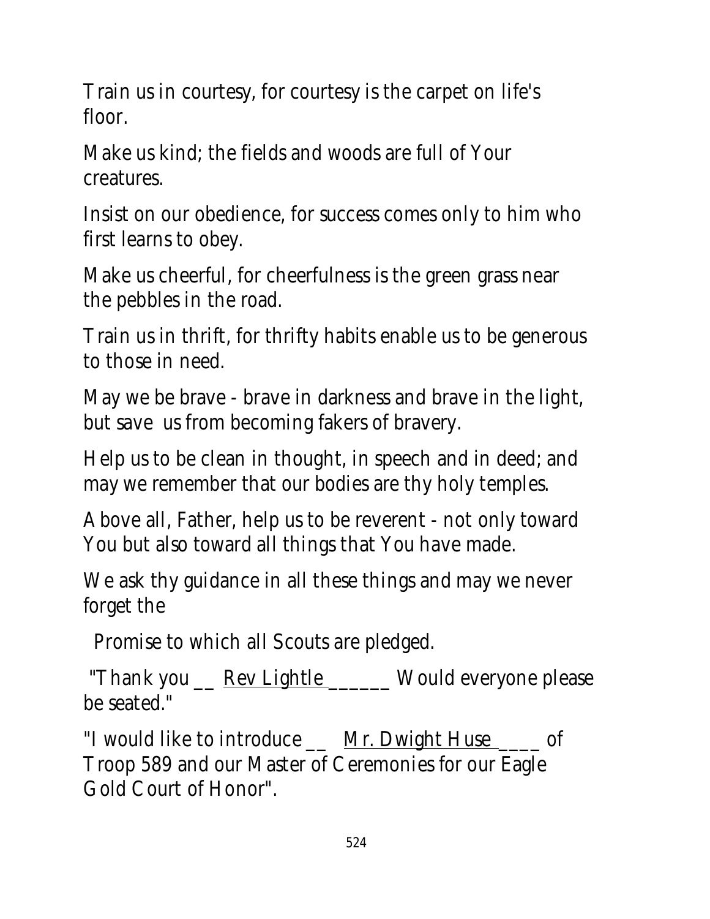Train us in courtesy, for courtesy is the carpet on life's floor.

Make us kind; the fields and woods are full of Your creatures.

Insist on our obedience, for success comes only to him who first learns to obey.

Make us cheerful, for cheerfulness is the green grass near the pebbles in the road.

Train us in thrift, for thrifty habits enable us to be generous to those in need.

May we be brave - brave in darkness and brave in the light, but save us from becoming fakers of bravery.

Help us to be clean in thought, in speech and in deed; and may we remember that our bodies are thy holy temples.

Above all, Father, help us to be reverent - not only toward You but also toward all things that You have made.

We ask thy guidance in all these things and may we never forget the

Promise to which all Scouts are pledged.

"Thank you __ Rev Lightle ______ Would everyone please be seated."

"I would like to introduce __ Mr. Dwight Huse ____ of Troop 589 and our Master of Ceremonies for our Eagle Gold Court of Honor".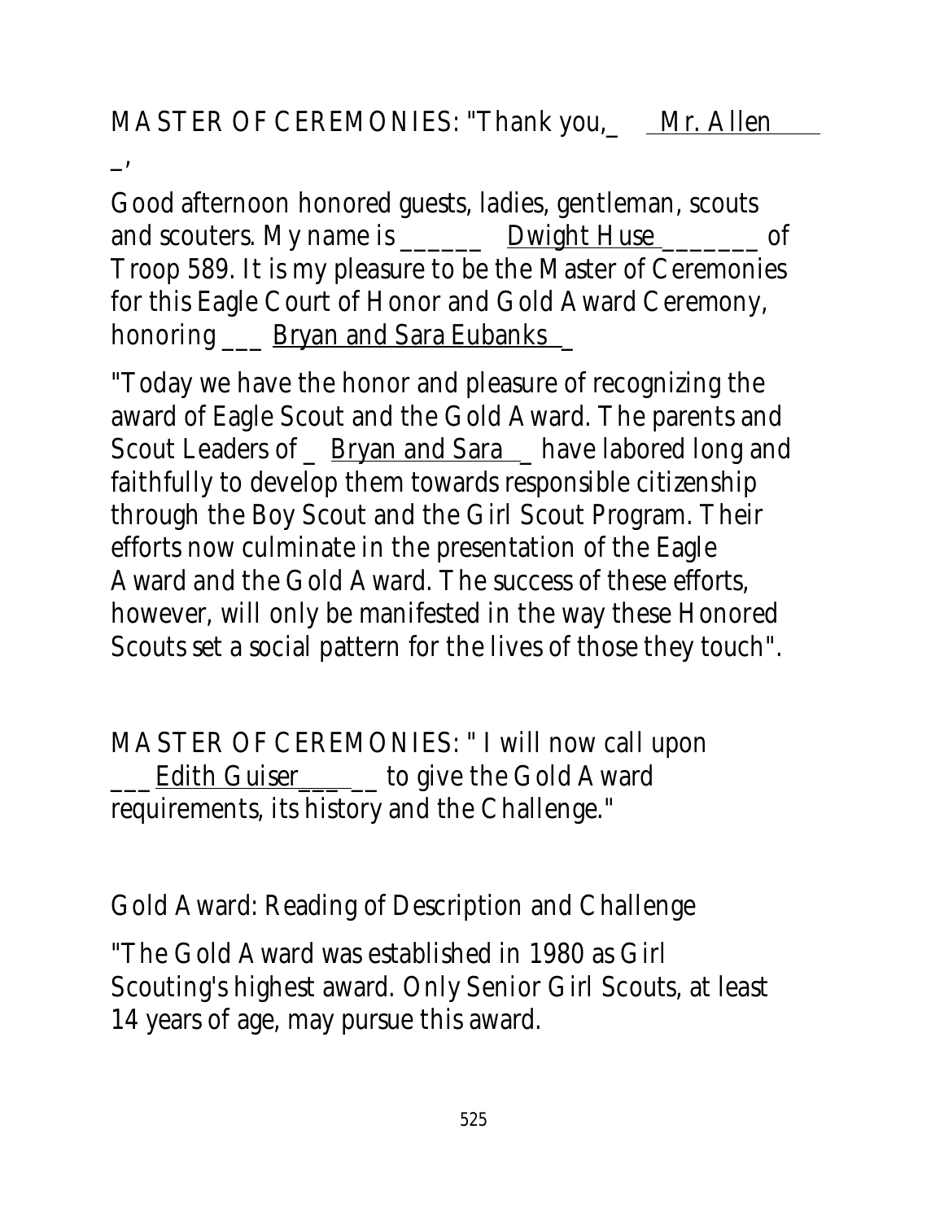MASTER OF CEREMONIES: "Thank you,_ Mr. Allen _,

Good afternoon honored guests, ladies, gentleman, scouts and scouters. My name is ______ Dwight Huse _______ of Troop 589. It is my pleasure to be the Master of Ceremonies for this Eagle Court of Honor and Gold Award Ceremony, honoring ___ Bryan and Sara Eubanks _

"Today we have the honor and pleasure of recognizing the award of Eagle Scout and the Gold Award. The parents and Scout Leaders of _ Bryan and Sara _ have labored long and faithfully to develop them towards responsible citizenship through the Boy Scout and the Girl Scout Program. Their efforts now culminate in the presentation of the Eagle Award and the Gold Award. The success of these efforts, however, will only be manifested in the way these Honored Scouts set a social pattern for the lives of those they touch".

MASTER OF CEREMONIES: " I will now call upon ___ Edith Guiser___ __ to give the Gold Award requirements, its history and the Challenge."

Gold Award: Reading of Description and Challenge

"The Gold Award was established in 1980 as Girl Scouting's highest award. Only Senior Girl Scouts, at least 14 years of age, may pursue this award.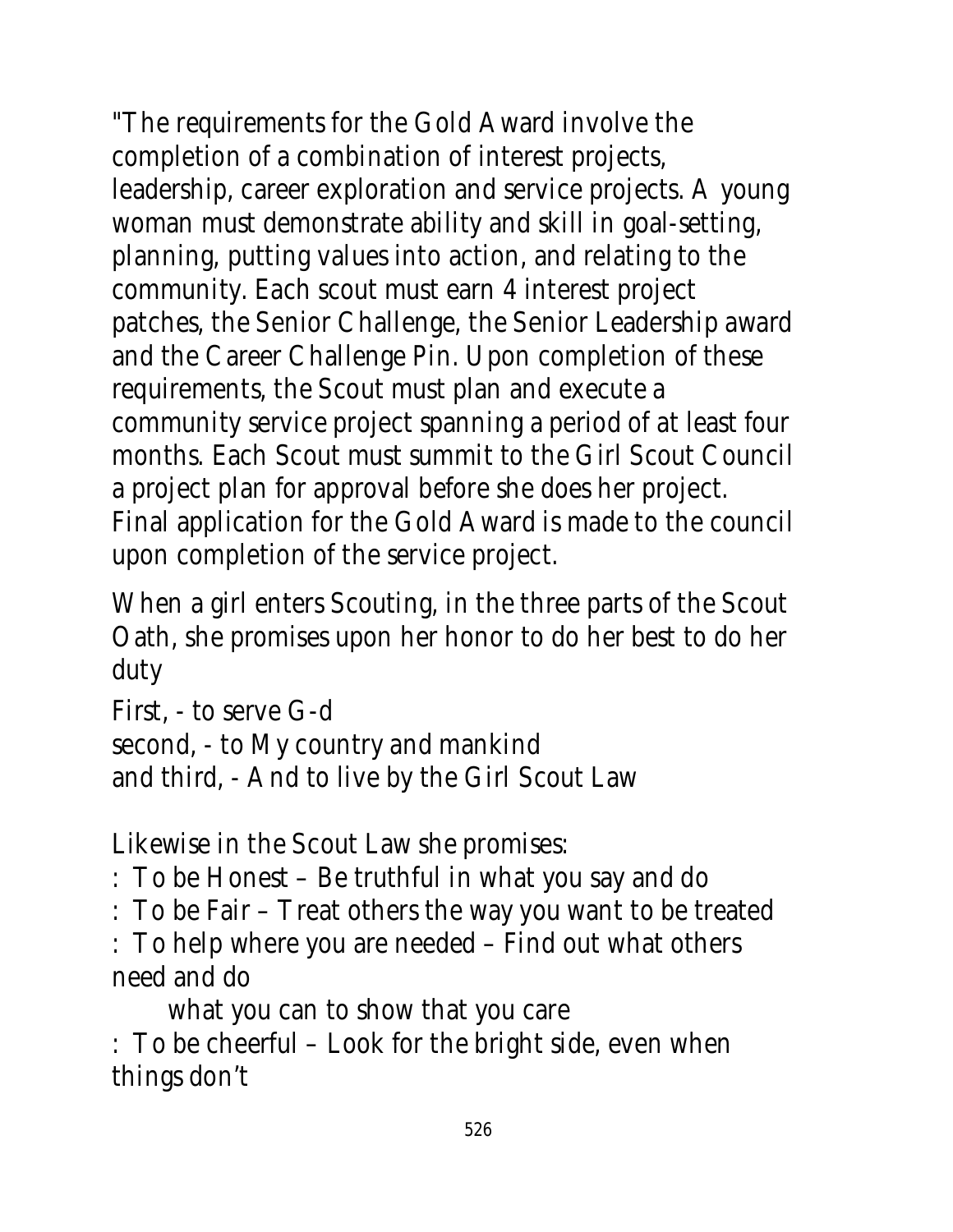"The requirements for the Gold Award involve the completion of a combination of interest projects, leadership, career exploration and service projects. A young woman must demonstrate ability and skill in goal-setting, planning, putting values into action, and relating to the community. Each scout must earn 4 interest project patches, the Senior Challenge, the Senior Leadership award and the Career Challenge Pin. Upon completion of these requirements, the Scout must plan and execute a community service project spanning a period of at least four months. Each Scout must summit to the Girl Scout Council a project plan for approval before she does her project. Final application for the Gold Award is made to the council upon completion of the service project.

When a girl enters Scouting, in the three parts of the Scout Oath, she promises upon her honor to do her best to do her duty

First, - to serve G-d
second, - to My country and mankind
and third, - And to live by the Girl Scout Law

Likewise in the Scout Law she promises:

: To be Honest – Be truthful in what you say and do
: To be Fair – Treat others the way you want to be treated
: To help where you are needed – Find out what others need and do
  what you can to show that you care
: To be cheerful – Look for the bright side, even when things don't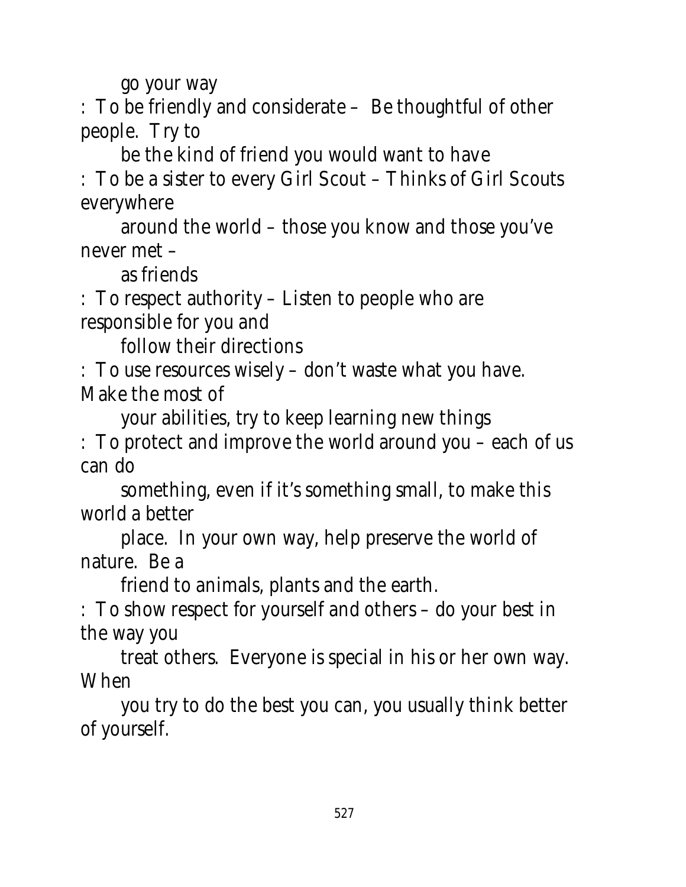go your way

: To be friendly and considerate – Be thoughtful of other people. Try to be the kind of friend you would want to have

: To be a sister to every Girl Scout – Thinks of Girl Scouts everywhere around the world – those you know and those you've never met – as friends

: To respect authority – Listen to people who are responsible for you and follow their directions

: To use resources wisely – don't waste what you have. Make the most of your abilities, try to keep learning new things

: To protect and improve the world around you – each of us can do something, even if it's something small, to make this world a better place. In your own way, help preserve the world of nature. Be a friend to animals, plants and the earth.

: To show respect for yourself and others – do your best in the way you treat others. Everyone is special in his or her own way. When you try to do the best you can, you usually think better of yourself.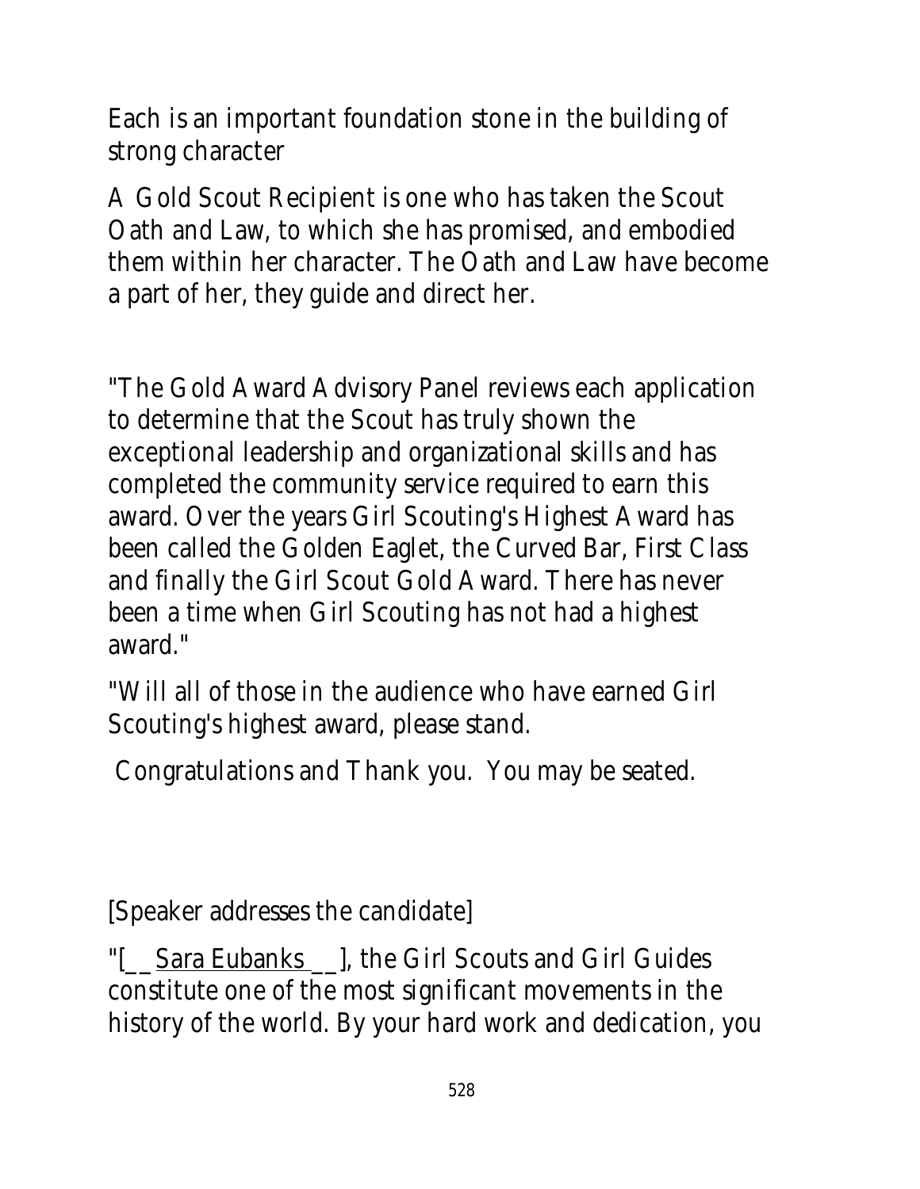Each is an important foundation stone in the building of strong character

A Gold Scout Recipient is one who has taken the Scout Oath and Law, to which she has promised, and embodied them within her character. The Oath and Law have become a part of her, they guide and direct her.

"The Gold Award Advisory Panel reviews each application to determine that the Scout has truly shown the exceptional leadership and organizational skills and has completed the community service required to earn this award. Over the years Girl Scouting's Highest Award has been called the Golden Eaglet, the Curved Bar, First Class and finally the Girl Scout Gold Award. There has never been a time when Girl Scouting has not had a highest award."

"Will all of those in the audience who have earned Girl Scouting's highest award, please stand.

Congratulations and Thank you.  You may be seated.

[Speaker addresses the candidate]

"[__Sara Eubanks __], the Girl Scouts and Girl Guides constitute one of the most significant movements in the history of the world. By your hard work and dedication, you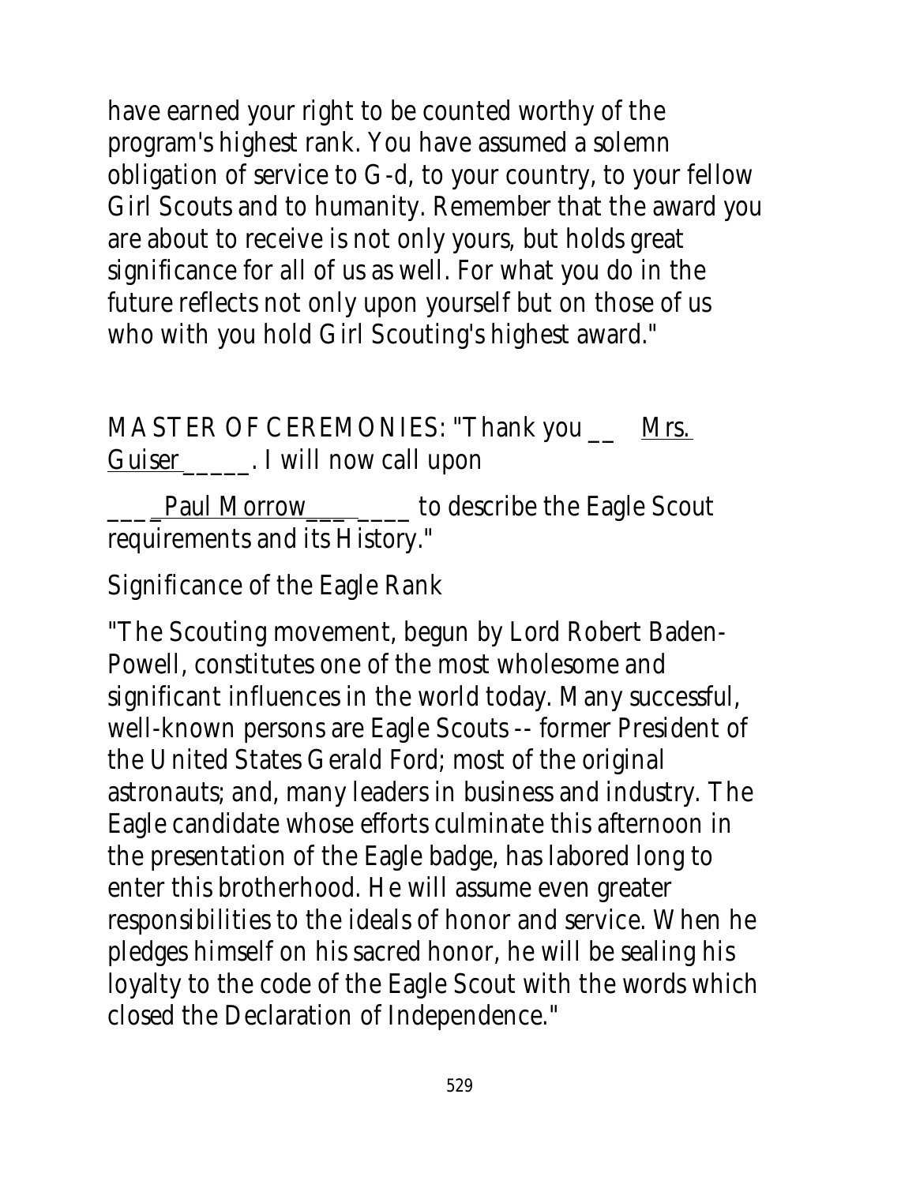have earned your right to be counted worthy of the program's highest rank. You have assumed a solemn obligation of service to G-d, to your country, to your fellow Girl Scouts and to humanity. Remember that the award you are about to receive is not only yours, but holds great significance for all of us as well. For what you do in the future reflects not only upon yourself but on those of us who with you hold Girl Scouting's highest award."

MASTER OF CEREMONIES: "Thank you __ Mrs. Guiser_____. I will now call upon

____Paul Morrow___ ____ to describe the Eagle Scout requirements and its History."

Significance of the Eagle Rank

"The Scouting movement, begun by Lord Robert Baden-Powell, constitutes one of the most wholesome and significant influences in the world today. Many successful, well-known persons are Eagle Scouts -- former President of the United States Gerald Ford; most of the original astronauts; and, many leaders in business and industry. The Eagle candidate whose efforts culminate this afternoon in the presentation of the Eagle badge, has labored long to enter this brotherhood. He will assume even greater responsibilities to the ideals of honor and service. When he pledges himself on his sacred honor, he will be sealing his loyalty to the code of the Eagle Scout with the words which closed the Declaration of Independence."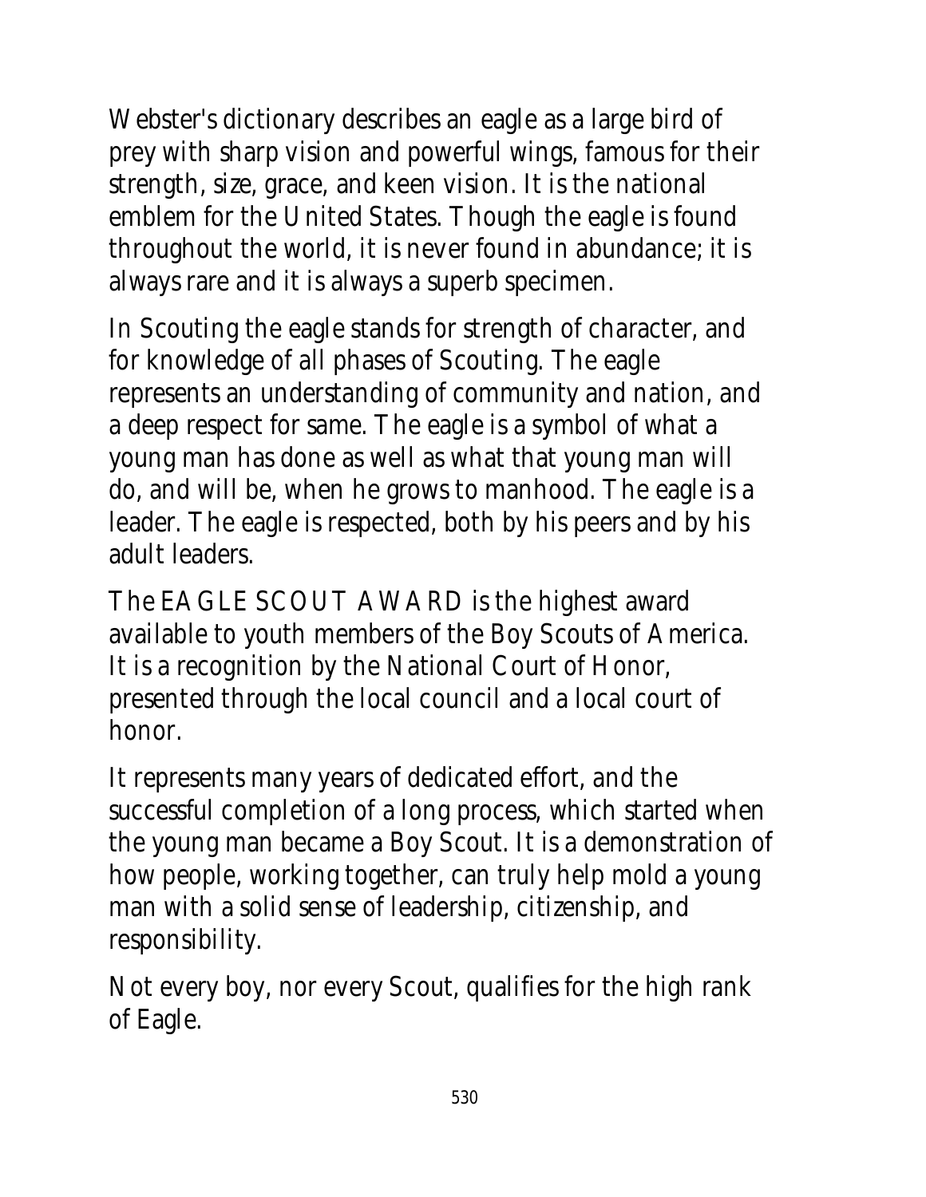Webster's dictionary describes an eagle as a large bird of prey with sharp vision and powerful wings, famous for their strength, size, grace, and keen vision. It is the national emblem for the United States. Though the eagle is found throughout the world, it is never found in abundance; it is always rare and it is always a superb specimen.

In Scouting the eagle stands for strength of character, and for knowledge of all phases of Scouting. The eagle represents an understanding of community and nation, and a deep respect for same. The eagle is a symbol of what a young man has done as well as what that young man will do, and will be, when he grows to manhood. The eagle is a leader. The eagle is respected, both by his peers and by his adult leaders.

The EAGLE SCOUT AWARD is the highest award available to youth members of the Boy Scouts of America. It is a recognition by the National Court of Honor, presented through the local council and a local court of honor.

It represents many years of dedicated effort, and the successful completion of a long process, which started when the young man became a Boy Scout. It is a demonstration of how people, working together, can truly help mold a young man with a solid sense of leadership, citizenship, and responsibility.

Not every boy, nor every Scout, qualifies for the high rank of Eagle.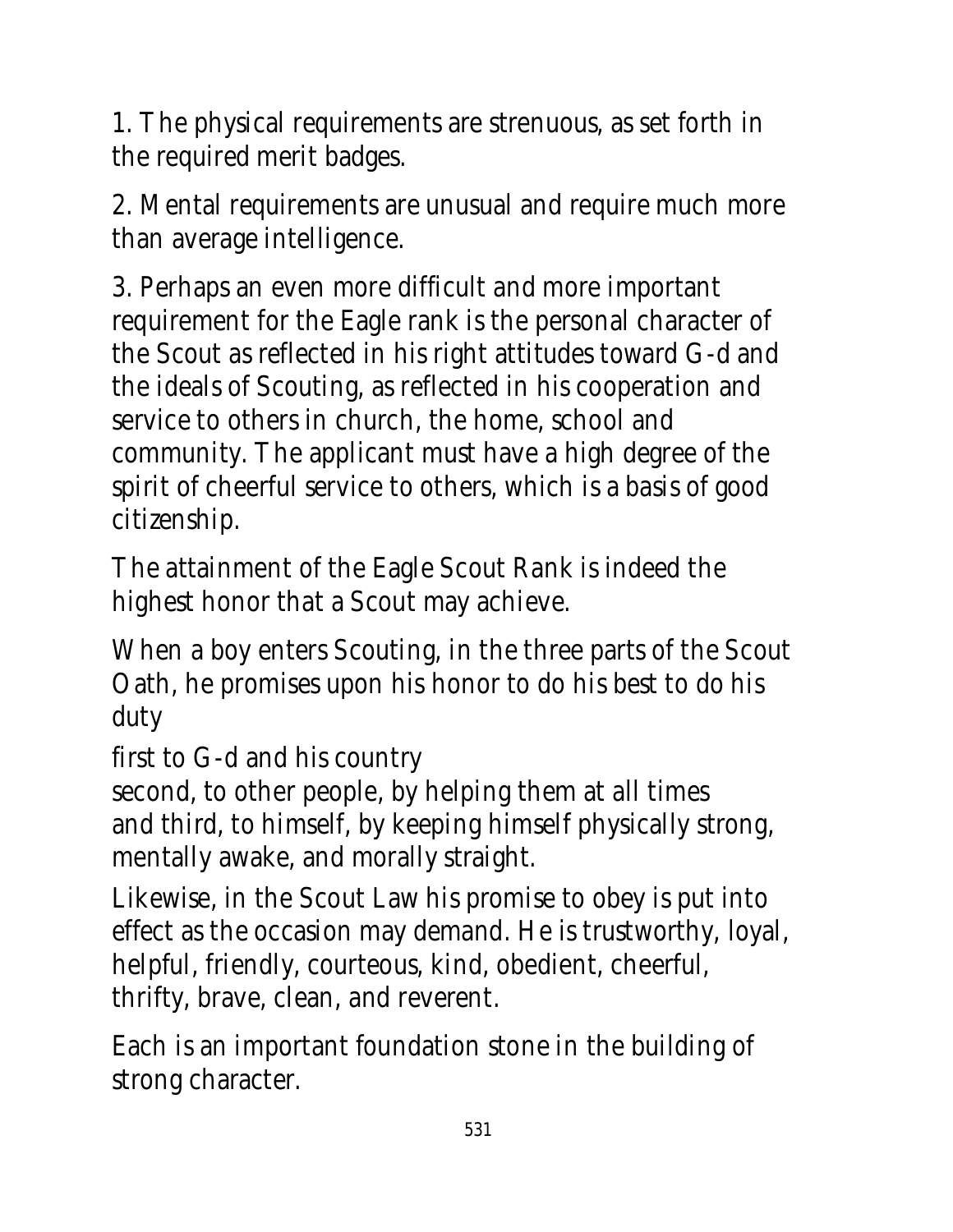1. The physical requirements are strenuous, as set forth in the required merit badges.

2. Mental requirements are unusual and require much more than average intelligence.

3. Perhaps an even more difficult and more important requirement for the Eagle rank is the personal character of the Scout as reflected in his right attitudes toward G-d and the ideals of Scouting, as reflected in his cooperation and service to others in church, the home, school and community. The applicant must have a high degree of the spirit of cheerful service to others, which is a basis of good citizenship.

The attainment of the Eagle Scout Rank is indeed the highest honor that a Scout may achieve.

When a boy enters Scouting, in the three parts of the Scout Oath, he promises upon his honor to do his best to do his duty

first to G-d and his country
second, to other people, by helping them at all times
and third, to himself, by keeping himself physically strong, mentally awake, and morally straight.

Likewise, in the Scout Law his promise to obey is put into effect as the occasion may demand. He is trustworthy, loyal, helpful, friendly, courteous, kind, obedient, cheerful, thrifty, brave, clean, and reverent.

Each is an important foundation stone in the building of strong character.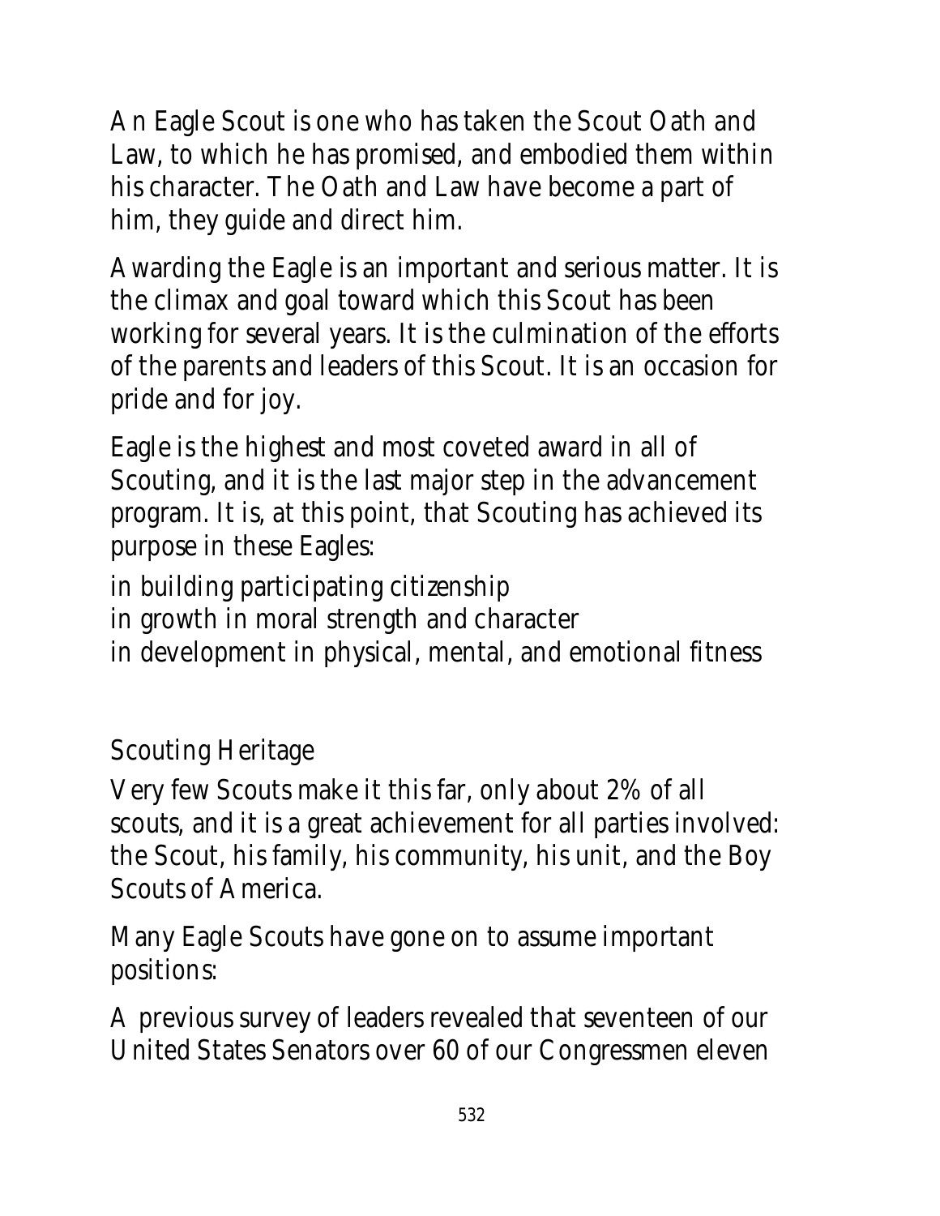An Eagle Scout is one who has taken the Scout Oath and Law, to which he has promised, and embodied them within his character. The Oath and Law have become a part of him, they guide and direct him.

Awarding the Eagle is an important and serious matter. It is the climax and goal toward which this Scout has been working for several years. It is the culmination of the efforts of the parents and leaders of this Scout. It is an occasion for pride and for joy.

Eagle is the highest and most coveted award in all of Scouting, and it is the last major step in the advancement program. It is, at this point, that Scouting has achieved its purpose in these Eagles:

in building participating citizenship
in growth in moral strength and character
in development in physical, mental, and emotional fitness

## Scouting Heritage

Very few Scouts make it this far, only about 2% of all scouts, and it is a great achievement for all parties involved: the Scout, his family, his community, his unit, and the Boy Scouts of America.

Many Eagle Scouts have gone on to assume important positions:

A previous survey of leaders revealed that seventeen of our United States Senators over 60 of our Congressmen eleven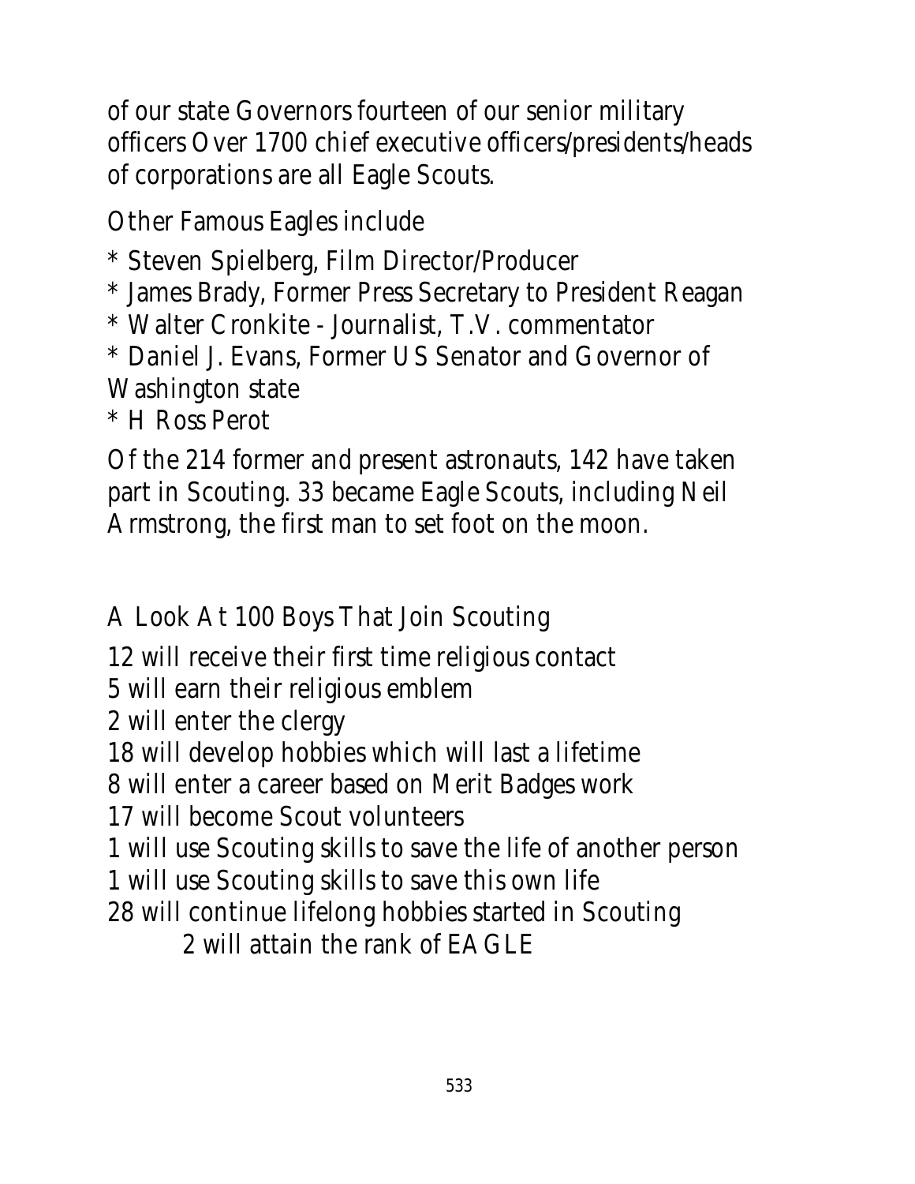of our state Governors fourteen of our senior military officers Over 1700 chief executive officers/presidents/heads of corporations are all Eagle Scouts.

Other Famous Eagles include

* Steven Spielberg, Film Director/Producer
* James Brady, Former Press Secretary to President Reagan
* Walter Cronkite - Journalist, T.V. commentator
* Daniel J. Evans, Former US Senator and Governor of Washington state
* H Ross Perot

Of the 214 former and present astronauts, 142 have taken part in Scouting. 33 became Eagle Scouts, including Neil Armstrong, the first man to set foot on the moon.

A Look At 100 Boys That Join Scouting

12 will receive their first time religious contact
5 will earn their religious emblem
2 will enter the clergy
18 will develop hobbies which will last a lifetime
8 will enter a career based on Merit Badges work
17 will become Scout volunteers
1 will use Scouting skills to save the life of another person
1 will use Scouting skills to save this own life
28 will continue lifelong hobbies started in Scouting
2 will attain the rank of EAGLE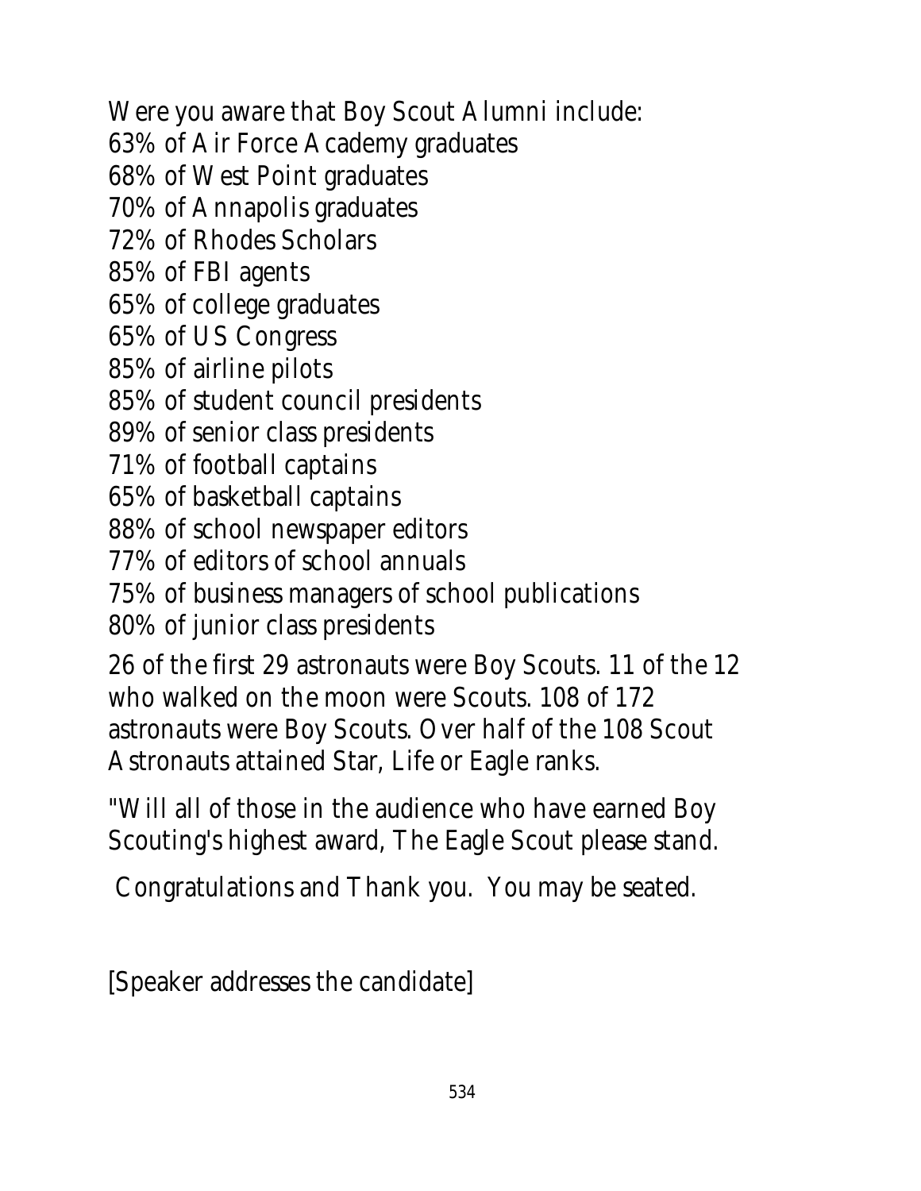Were you aware that Boy Scout Alumni include:
63% of Air Force Academy graduates
68% of West Point graduates
70% of Annapolis graduates
72% of Rhodes Scholars
85% of FBI agents
65% of college graduates
65% of US Congress
85% of airline pilots
85% of student council presidents
89% of senior class presidents
71% of football captains
65% of basketball captains
88% of school newspaper editors
77% of editors of school annuals
75% of business managers of school publications
80% of junior class presidents

26 of the first 29 astronauts were Boy Scouts. 11 of the 12 who walked on the moon were Scouts. 108 of 172 astronauts were Boy Scouts. Over half of the 108 Scout Astronauts attained Star, Life or Eagle ranks.

"Will all of those in the audience who have earned Boy Scouting's highest award, The Eagle Scout please stand.

Congratulations and Thank you. You may be seated.

[Speaker addresses the candidate]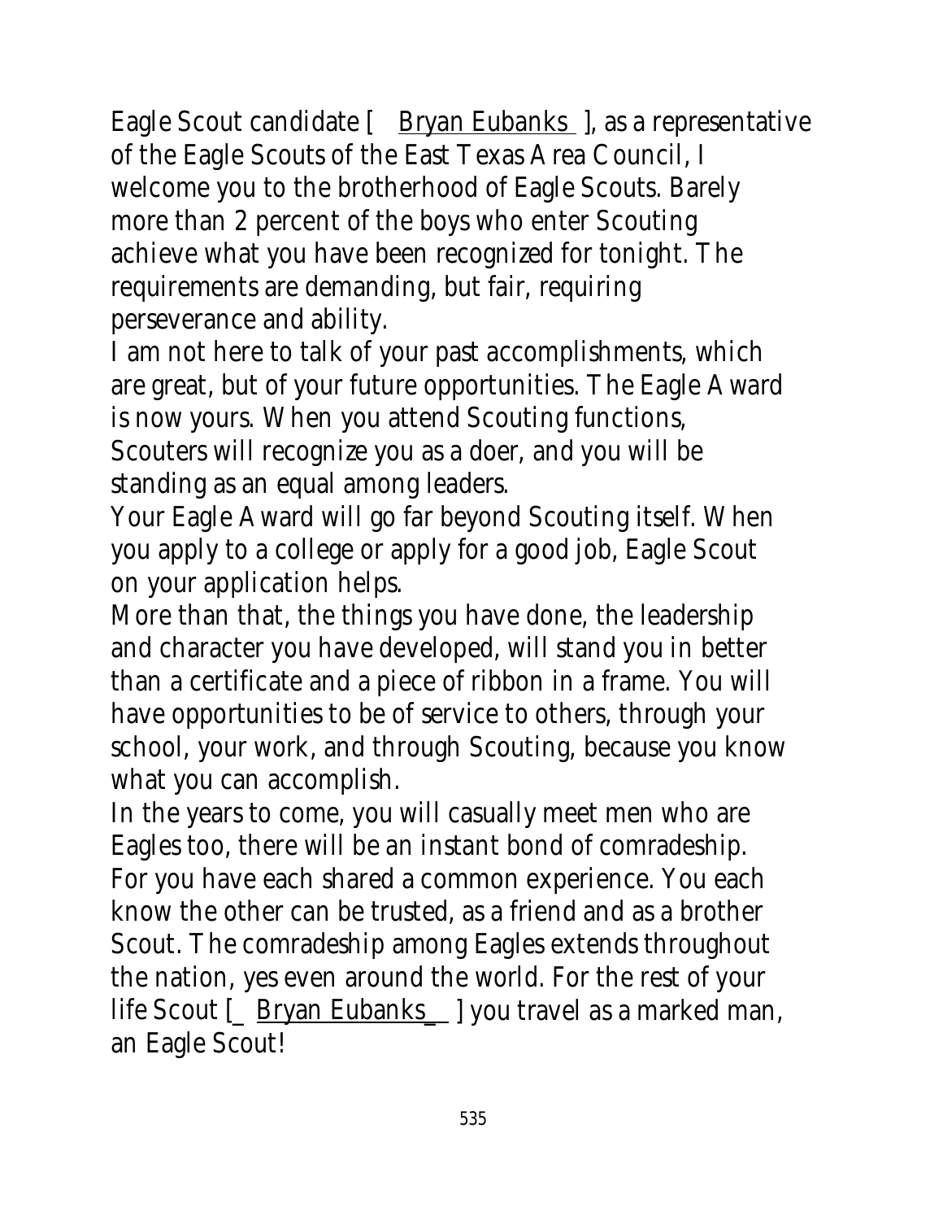Eagle Scout candidate [ Bryan Eubanks ], as a representative of the Eagle Scouts of the East Texas Area Council, I welcome you to the brotherhood of Eagle Scouts. Barely more than 2 percent of the boys who enter Scouting achieve what you have been recognized for tonight. The requirements are demanding, but fair, requiring perseverance and ability.

I am not here to talk of your past accomplishments, which are great, but of your future opportunities. The Eagle Award is now yours. When you attend Scouting functions, Scouters will recognize you as a doer, and you will be standing as an equal among leaders.

Your Eagle Award will go far beyond Scouting itself. When you apply to a college or apply for a good job, Eagle Scout on your application helps.

More than that, the things you have done, the leadership and character you have developed, will stand you in better than a certificate and a piece of ribbon in a frame. You will have opportunities to be of service to others, through your school, your work, and through Scouting, because you know what you can accomplish.

In the years to come, you will casually meet men who are Eagles too, there will be an instant bond of comradeship. For you have each shared a common experience. You each know the other can be trusted, as a friend and as a brother Scout. The comradeship among Eagles extends throughout the nation, yes even around the world. For the rest of your life Scout [_ Bryan Eubanks_ ] you travel as a marked man, an Eagle Scout!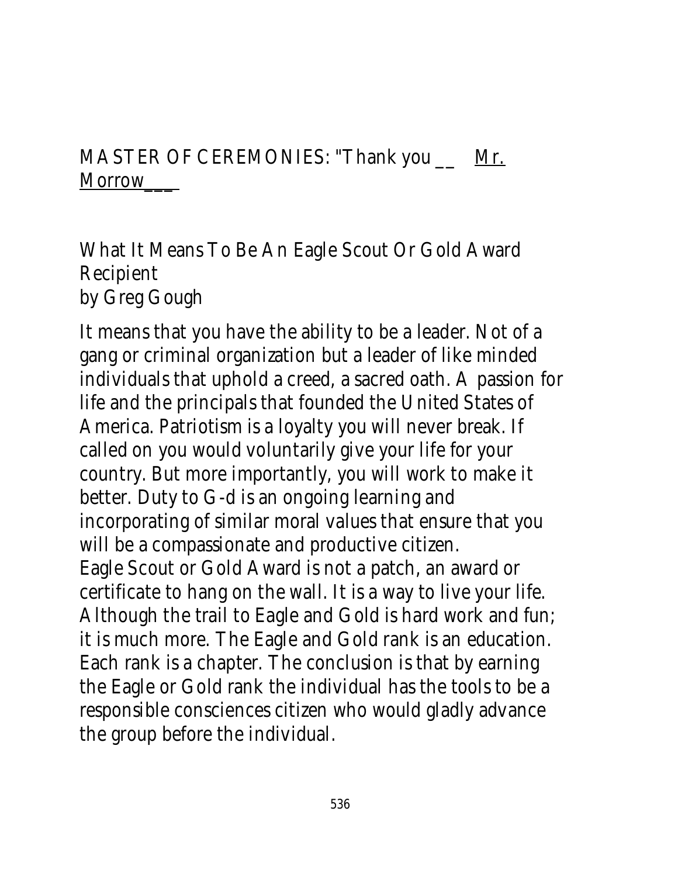MASTER OF CEREMONIES: "Thank you __ Mr. Morrow___

What It Means To Be An Eagle Scout Or Gold Award Recipient
by Greg Gough

It means that you have the ability to be a leader. Not of a gang or criminal organization but a leader of like minded individuals that uphold a creed, a sacred oath. A passion for life and the principals that founded the United States of America. Patriotism is a loyalty you will never break. If called on you would voluntarily give your life for your country. But more importantly, you will work to make it better. Duty to G-d is an ongoing learning and incorporating of similar moral values that ensure that you will be a compassionate and productive citizen.
Eagle Scout or Gold Award is not a patch, an award or certificate to hang on the wall. It is a way to live your life. Although the trail to Eagle and Gold is hard work and fun; it is much more. The Eagle and Gold rank is an education. Each rank is a chapter. The conclusion is that by earning the Eagle or Gold rank the individual has the tools to be a responsible consciences citizen who would gladly advance the group before the individual.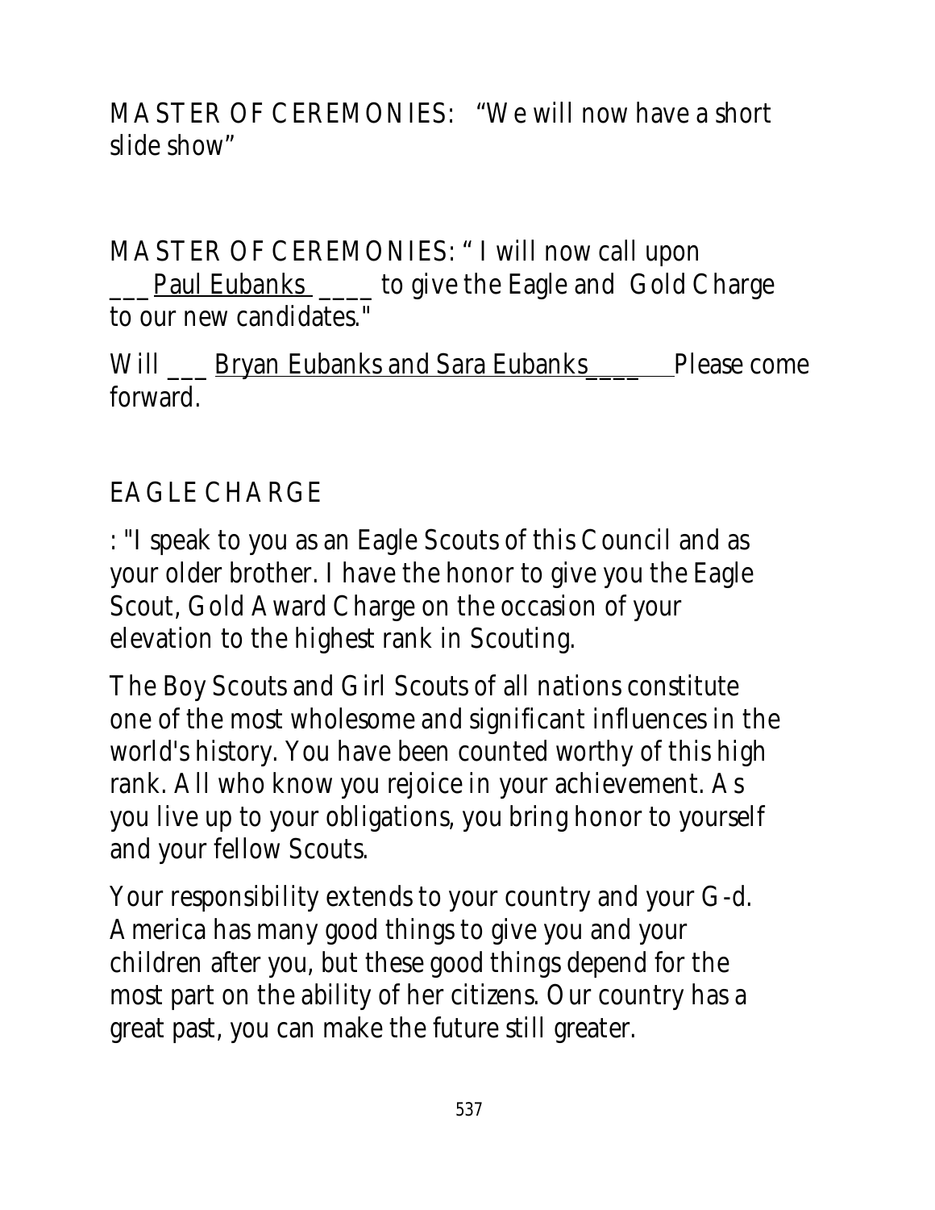MASTER OF CEREMONIES: "We will now have a short slide show"

MASTER OF CEREMONIES: " I will now call upon ___Paul Eubanks ____ to give the Eagle and Gold Charge to our new candidates."

Will ___ Bryan Eubanks and Sara Eubanks____ Please come forward.

EAGLE CHARGE

: "I speak to you as an Eagle Scouts of this Council and as your older brother. I have the honor to give you the Eagle Scout, Gold Award Charge on the occasion of your elevation to the highest rank in Scouting.

The Boy Scouts and Girl Scouts of all nations constitute one of the most wholesome and significant influences in the world's history. You have been counted worthy of this high rank. All who know you rejoice in your achievement. As you live up to your obligations, you bring honor to yourself and your fellow Scouts.

Your responsibility extends to your country and your G-d. America has many good things to give you and your children after you, but these good things depend for the most part on the ability of her citizens. Our country has a great past, you can make the future still greater.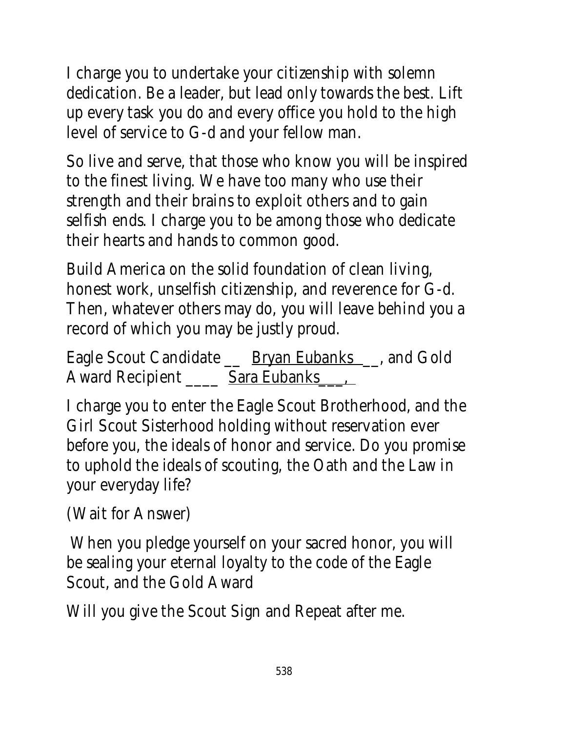I charge you to undertake your citizenship with solemn dedication. Be a leader, but lead only towards the best. Lift up every task you do and every office you hold to the high level of service to G-d and your fellow man.

So live and serve, that those who know you will be inspired to the finest living. We have too many who use their strength and their brains to exploit others and to gain selfish ends. I charge you to be among those who dedicate their hearts and hands to common good.

Build America on the solid foundation of clean living, honest work, unselfish citizenship, and reverence for G-d. Then, whatever others may do, you will leave behind you a record of which you may be justly proud.

Eagle Scout Candidate __ Bryan Eubanks __, and Gold Award Recipient ____ Sara Eubanks___,

I charge you to enter the Eagle Scout Brotherhood, and the Girl Scout Sisterhood holding without reservation ever before you, the ideals of honor and service. Do you promise to uphold the ideals of scouting, the Oath and the Law in your everyday life?

(Wait for Answer)

When you pledge yourself on your sacred honor, you will be sealing your eternal loyalty to the code of the Eagle Scout, and the Gold Award

Will you give the Scout Sign and Repeat after me.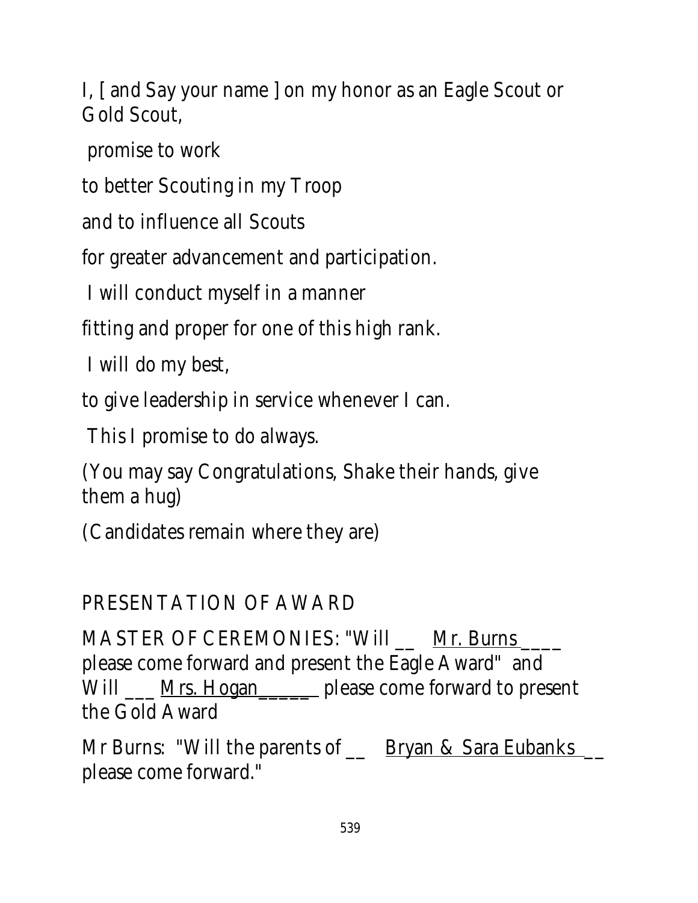I, [ and Say your name ] on my honor as an Eagle Scout or Gold Scout,

promise to work

to better Scouting in my Troop

and to influence all Scouts

for greater advancement and participation.

I will conduct myself in a manner

fitting and proper for one of this high rank.

I will do my best,

to give leadership in service whenever I can.

This I promise to do always.

(You may say Congratulations, Shake their hands, give them a hug)

(Candidates remain where they are)

PRESENTATION OF AWARD

MASTER OF CEREMONIES: "Will __ Mr. Burns ____ please come forward and present the Eagle Award" and Will ___ Mrs. Hogan______ please come forward to present the Gold Award

Mr Burns: "Will the parents of __ Bryan & Sara Eubanks __ please come forward."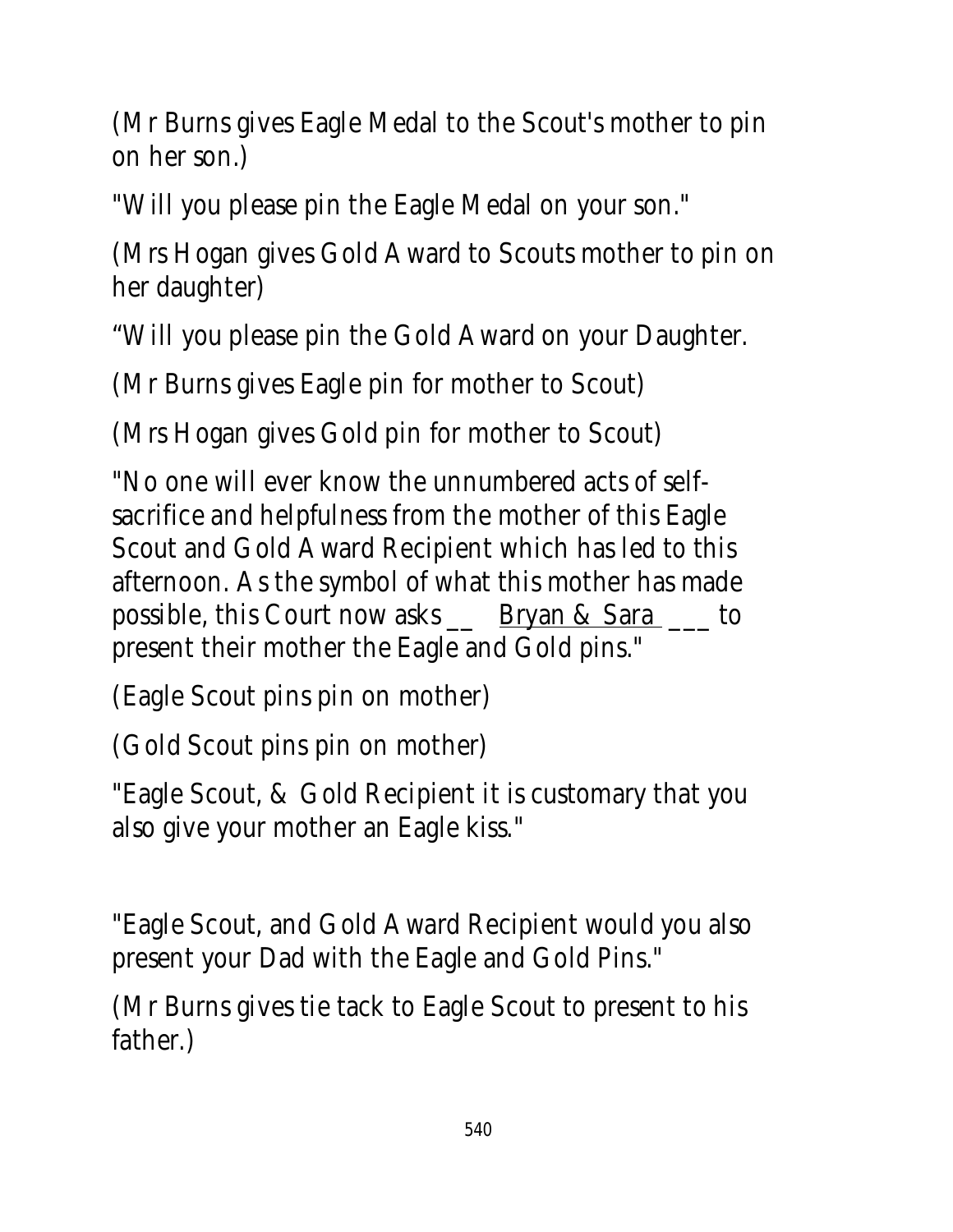(Mr Burns gives Eagle Medal to the Scout's mother to pin on her son.)

"Will you please pin the Eagle Medal on your son."

(Mrs Hogan gives Gold Award to Scouts mother to pin on her daughter)

"Will you please pin the Gold Award on your Daughter.

(Mr Burns gives Eagle pin for mother to Scout)

(Mrs Hogan gives Gold pin for mother to Scout)

"No one will ever know the unnumbered acts of self-sacrifice and helpfulness from the mother of this Eagle Scout and Gold Award Recipient which has led to this afternoon. As the symbol of what this mother has made possible, this Court now asks __ <u>Bryan & Sara</u> ___ to present their mother the Eagle and Gold pins."

(Eagle Scout pins pin on mother)

(Gold Scout pins pin on mother)

"Eagle Scout, & Gold Recipient it is customary that you also give your mother an Eagle kiss."

"Eagle Scout, and Gold Award Recipient would you also present your Dad with the Eagle and Gold Pins."

(Mr Burns gives tie tack to Eagle Scout to present to his father.)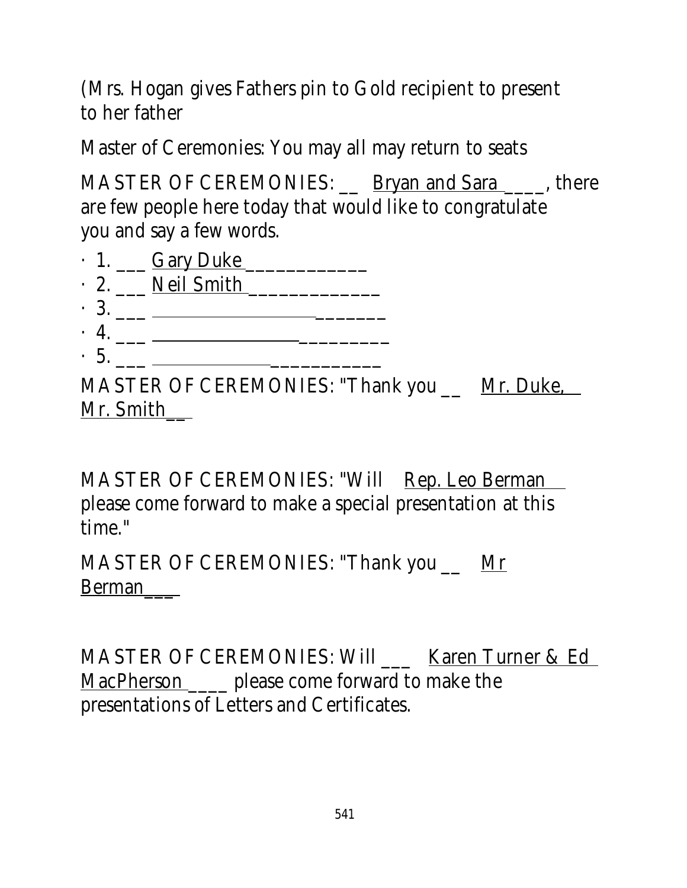(Mrs. Hogan gives Fathers pin to Gold recipient to present to her father

Master of Ceremonies: You may all may return to seats

MASTER OF CEREMONIES: __ Bryan and Sara ____, there are few people here today that would like to congratulate you and say a few words.

- 1. ___ Gary Duke ____________
- 2. ___ Neil Smith _____________
- 3. ___ _______
- 4. ___ _________
- 5. ___ ___________

MASTER OF CEREMONIES: "Thank you __ Mr. Duke, Mr. Smith__

MASTER OF CEREMONIES: "Will Rep. Leo Berman please come forward to make a special presentation at this time."

MASTER OF CEREMONIES: "Thank you __ Mr Berman___

MASTER OF CEREMONIES: Will ___ Karen Turner & Ed MacPherson ____ please come forward to make the presentations of Letters and Certificates.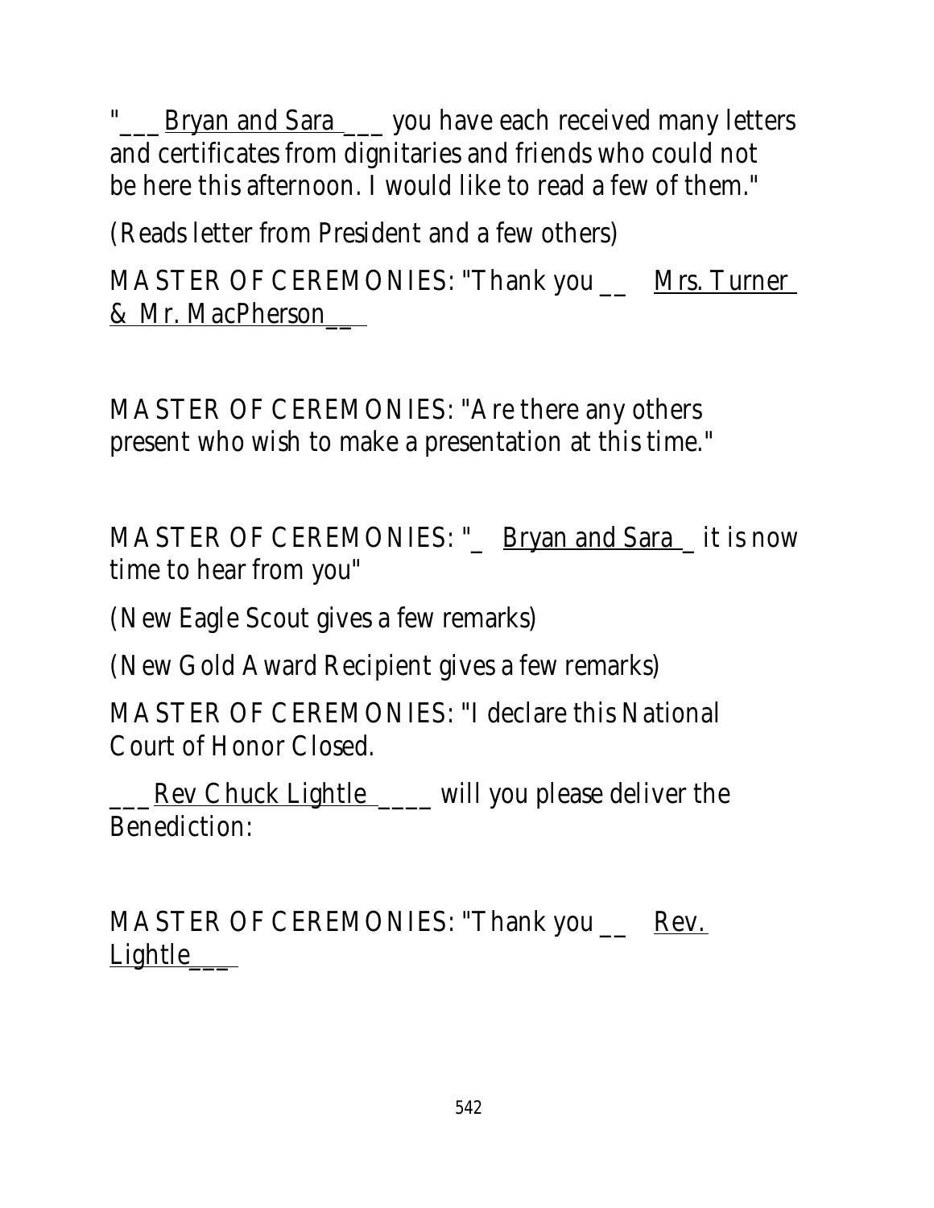"___ Bryan and Sara ___ you have each received many letters and certificates from dignitaries and friends who could not be here this afternoon. I would like to read a few of them."

(Reads letter from President and a few others)

MASTER OF CEREMONIES: "Thank you __ Mrs. Turner & Mr. MacPherson__

MASTER OF CEREMONIES: "Are there any others present who wish to make a presentation at this time."

MASTER OF CEREMONIES: "_ Bryan and Sara _ it is now time to hear from you"

(New Eagle Scout gives a few remarks)

(New Gold Award Recipient gives a few remarks)

MASTER OF CEREMONIES: "I declare this National Court of Honor Closed.

___ Rev Chuck Lightle ____ will you please deliver the Benediction:

MASTER OF CEREMONIES: "Thank you __ Rev. Lightle___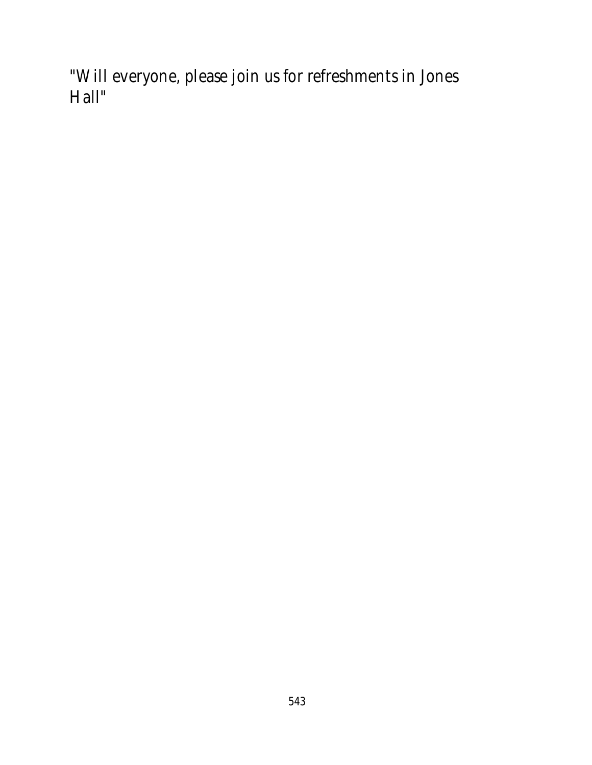"Will everyone, please join us for refreshments in Jones Hall"